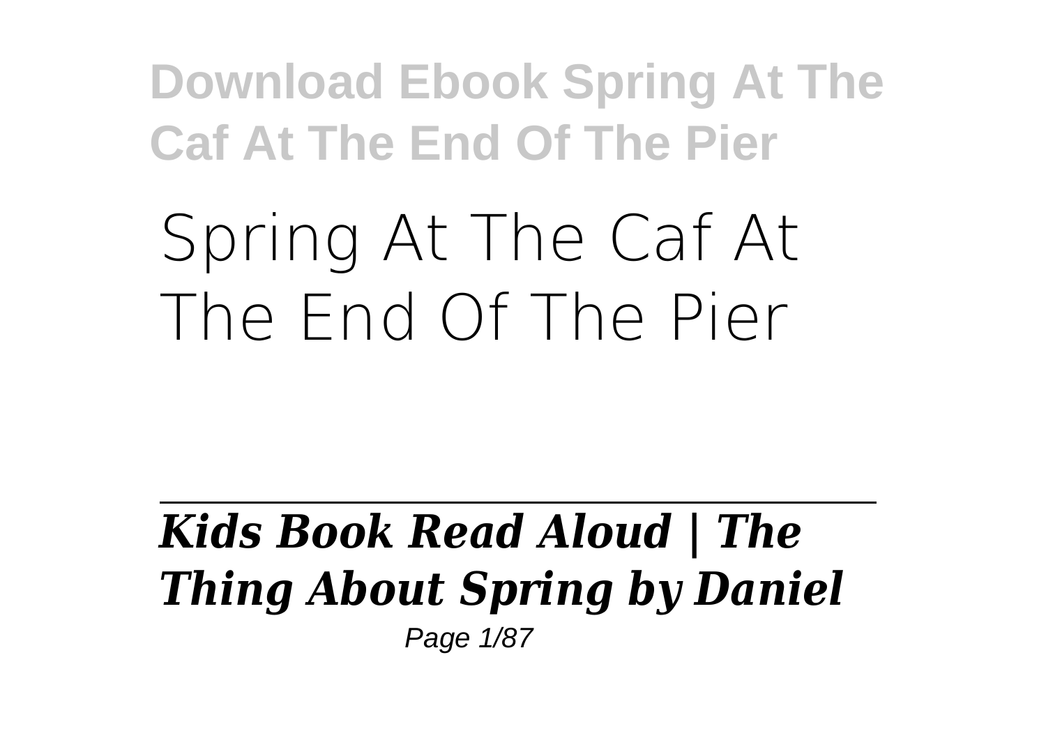# Spring At The Caf At The End Of The Pier

---

***Kids Book Read Aloud | The Thing About Spring by Daniel***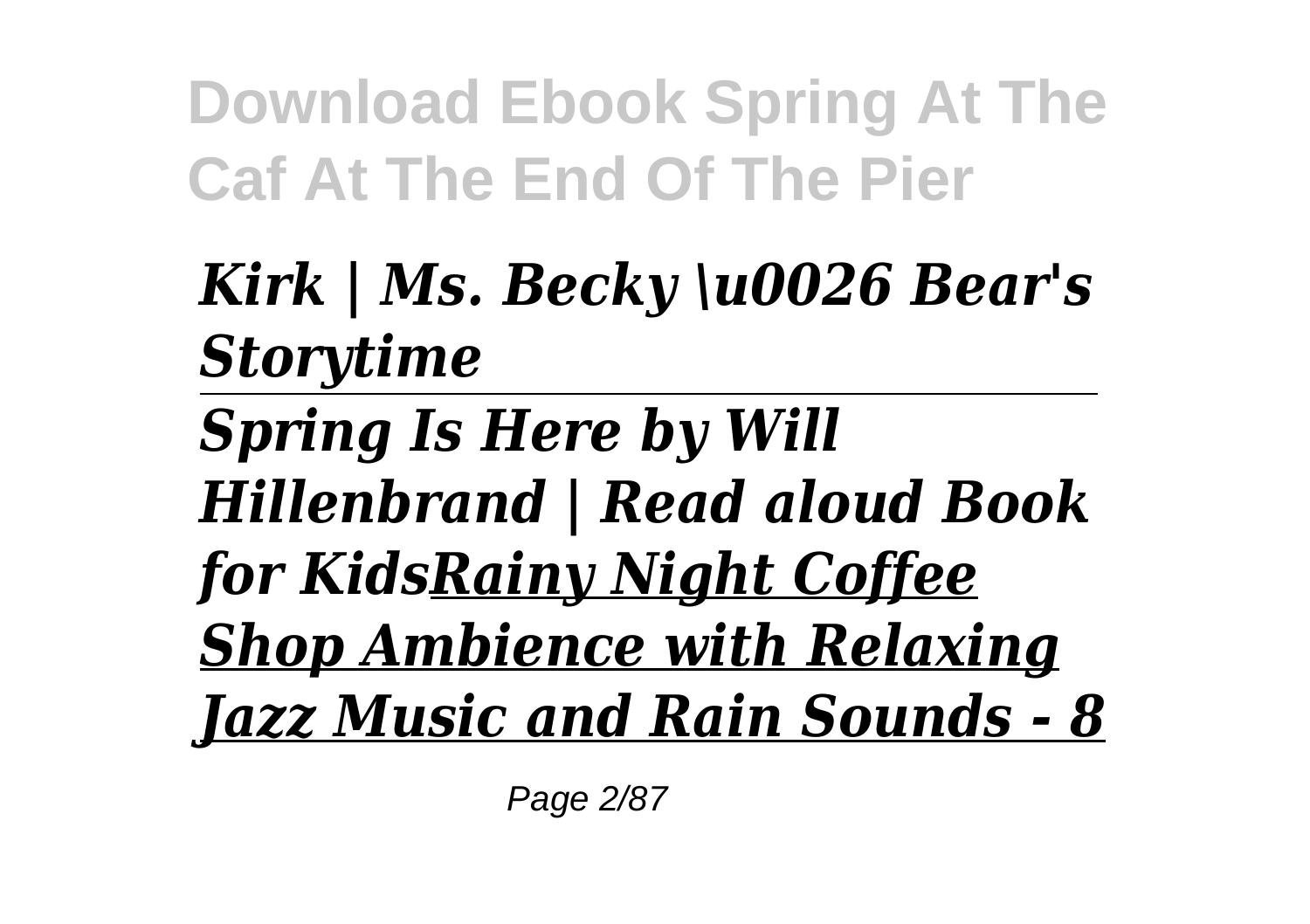*Kirk | Ms. Becky \u0026 Bear's Storytime*

*Spring Is Here by Will Hillenbrand | Read aloud Book for Kids*<u>*Rainy Night Coffee Shop Ambience with Relaxing Jazz Music and Rain Sounds - 8*</u>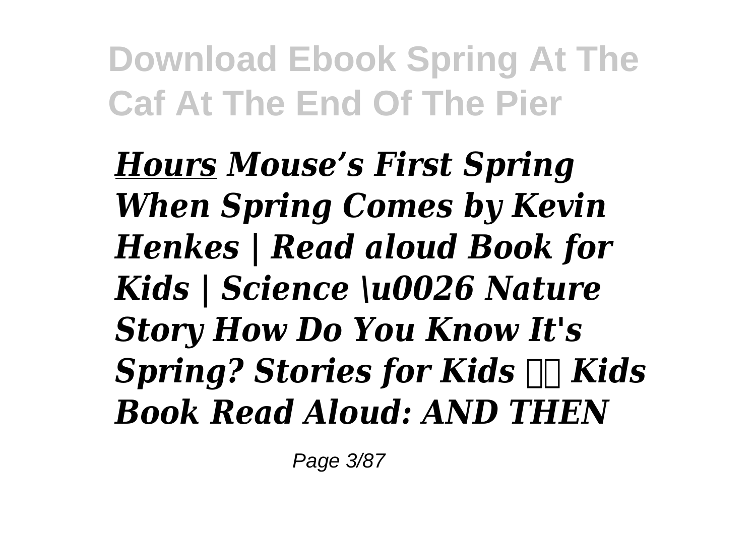***Hours*** ***Mouse's First Spring When Spring Comes by Kevin Henkes | Read aloud Book for Kids | Science \u0026 Nature Story How Do You Know It's Spring? Stories for Kids  Kids Book Read Aloud: AND THEN***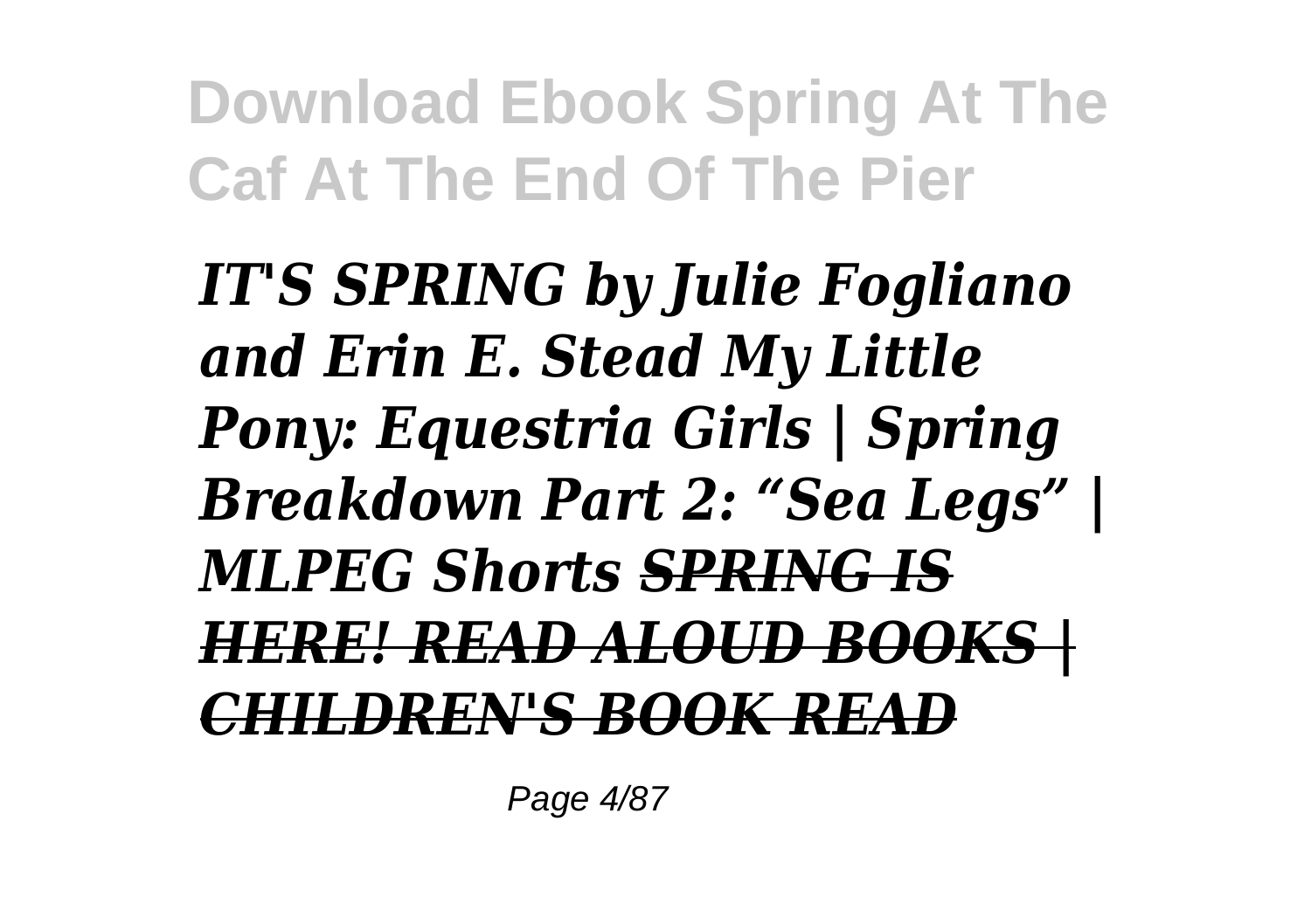*IT'S SPRING by Julie Fogliano and Erin E. Stead My Little Pony: Equestria Girls | Spring Breakdown Part 2: "Sea Legs" | MLPEG Shorts ~~SPRING IS HERE! READ ALOUD BOOKS | CHILDREN'S BOOK READ~~*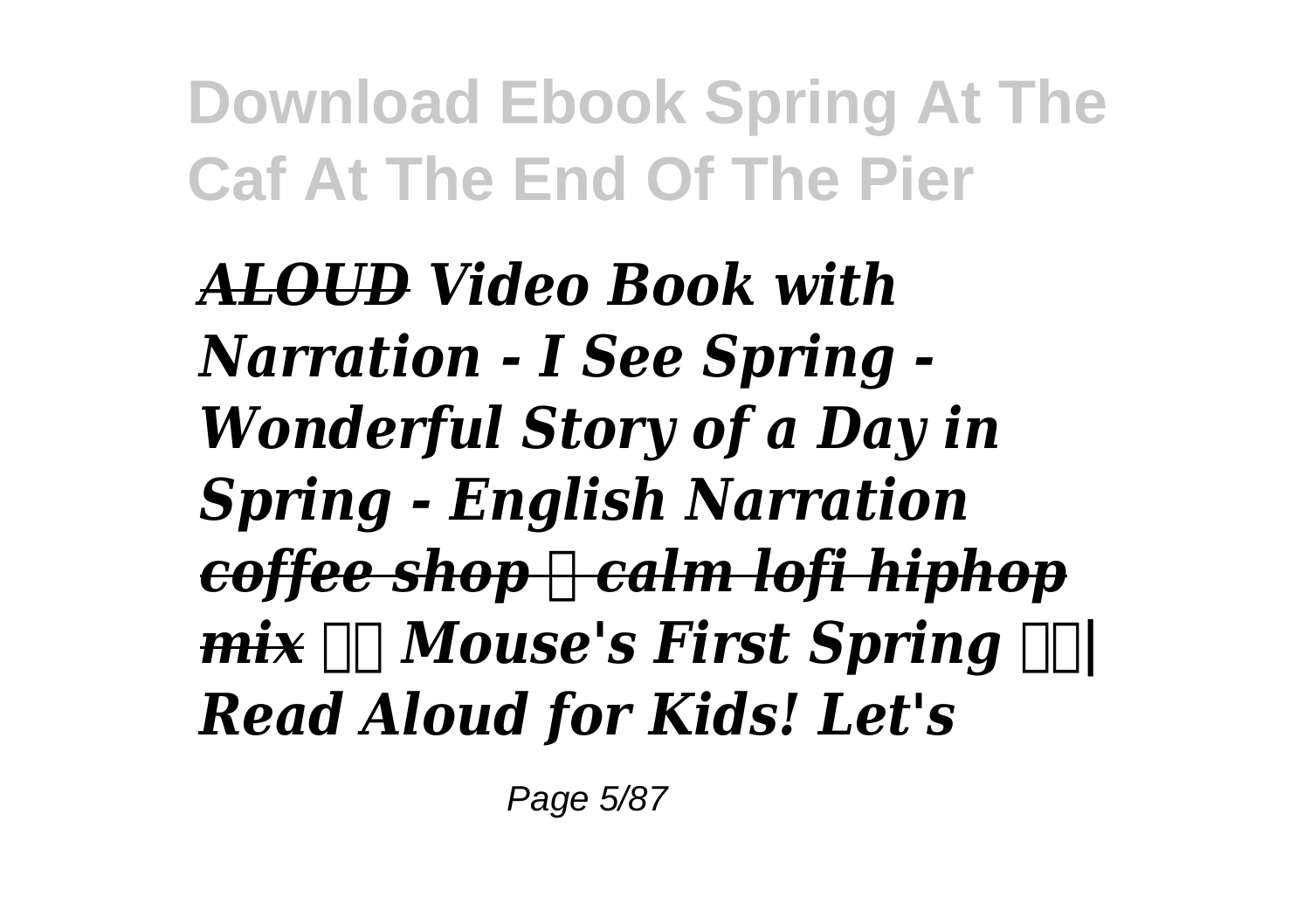***ALOUD*** ***Video Book with Narration - I See Spring - Wonderful Story of a Day in Spring - English Narration*** ***coffee shop ☕ calm lofi hiphop mix*** ***🌷🌷 Mouse's First Spring 🌷🌷| Read Aloud for Kids! Let's***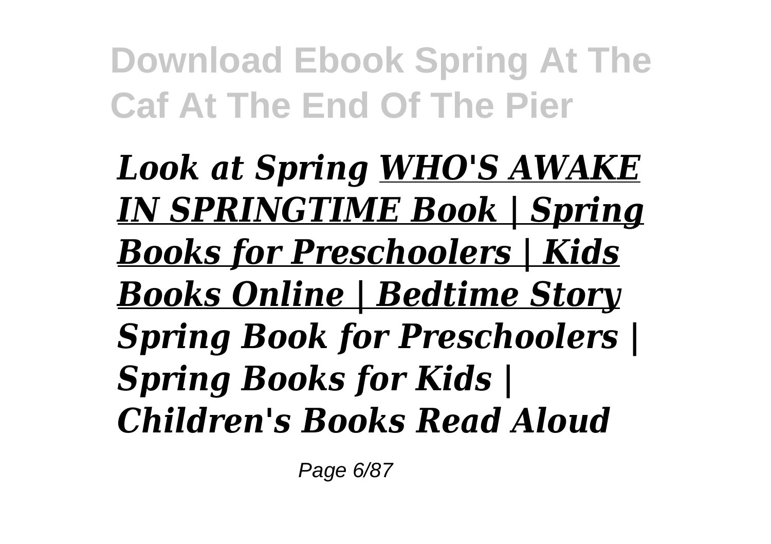*Look at Spring* ***WHO'S AWAKE IN SPRINGTIME Book | Spring Books for Preschoolers | Kids Books Online | Bedtime Story*** ***Spring Book for Preschoolers | Spring Books for Kids | Children's Books Read Aloud***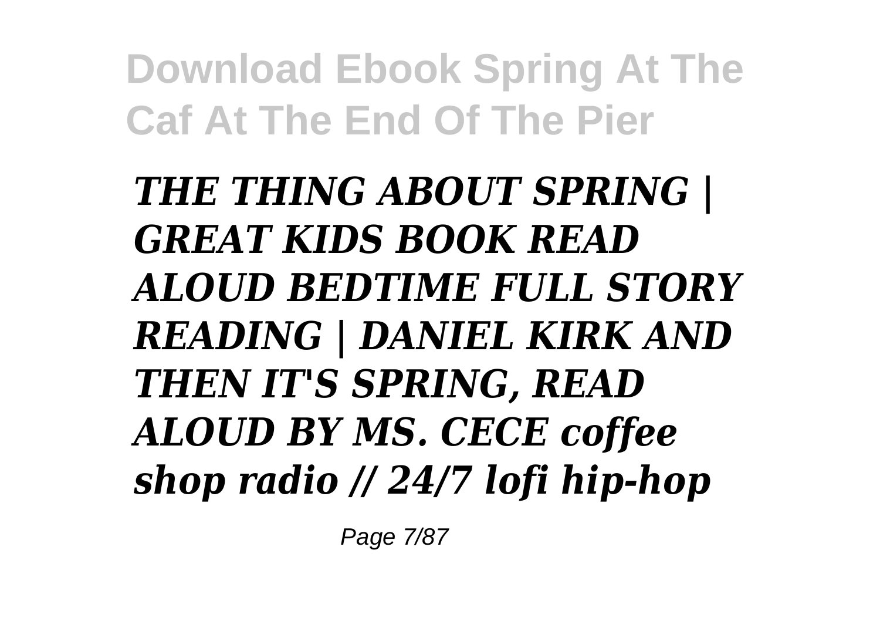***THE THING ABOUT SPRING | GREAT KIDS BOOK READ ALOUD BEDTIME FULL STORY READING | DANIEL KIRK AND THEN IT'S SPRING, READ ALOUD BY MS. CECE coffee shop radio // 24/7 lofi hip-hop***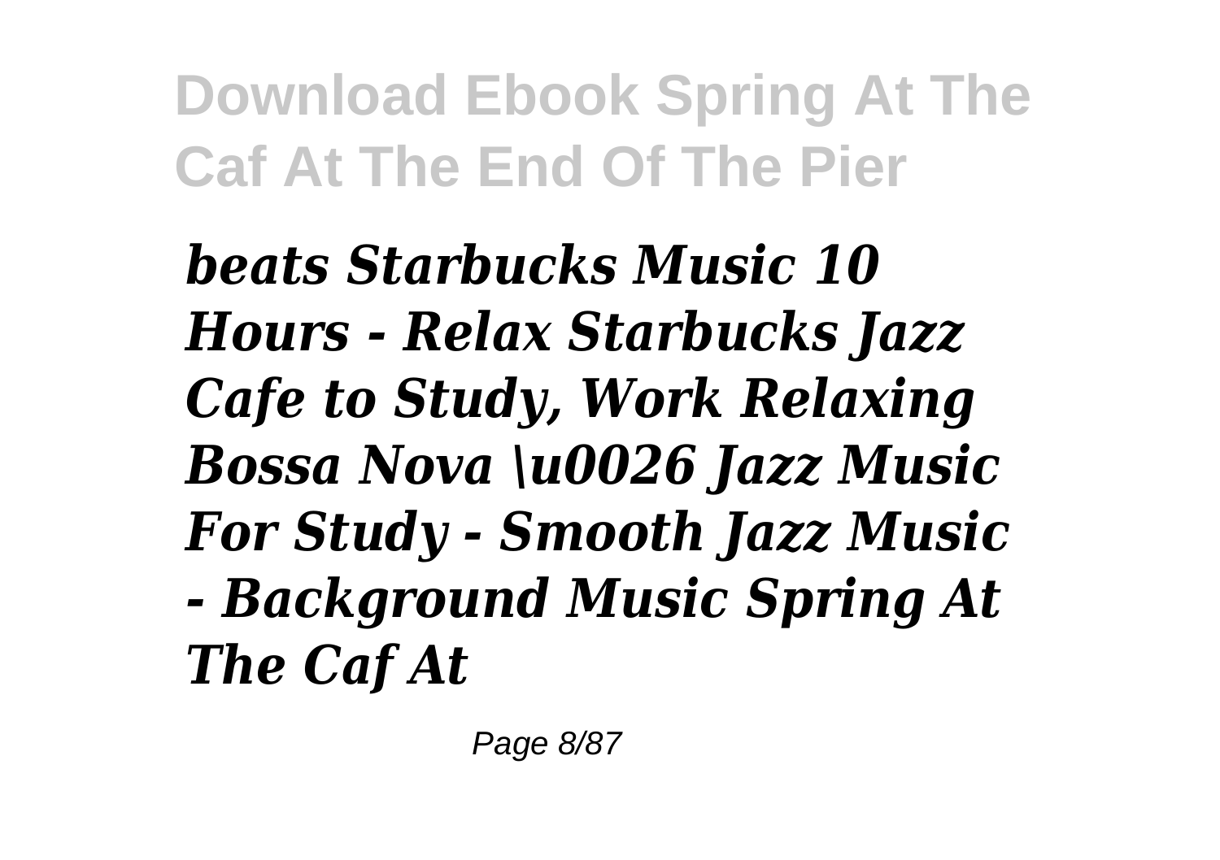*beats Starbucks Music 10 Hours - Relax Starbucks Jazz Cafe to Study, Work Relaxing Bossa Nova \u0026 Jazz Music For Study - Smooth Jazz Music - Background Music Spring At The Caf At*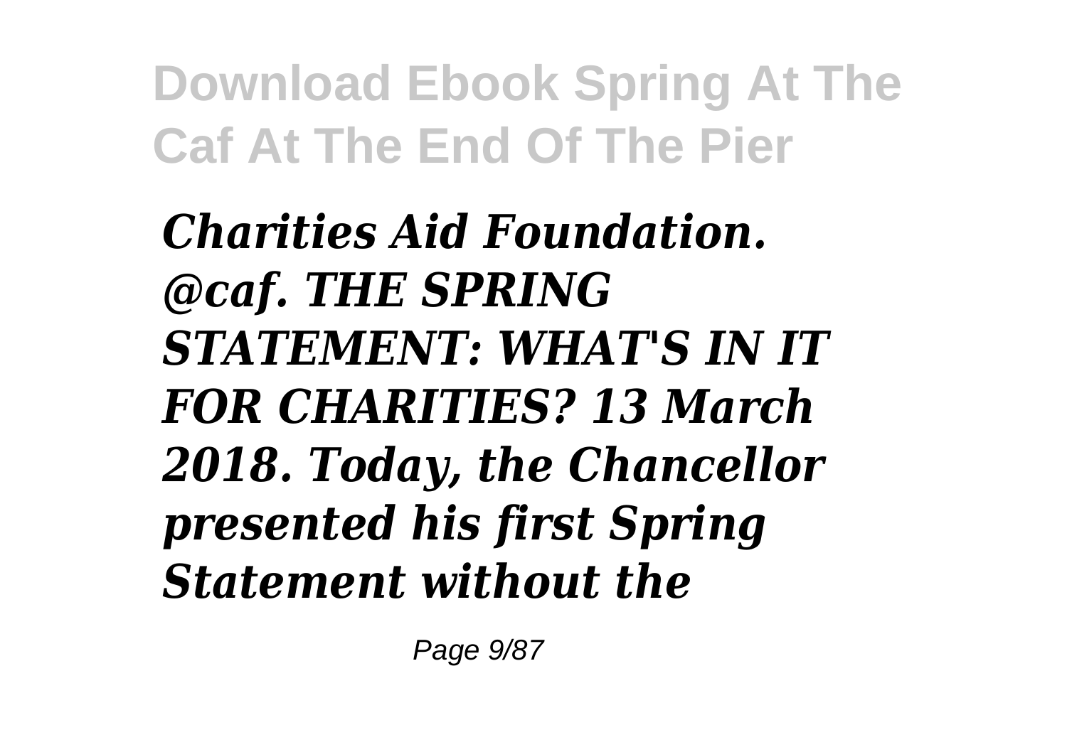*Charities Aid Foundation. @caf. THE SPRING STATEMENT: WHAT'S IN IT FOR CHARITIES? 13 March 2018. Today, the Chancellor presented his first Spring Statement without the*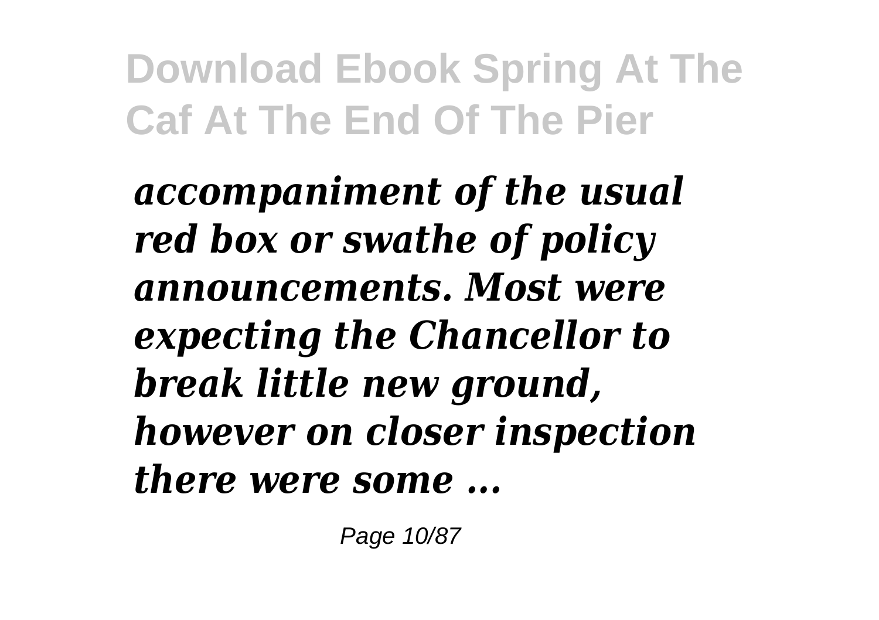*accompaniment of the usual red box or swathe of policy announcements. Most were expecting the Chancellor to break little new ground, however on closer inspection there were some ...*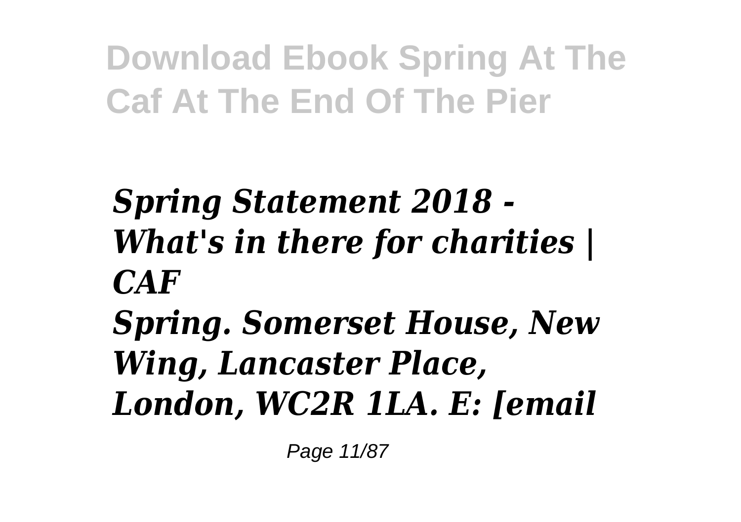*Spring Statement 2018 - What's in there for charities | CAF*

*Spring. Somerset House, New Wing, Lancaster Place, London, WC2R 1LA. E: [email*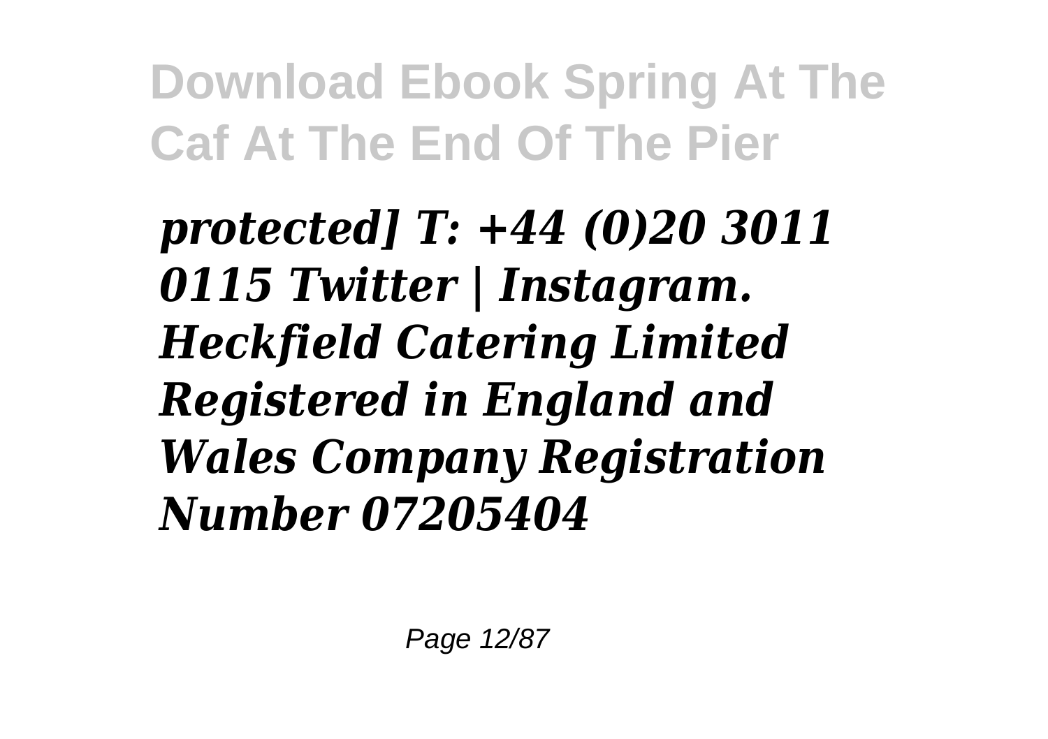***protected] T: +44 (0)20 3011 0115 Twitter | Instagram. Heckfield Catering Limited Registered in England and Wales Company Registration Number 07205404***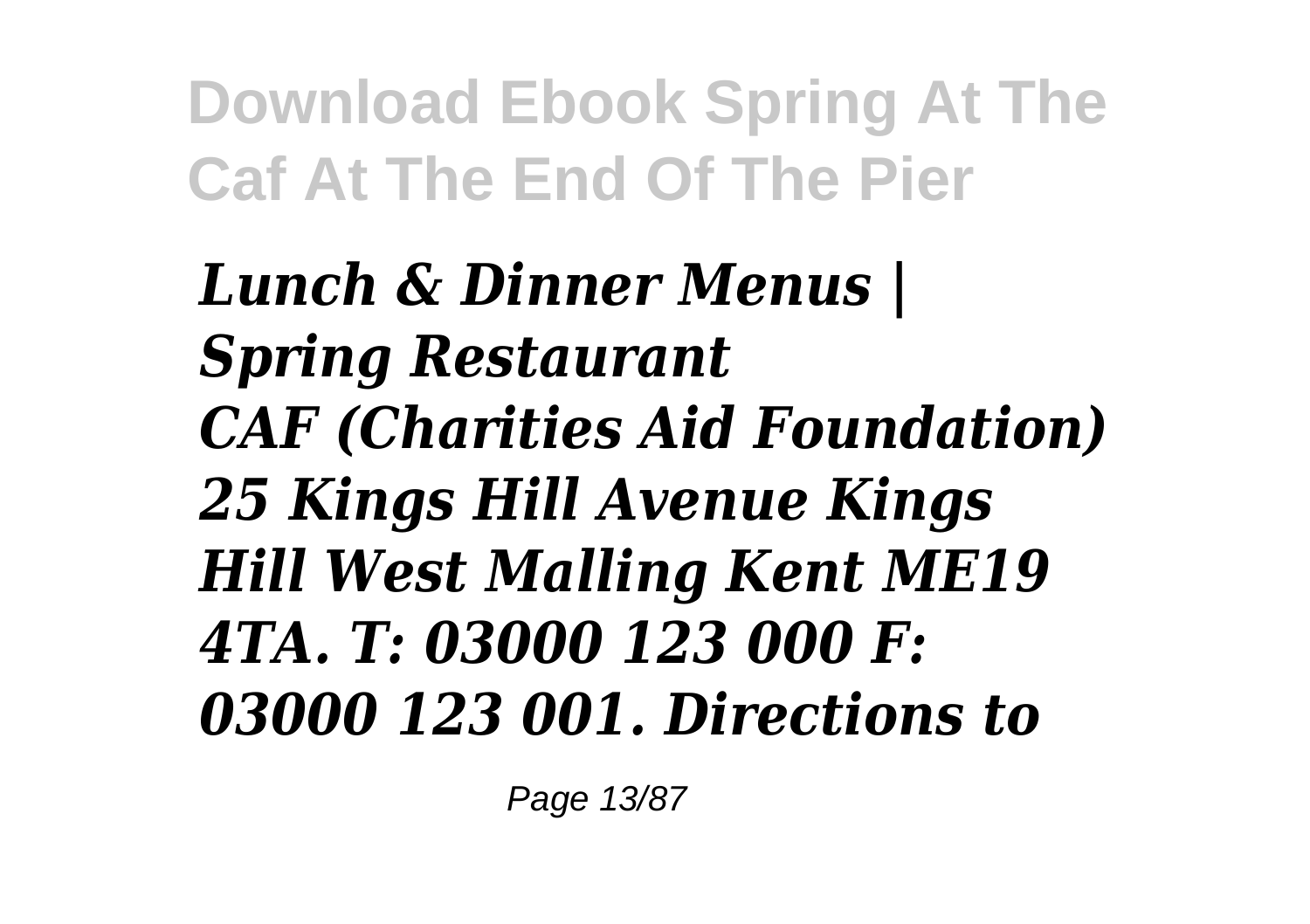*Lunch & Dinner Menus | Spring Restaurant*
*CAF (Charities Aid Foundation) 25 Kings Hill Avenue Kings Hill West Malling Kent ME19 4TA. T: 03000 123 000 F: 03000 123 001. Directions to*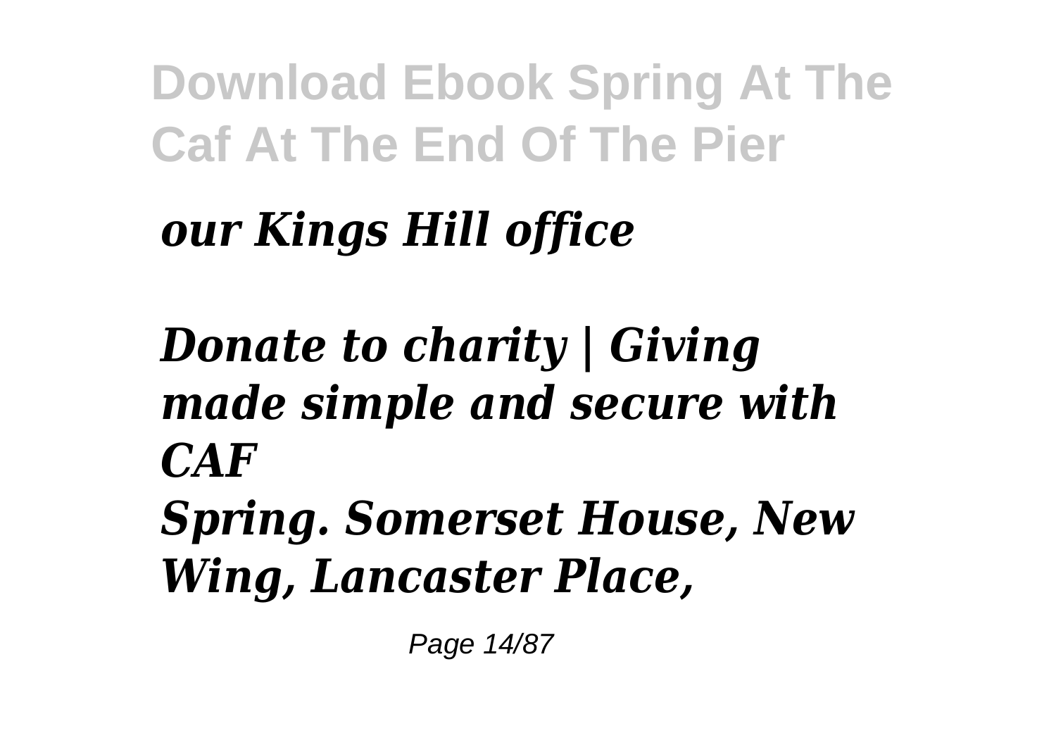*our Kings Hill office*

*Donate to charity | Giving made simple and secure with CAF*

*Spring. Somerset House, New Wing, Lancaster Place,*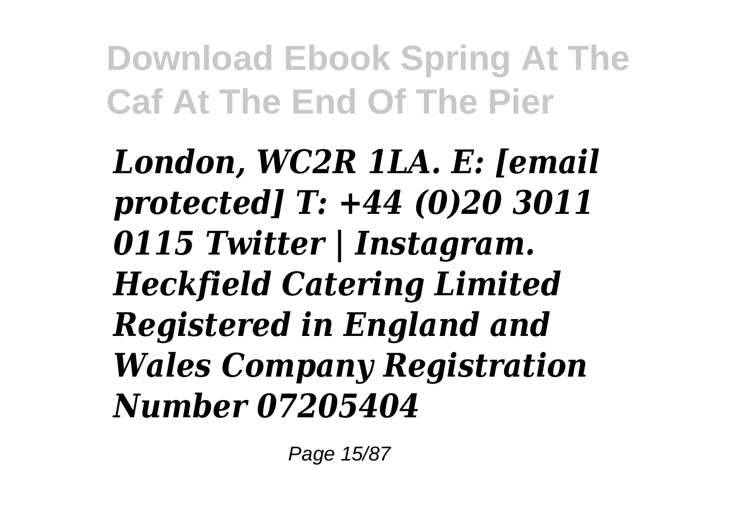*London, WC2R 1LA. E: [email protected] T: +44 (0)20 3011 0115 Twitter | Instagram. Heckfield Catering Limited Registered in England and Wales Company Registration Number 07205404*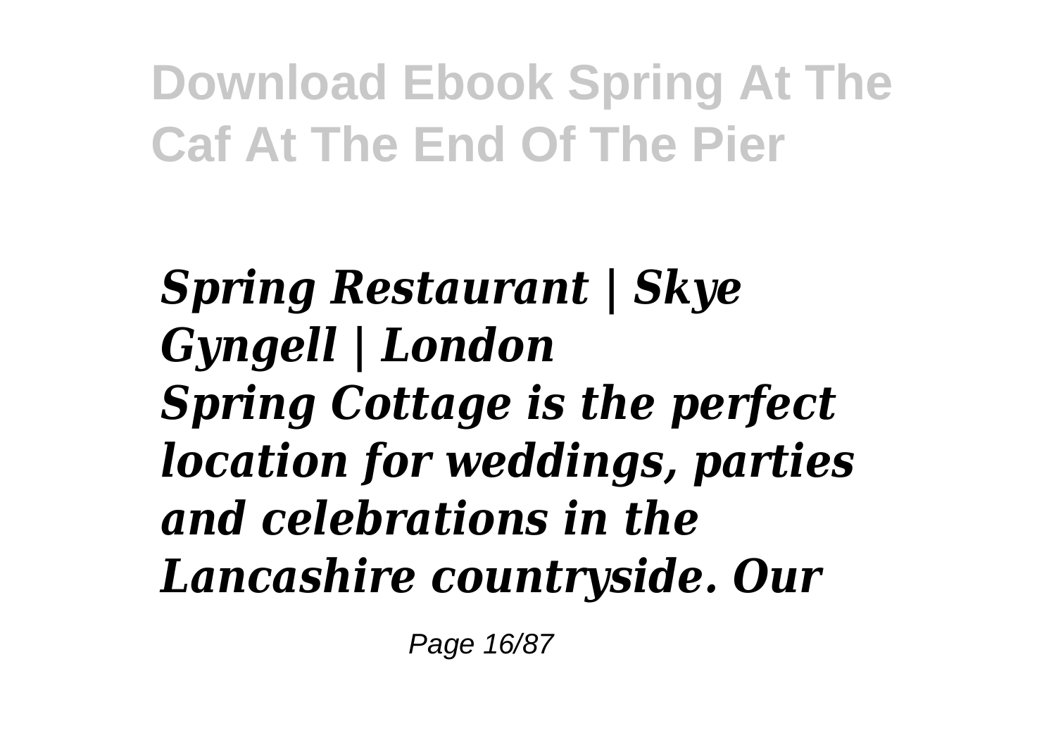***Spring Restaurant | Skye Gyngell | London***

***Spring Cottage is the perfect location for weddings, parties and celebrations in the Lancashire countryside. Our***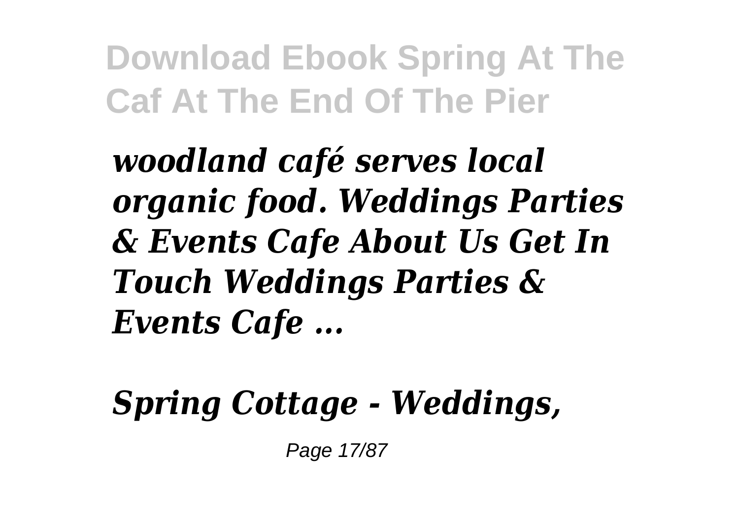*woodland café serves local organic food. Weddings Parties & Events Cafe About Us Get In Touch Weddings Parties & Events Cafe ...*

*Spring Cottage - Weddings,*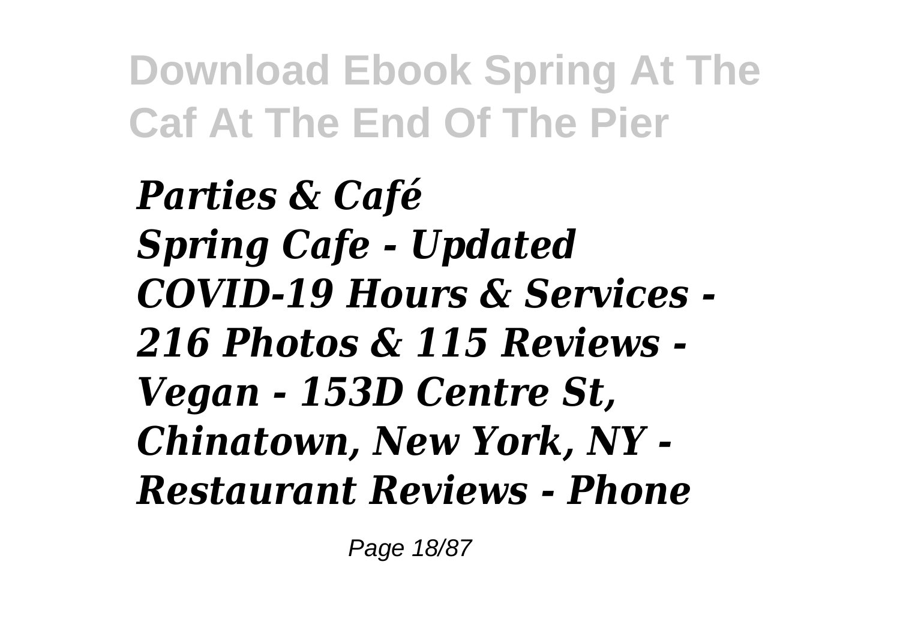*Parties & Café*
*Spring Cafe - Updated COVID-19 Hours & Services - 216 Photos & 115 Reviews - Vegan - 153D Centre St, Chinatown, New York, NY - Restaurant Reviews - Phone*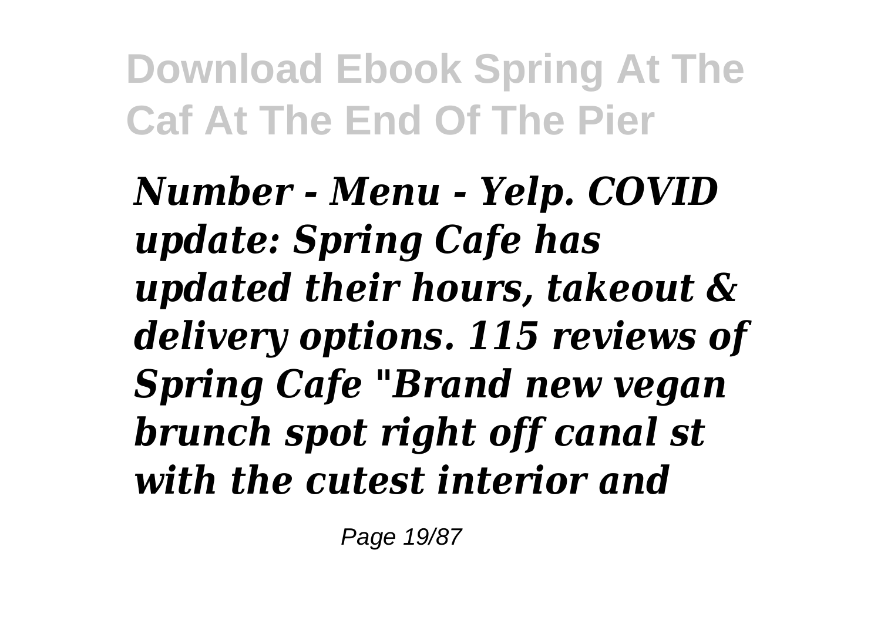*Number - Menu - Yelp. COVID update: Spring Cafe has updated their hours, takeout & delivery options. 115 reviews of Spring Cafe "Brand new vegan brunch spot right off canal st with the cutest interior and*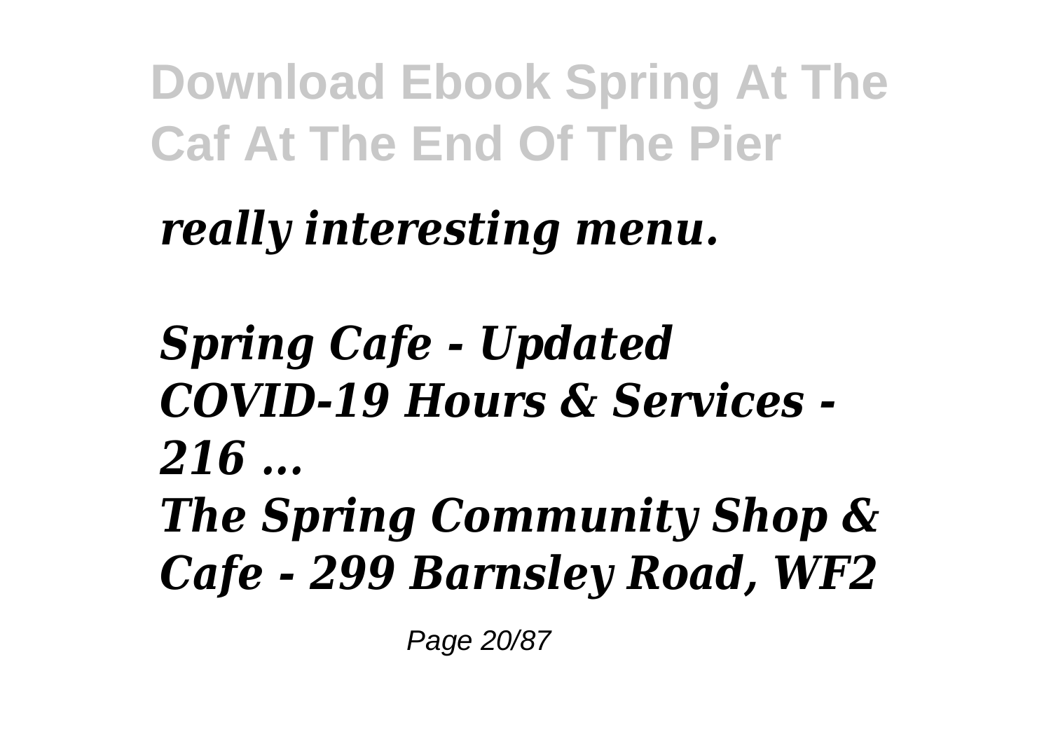*really interesting menu.*

*Spring Cafe - Updated COVID-19 Hours & Services - 216 ...*

*The Spring Community Shop & Cafe - 299 Barnsley Road, WF2*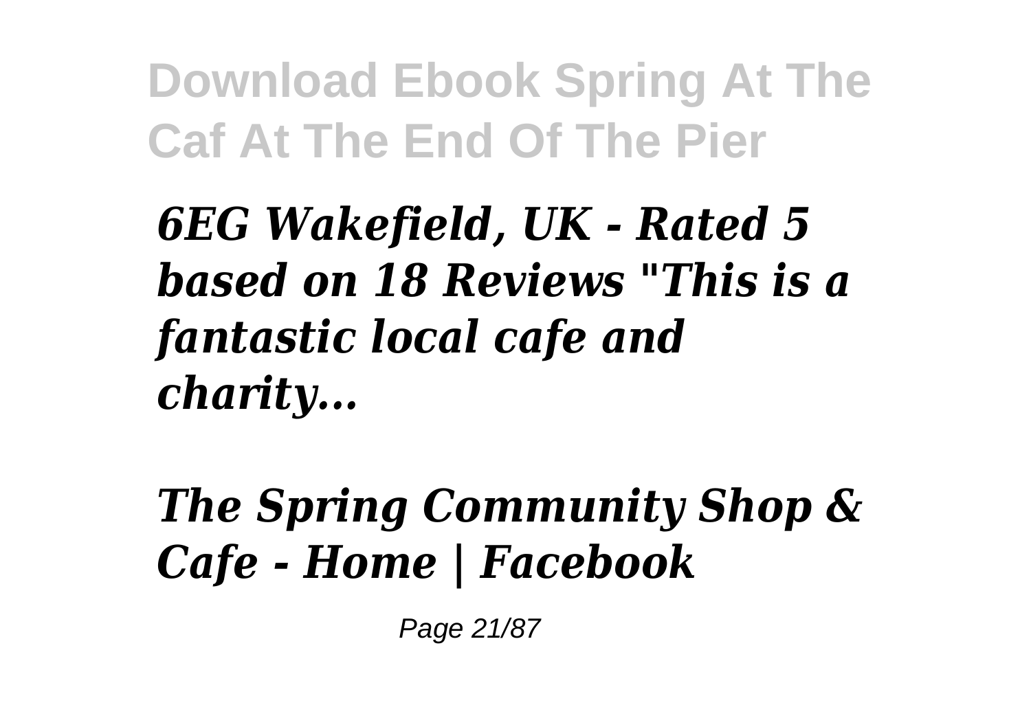*6EG Wakefield, UK - Rated 5 based on 18 Reviews "This is a fantastic local cafe and charity...*

*The Spring Community Shop & Cafe - Home | Facebook*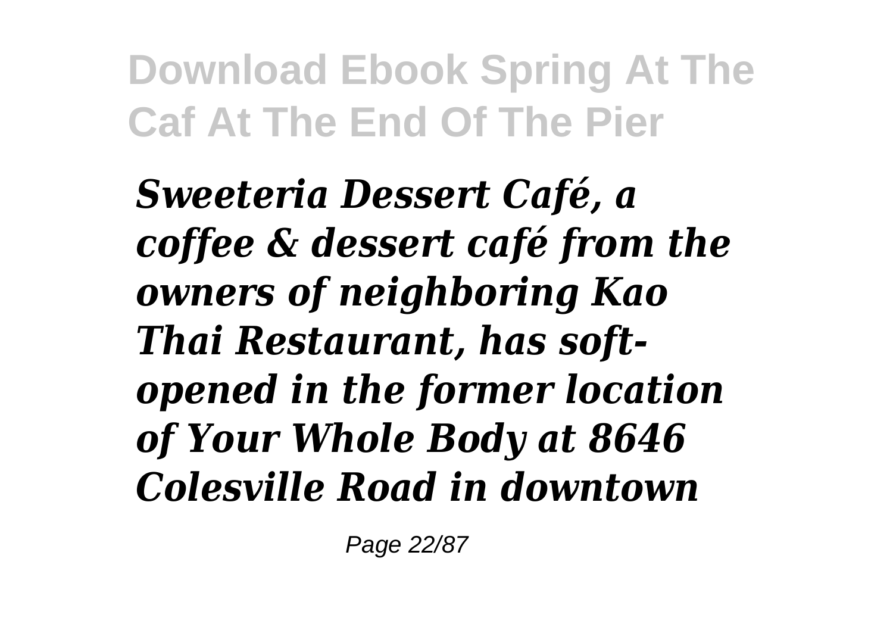*Sweeteria Dessert Café, a coffee & dessert café from the owners of neighboring Kao Thai Restaurant, has soft-opened in the former location of Your Whole Body at 8646 Colesville Road in downtown*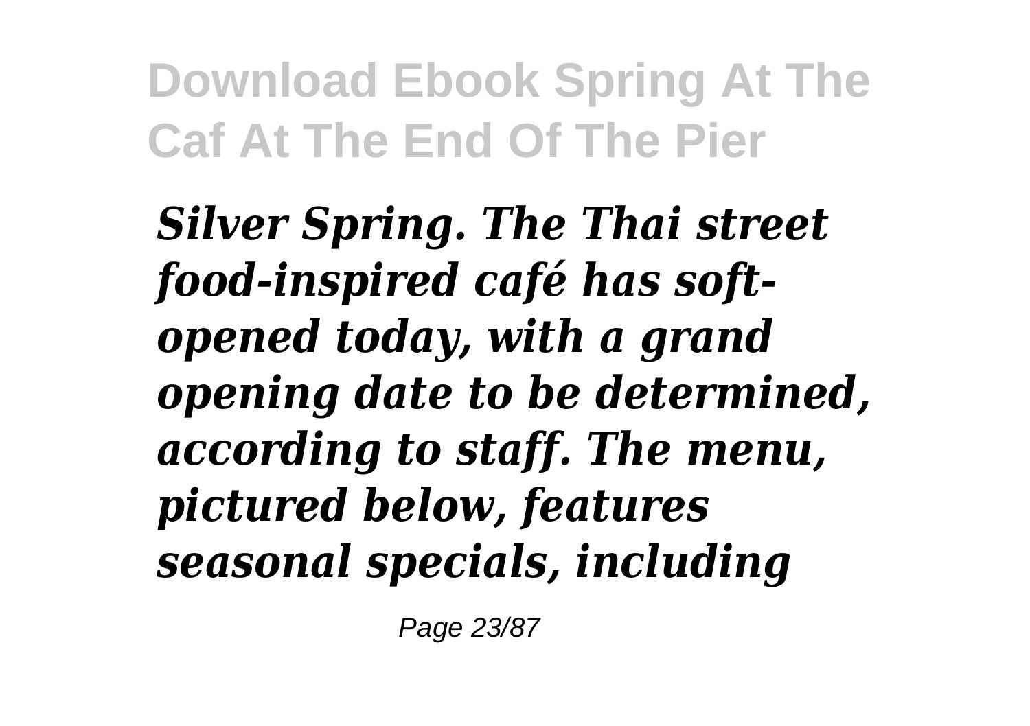*Silver Spring. The Thai street food-inspired café has soft-opened today, with a grand opening date to be determined, according to staff. The menu, pictured below, features seasonal specials, including*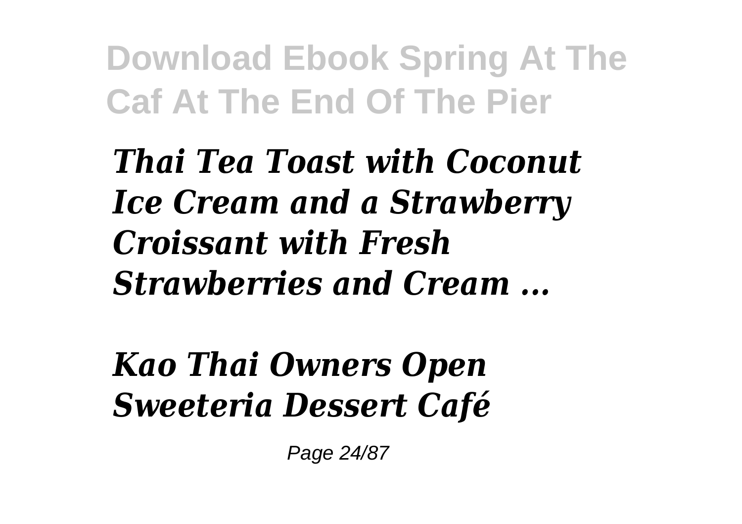*Thai Tea Toast with Coconut Ice Cream and a Strawberry Croissant with Fresh Strawberries and Cream ...*

*Kao Thai Owners Open Sweeteria Dessert Café*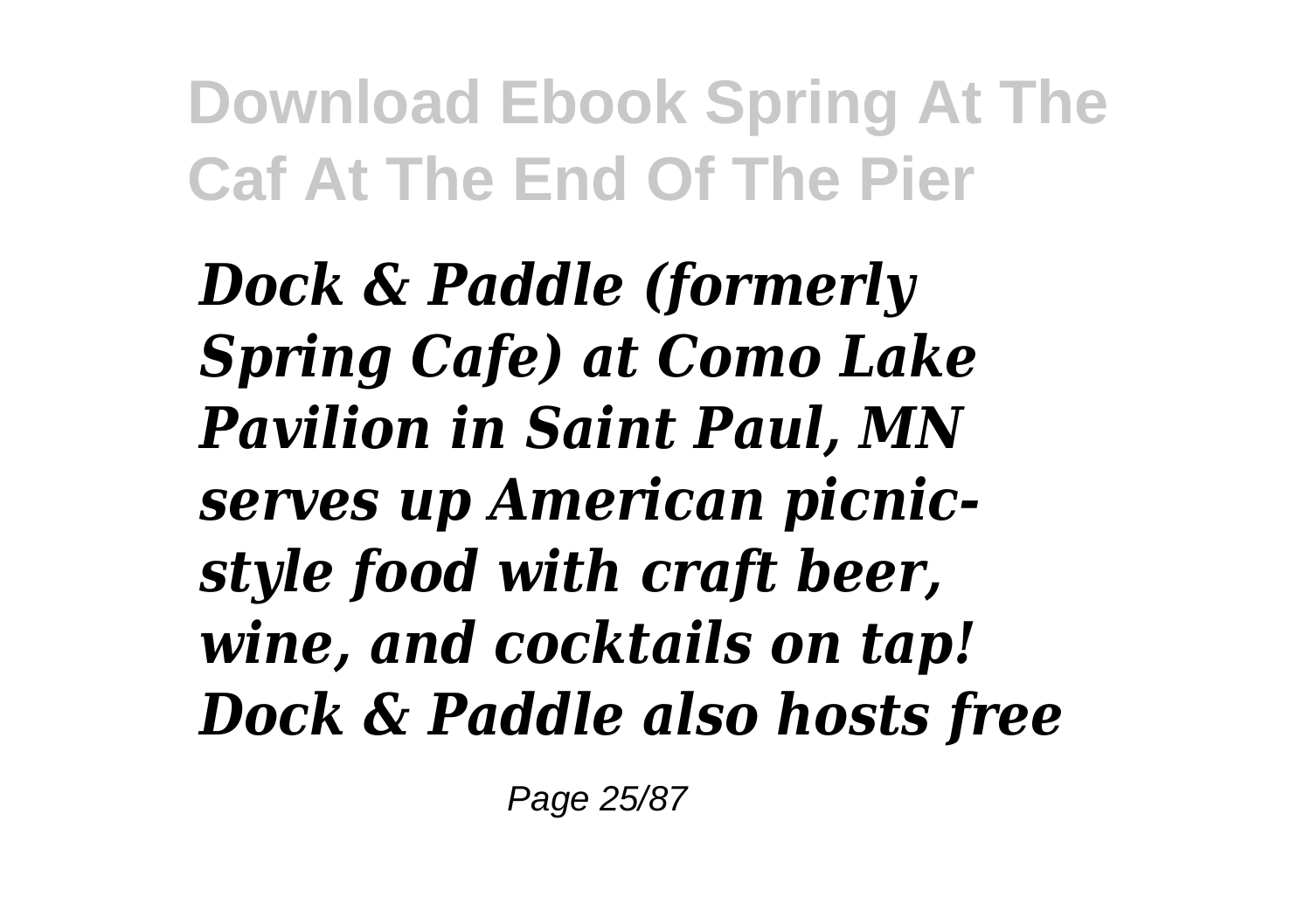*Dock & Paddle (formerly Spring Cafe) at Como Lake Pavilion in Saint Paul, MN serves up American picnic-style food with craft beer, wine, and cocktails on tap! Dock & Paddle also hosts free*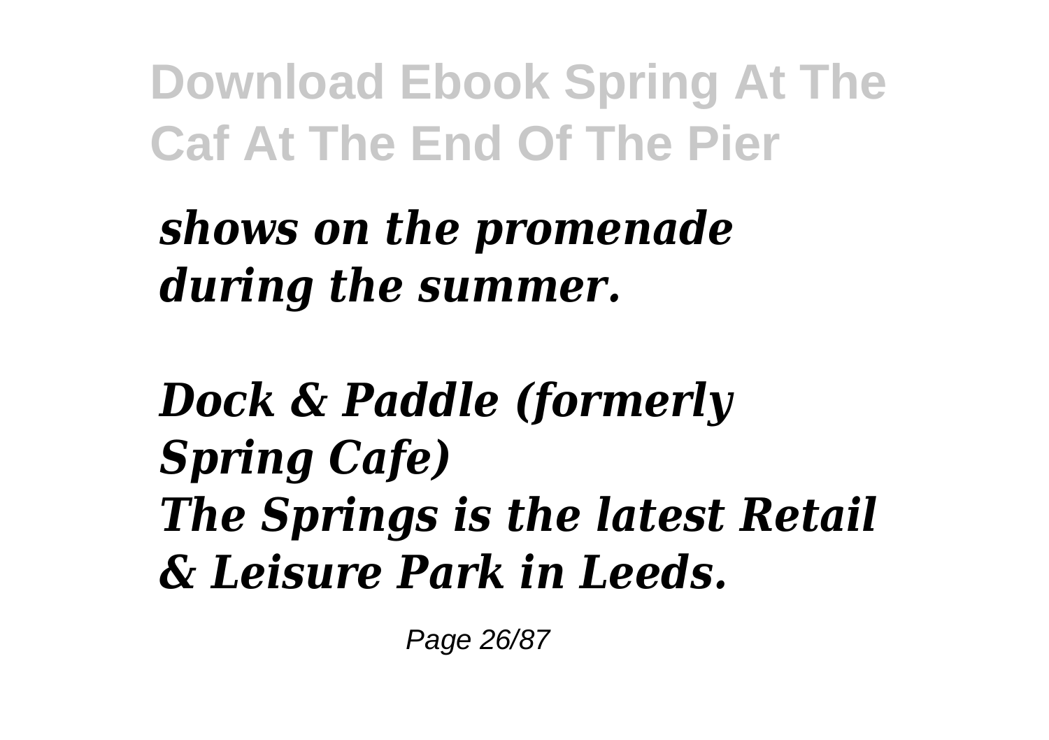*shows on the promenade during the summer.*

*Dock & Paddle (formerly Spring Cafe)*
*The Springs is the latest Retail & Leisure Park in Leeds.*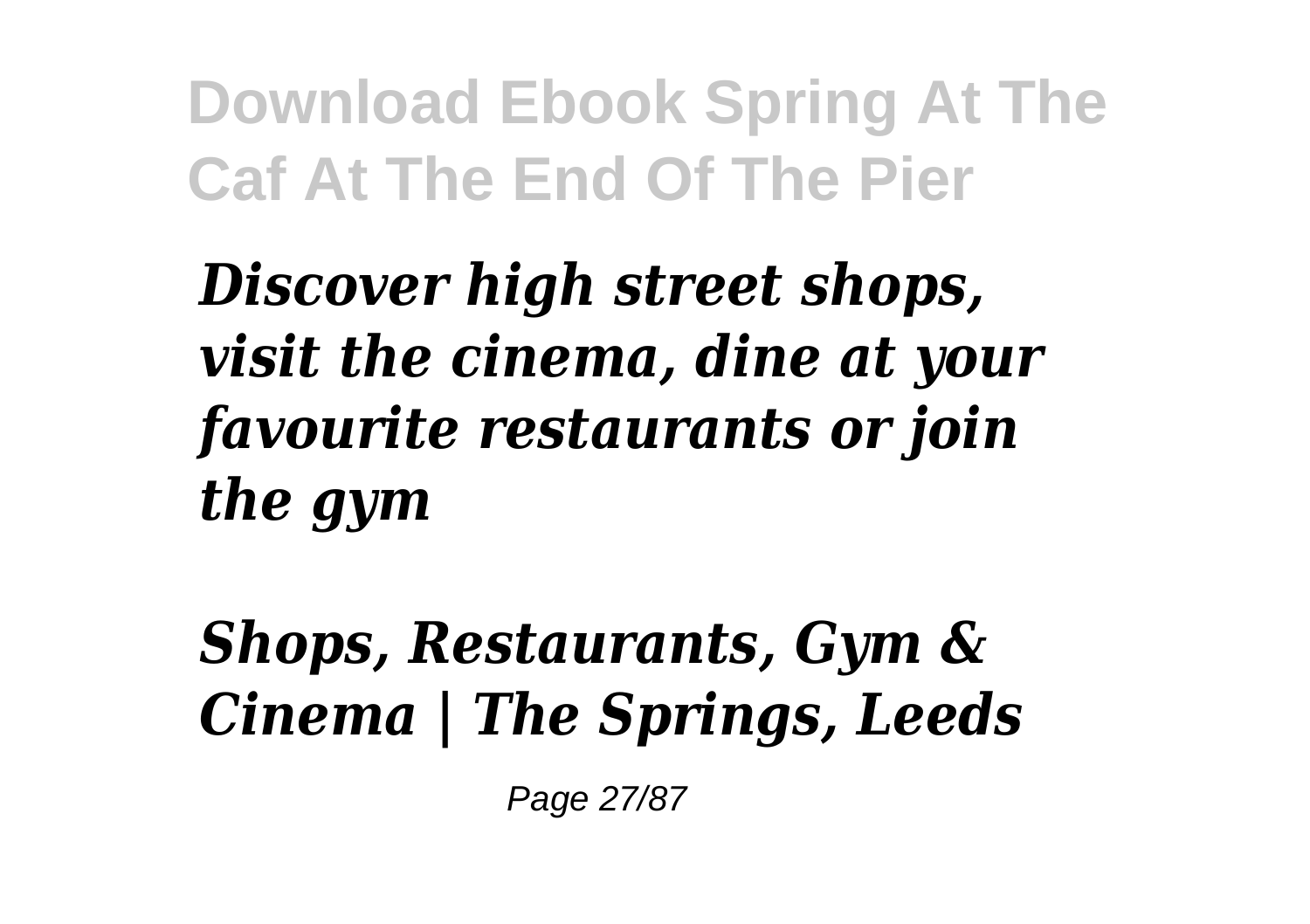*Discover high street shops, visit the cinema, dine at your favourite restaurants or join the gym*

*Shops, Restaurants, Gym & Cinema | The Springs, Leeds*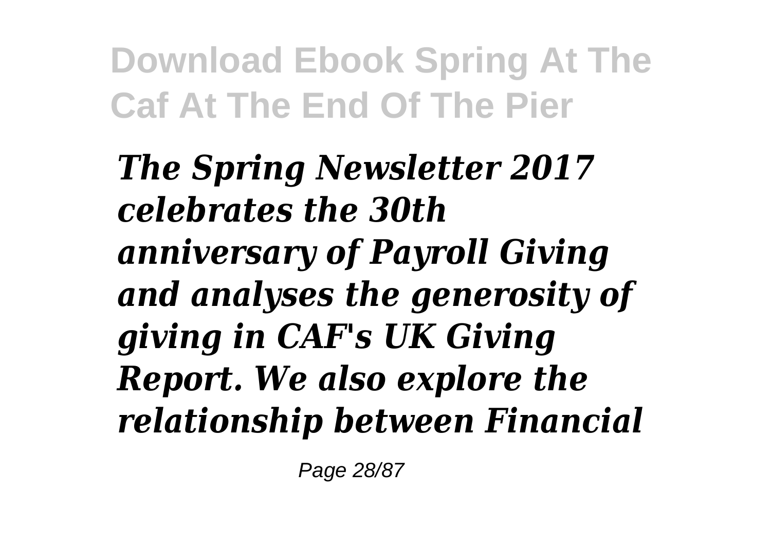***The Spring Newsletter 2017 celebrates the 30th anniversary of Payroll Giving and analyses the generosity of giving in CAF's UK Giving Report. We also explore the relationship between Financial***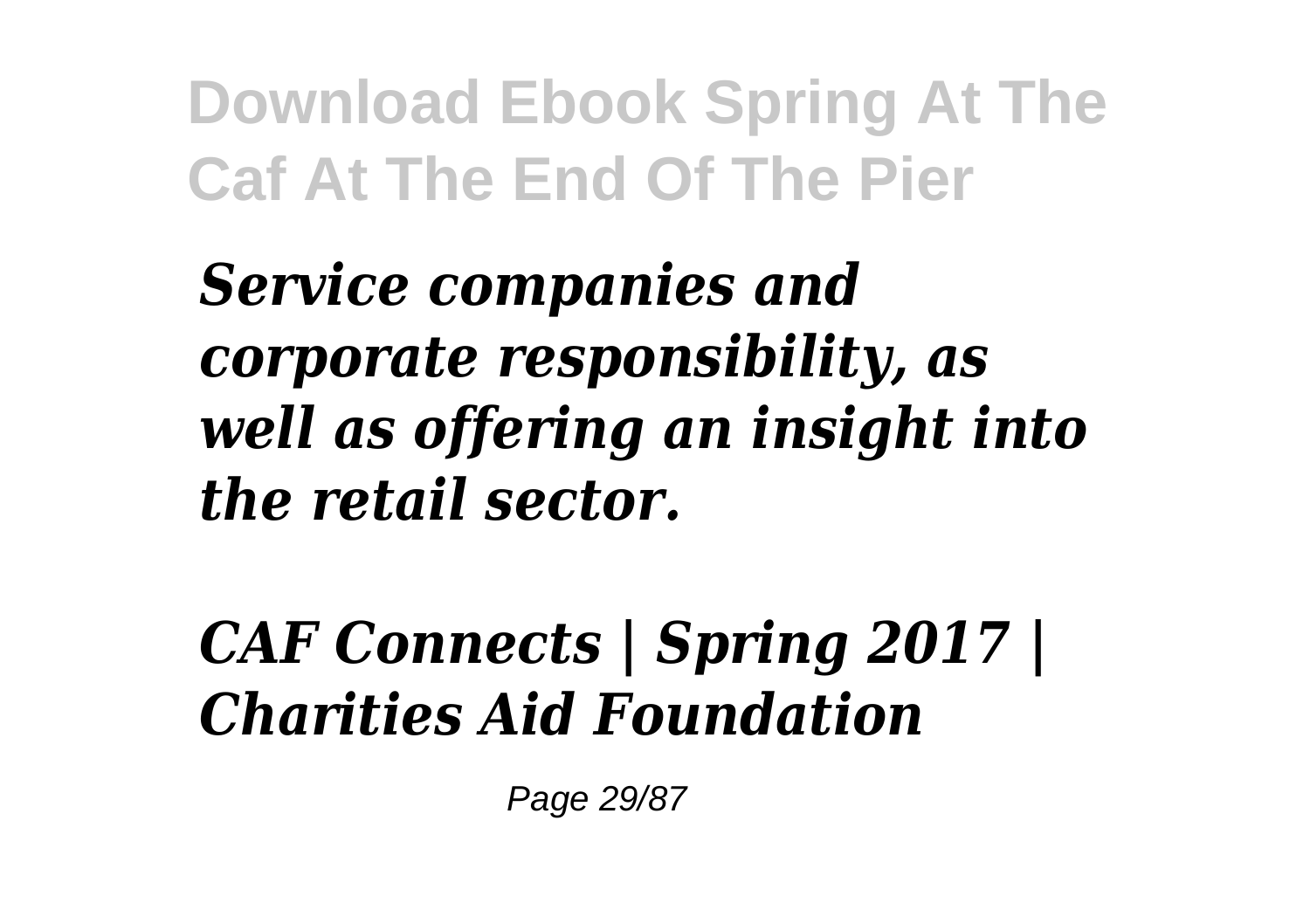*Service companies and corporate responsibility, as well as offering an insight into the retail sector.*

## *CAF Connects | Spring 2017 | Charities Aid Foundation*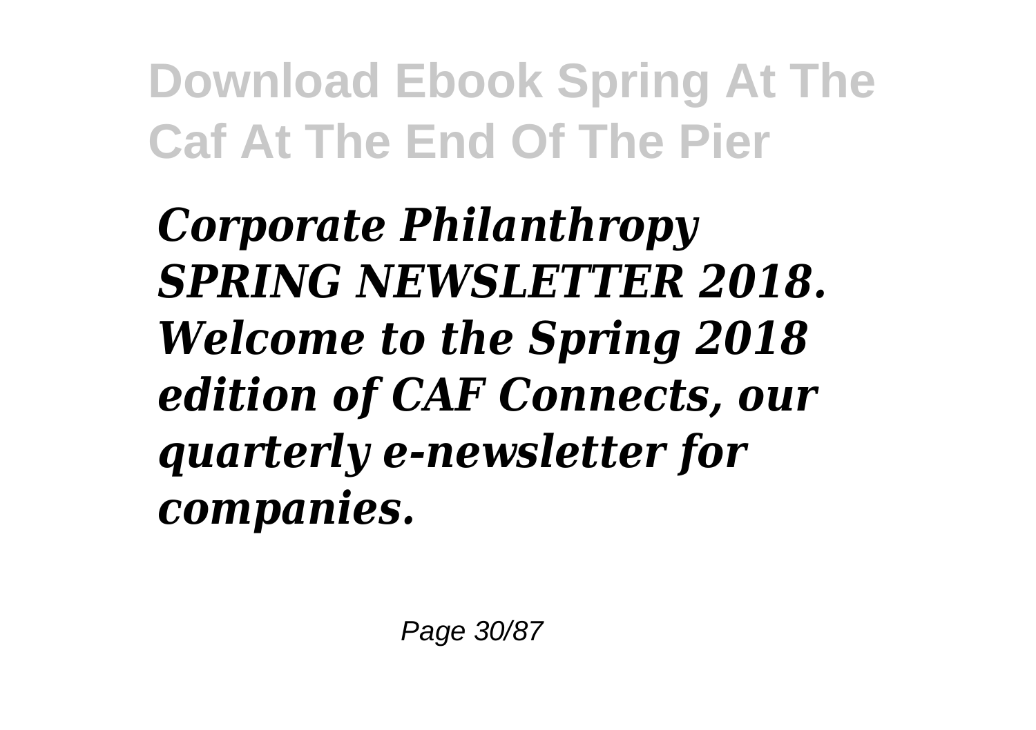*Corporate Philanthropy SPRING NEWSLETTER 2018. Welcome to the Spring 2018 edition of CAF Connects, our quarterly e-newsletter for companies.*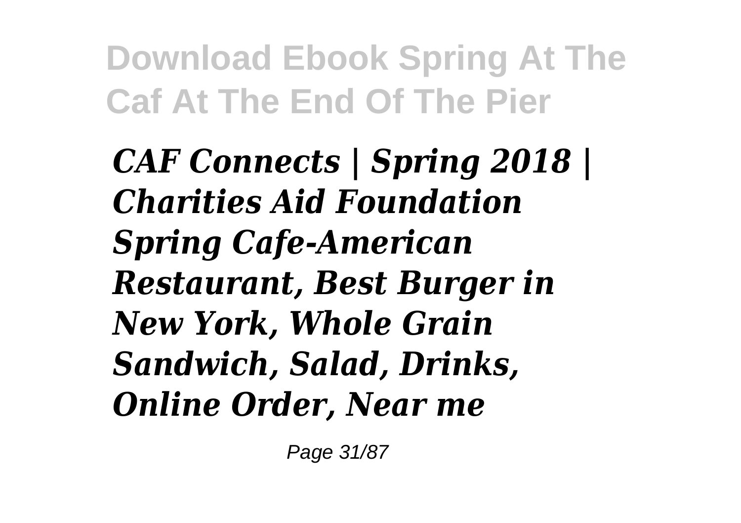*CAF Connects | Spring 2018 | Charities Aid Foundation*
*Spring Cafe-American Restaurant, Best Burger in New York, Whole Grain Sandwich, Salad, Drinks, Online Order, Near me*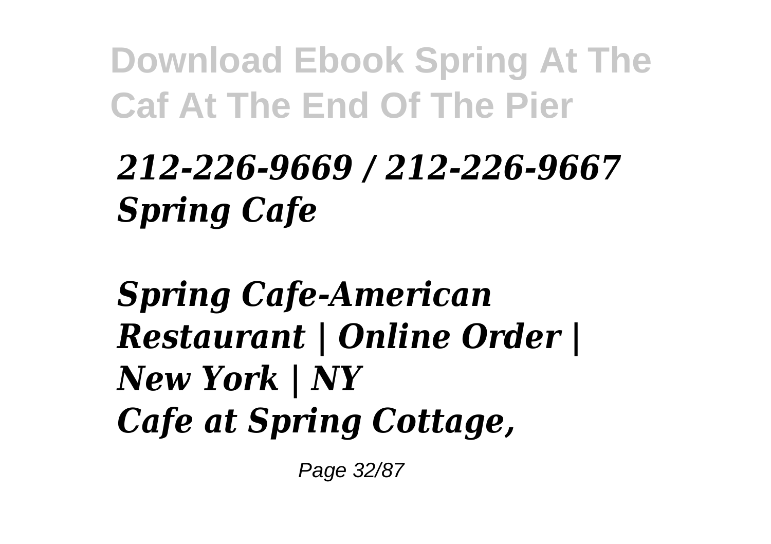*212-226-9669 / 212-226-9667 Spring Cafe*

*Spring Cafe-American Restaurant | Online Order | New York | NY*
*Cafe at Spring Cottage,*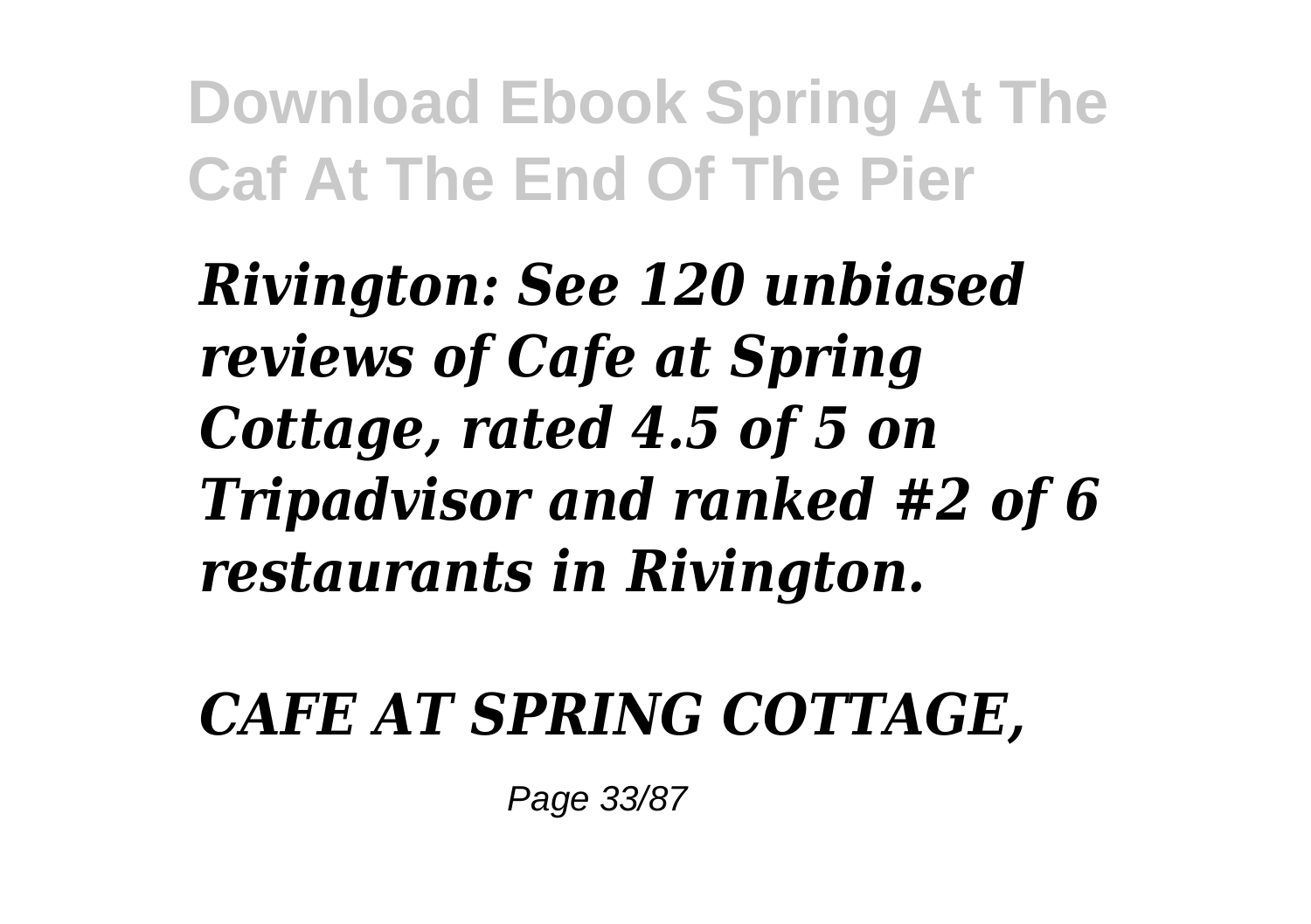*Rivington: See 120 unbiased reviews of Cafe at Spring Cottage, rated 4.5 of 5 on Tripadvisor and ranked #2 of 6 restaurants in Rivington.*

*CAFE AT SPRING COTTAGE,*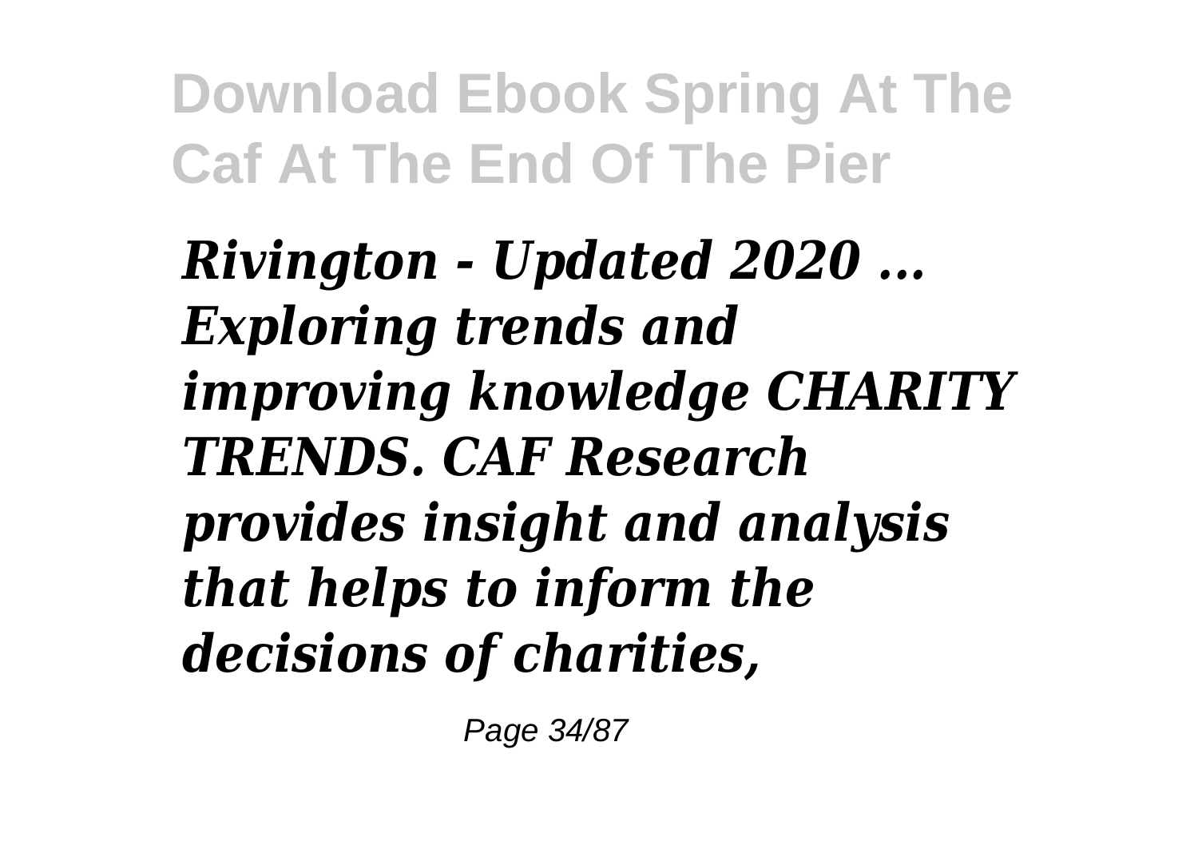*Rivington - Updated 2020 ... Exploring trends and improving knowledge CHARITY TRENDS. CAF Research provides insight and analysis that helps to inform the decisions of charities,*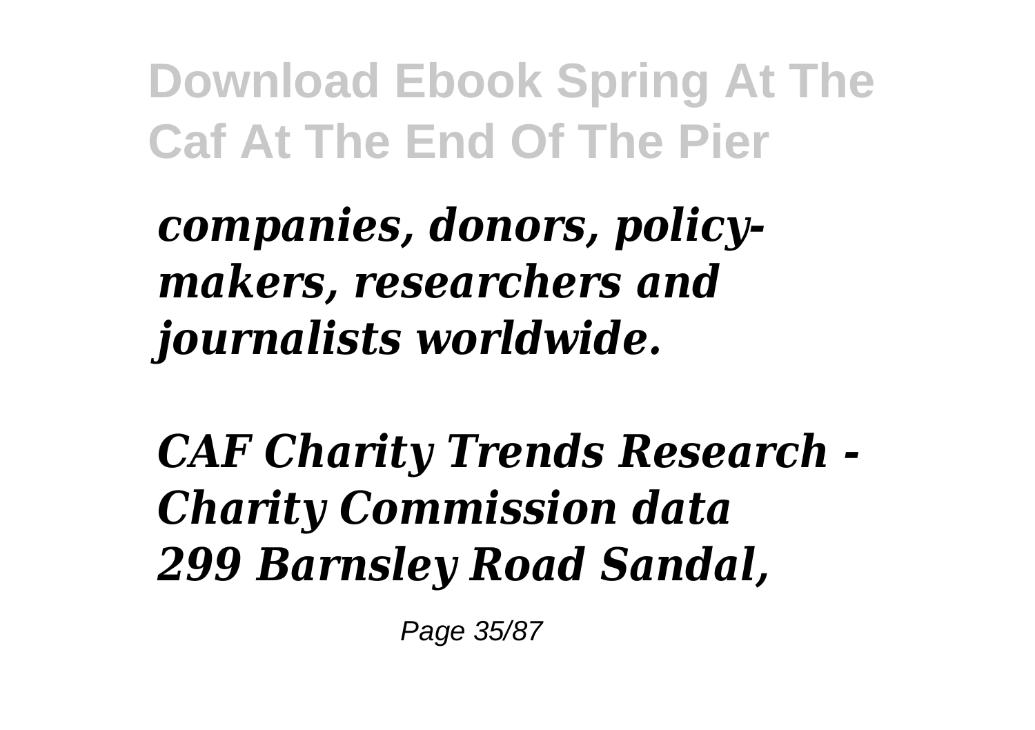***companies, donors, policy-makers, researchers and journalists worldwide.***

***CAF Charity Trends Research - Charity Commission data 299 Barnsley Road Sandal,***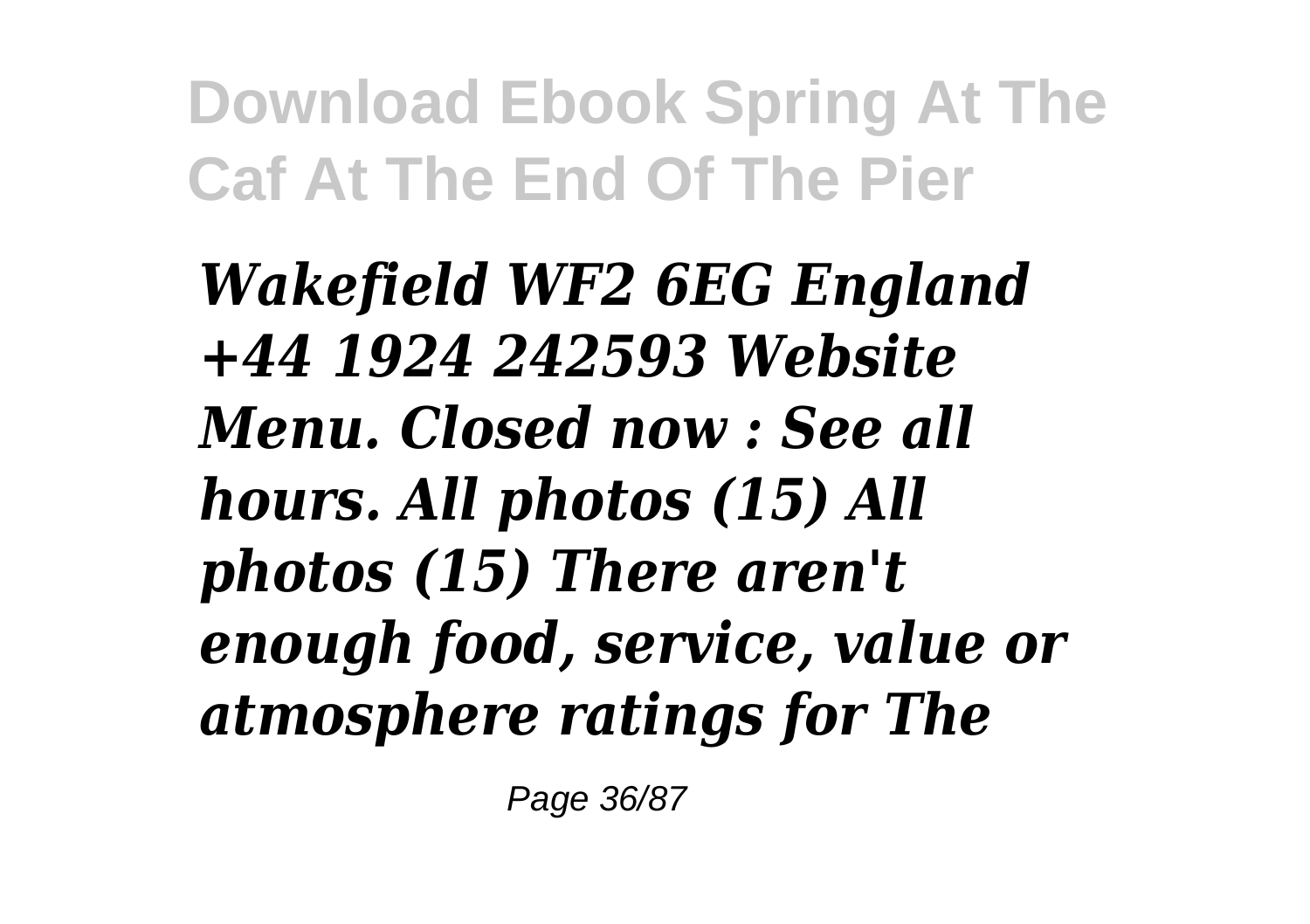*Wakefield WF2 6EG England +44 1924 242593 Website Menu. Closed now : See all hours. All photos (15) All photos (15) There aren't enough food, service, value or atmosphere ratings for The*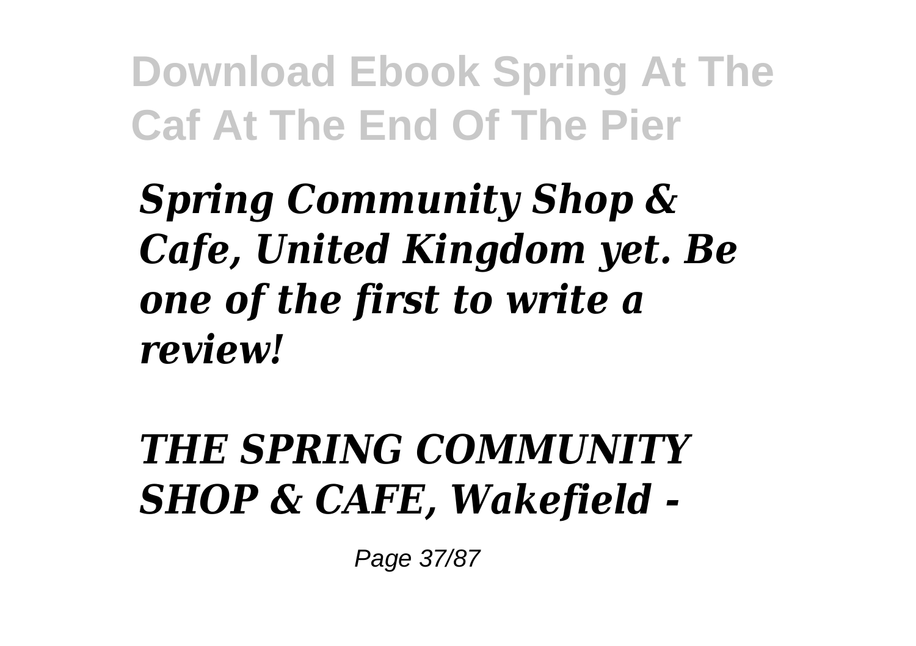*Spring Community Shop & Cafe, United Kingdom yet. Be one of the first to write a review!*

## *THE SPRING COMMUNITY SHOP & CAFE, Wakefield -*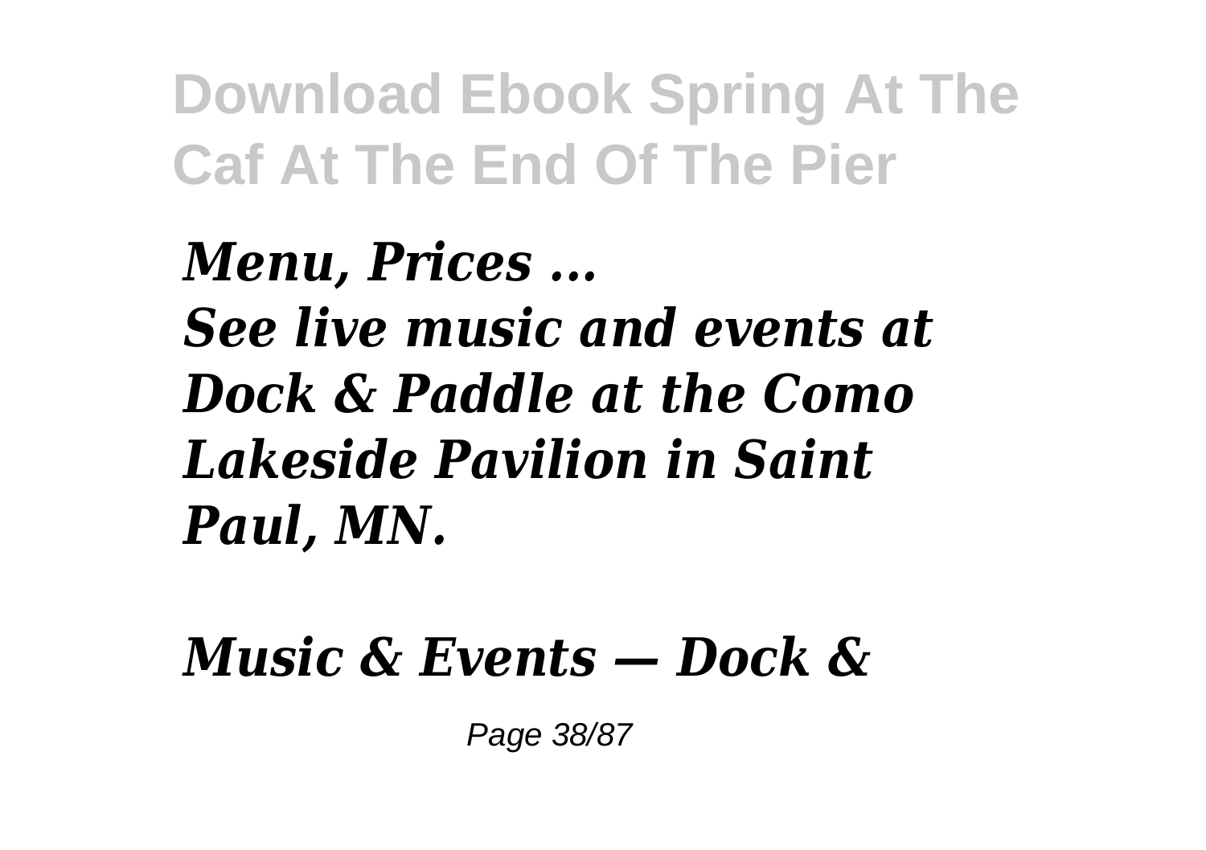*Menu, Prices ...*
***See live music and events at Dock & Paddle at the Como Lakeside Pavilion in Saint Paul, MN.***

***Music & Events — Dock &***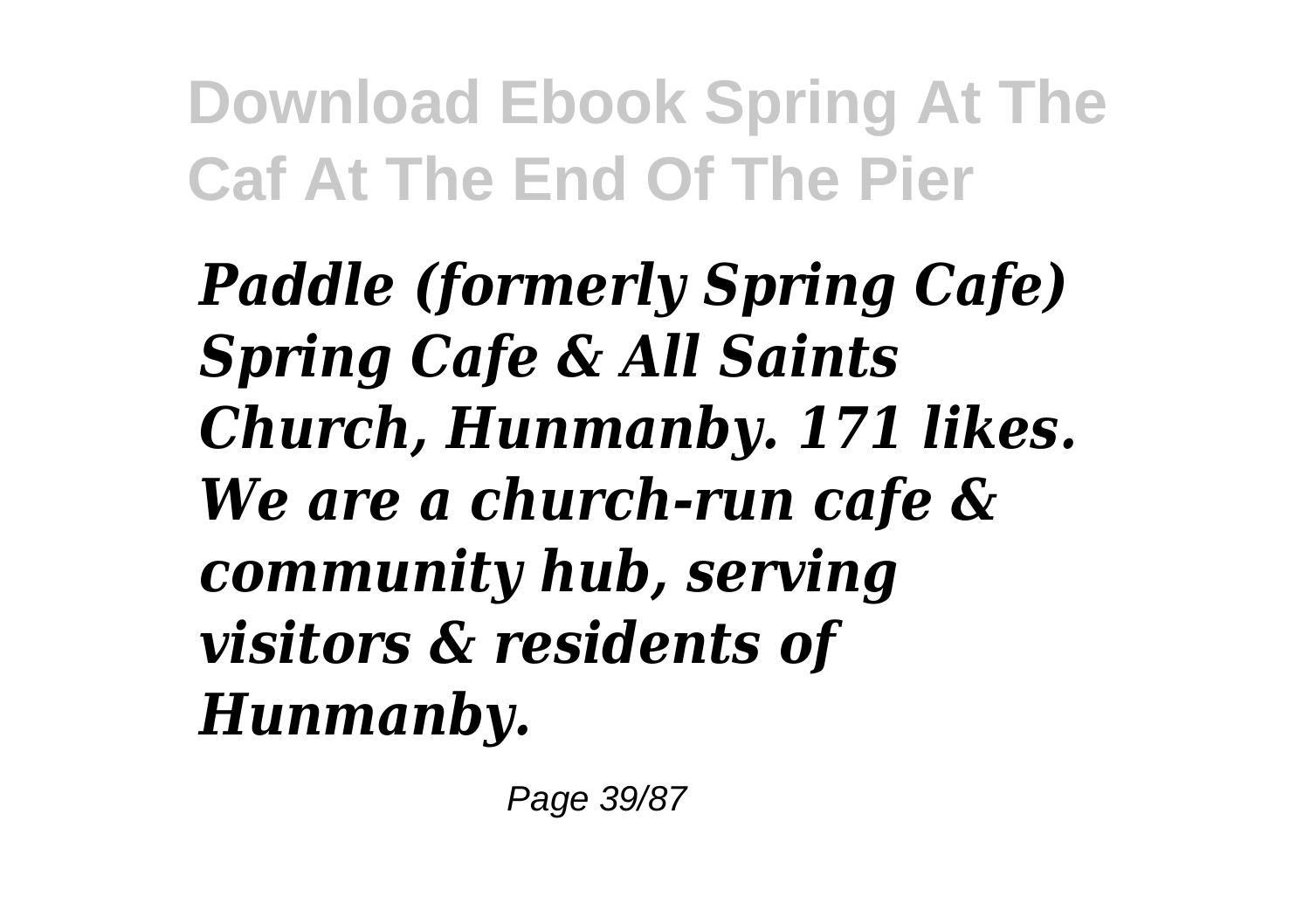***Paddle (formerly Spring Cafe) Spring Cafe & All Saints Church, Hunmanby. 171 likes. We are a church-run cafe & community hub, serving visitors & residents of Hunmanby.***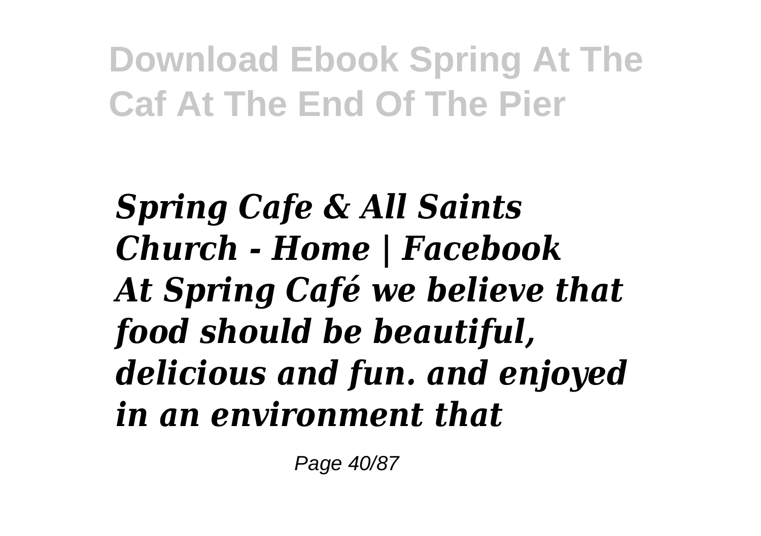***Spring Cafe & All Saints Church - Home | Facebook***

***At Spring Café we believe that food should be beautiful, delicious and fun. and enjoyed in an environment that***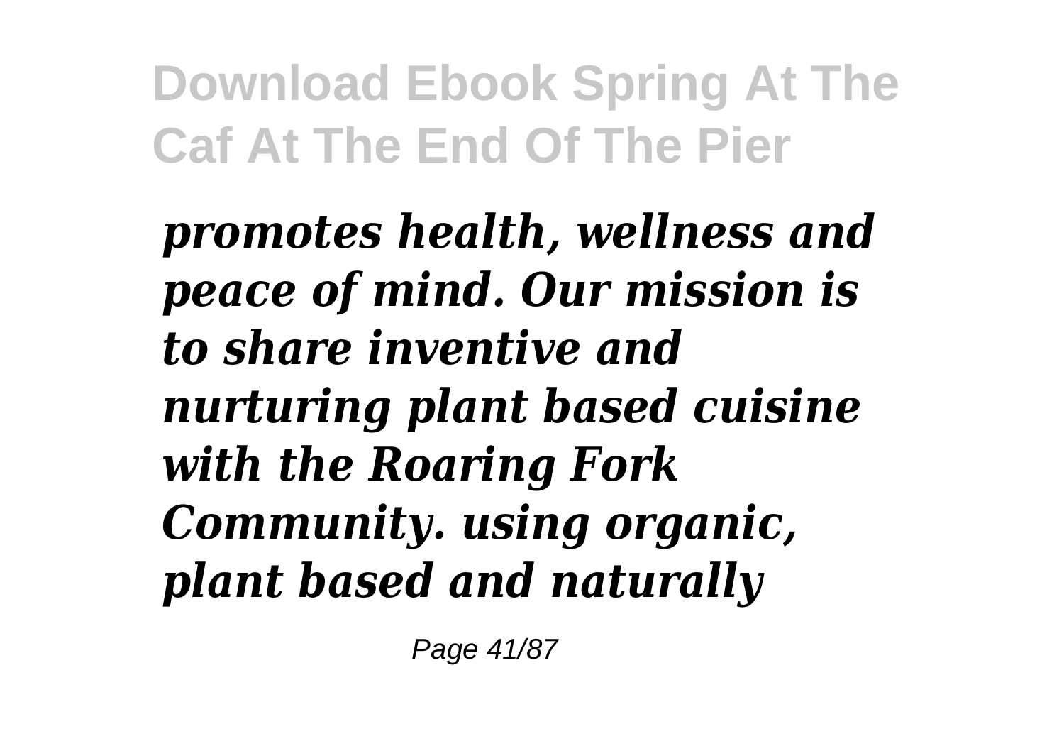*promotes health, wellness and peace of mind. Our mission is to share inventive and nurturing plant based cuisine with the Roaring Fork Community. using organic, plant based and naturally*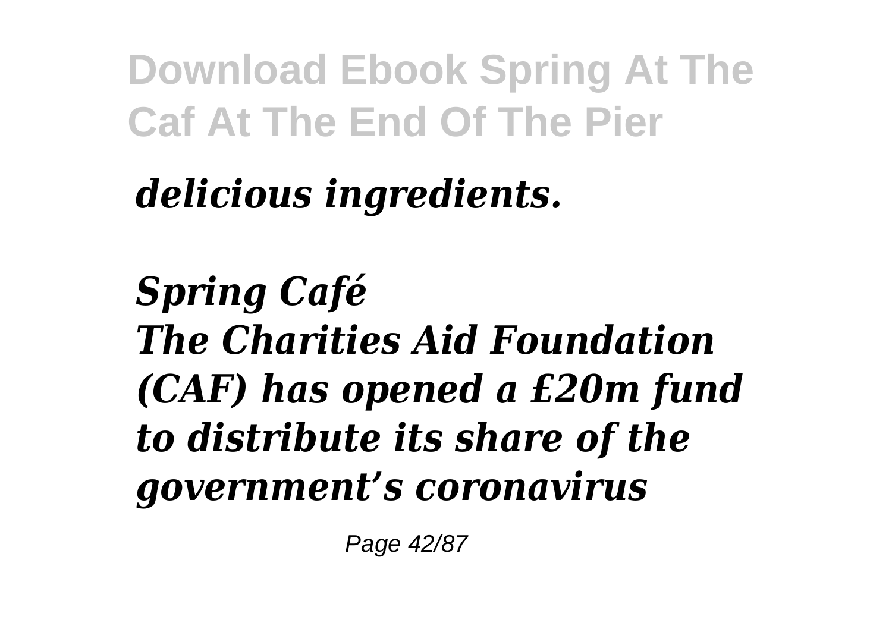*delicious ingredients.*

***Spring Café***
***The Charities Aid Foundation (CAF) has opened a £20m fund to distribute its share of the government's coronavirus***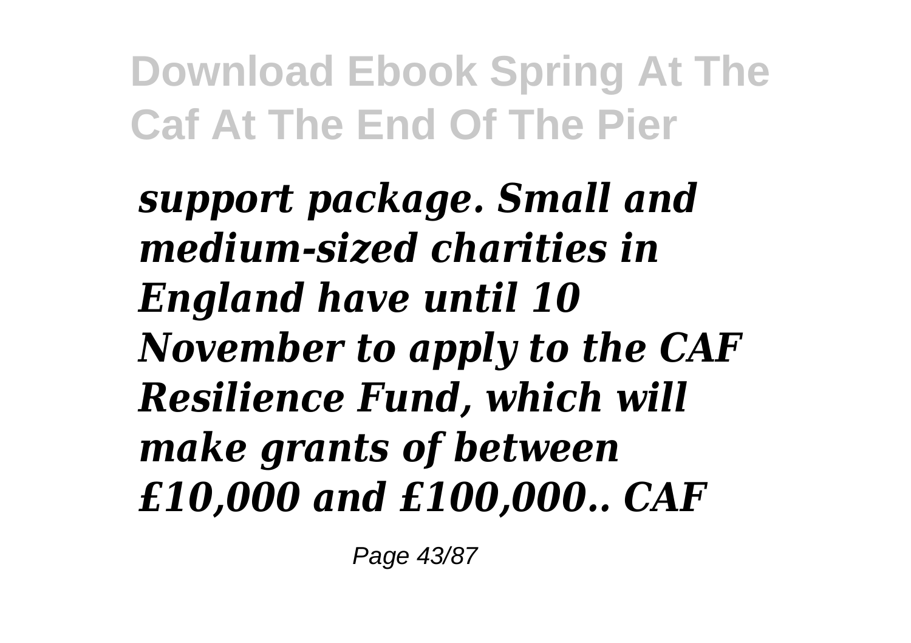*support package. Small and medium-sized charities in England have until 10 November to apply to the CAF Resilience Fund, which will make grants of between £10,000 and £100,000.. CAF*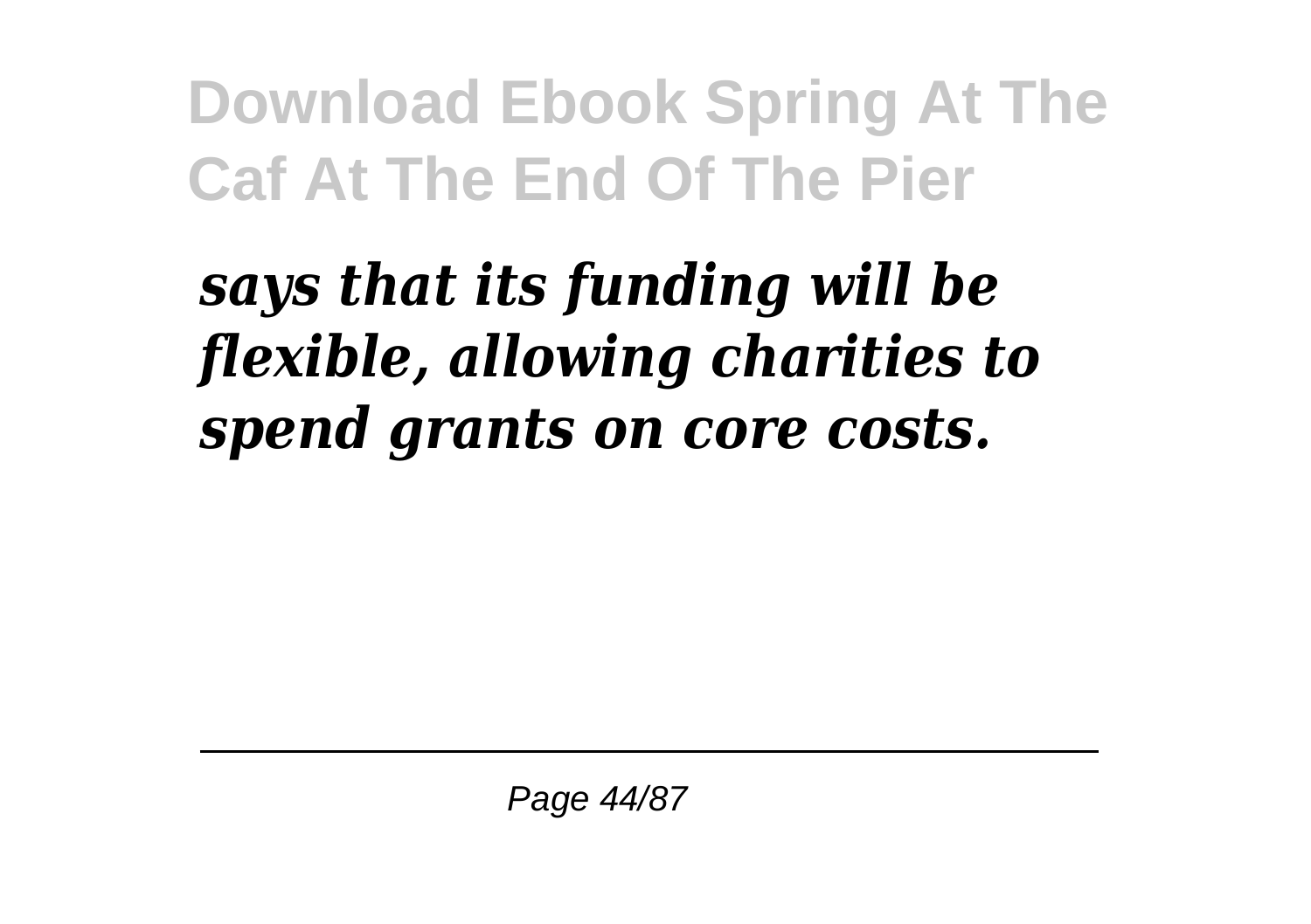*says that its funding will be flexible, allowing charities to spend grants on core costs.*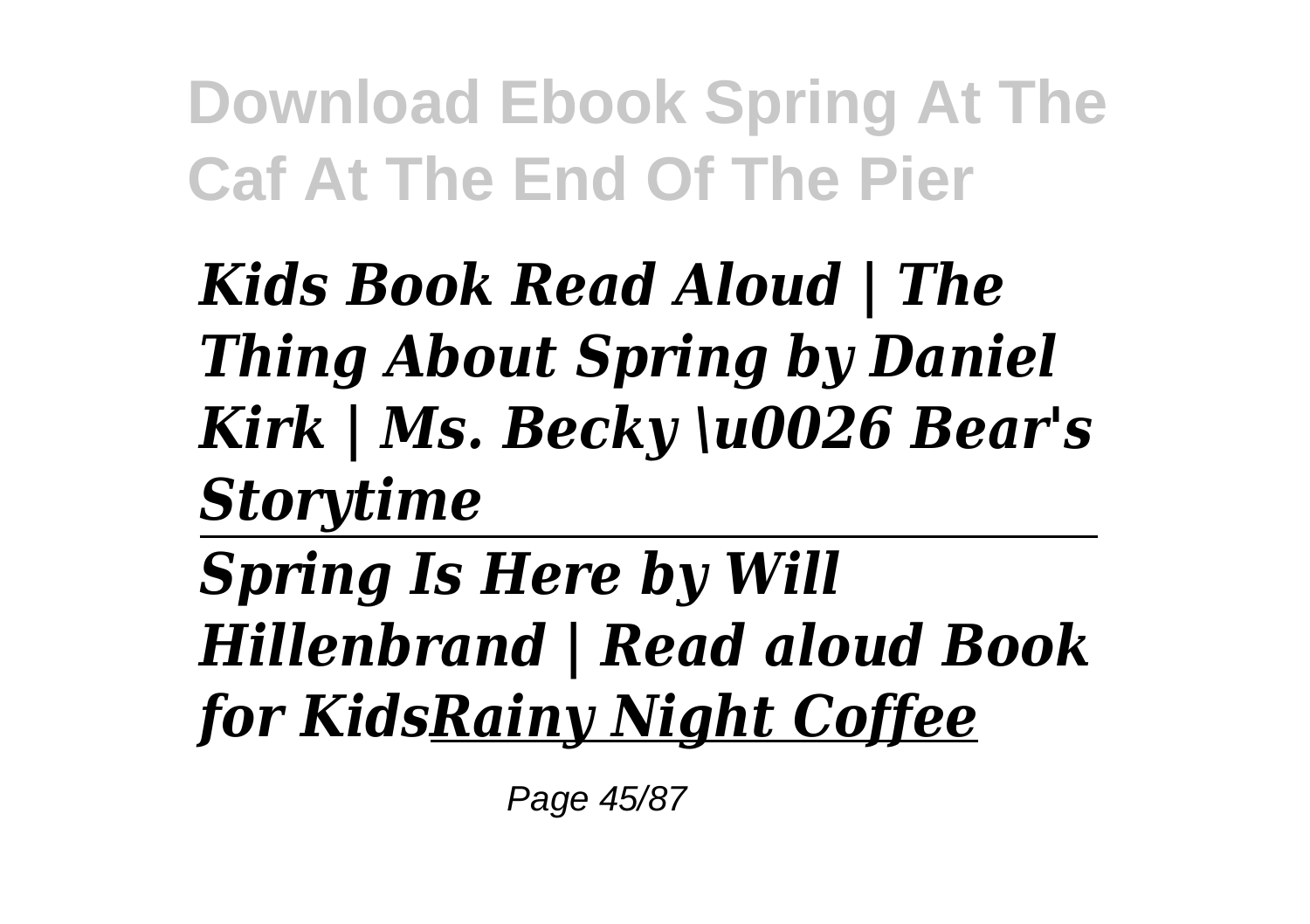*Kids Book Read Aloud | The Thing About Spring by Daniel Kirk | Ms. Becky \u0026 Bear's Storytime*

---

*Spring Is Here by Will Hillenbrand | Read aloud Book for Kids**Rainy Night Coffee***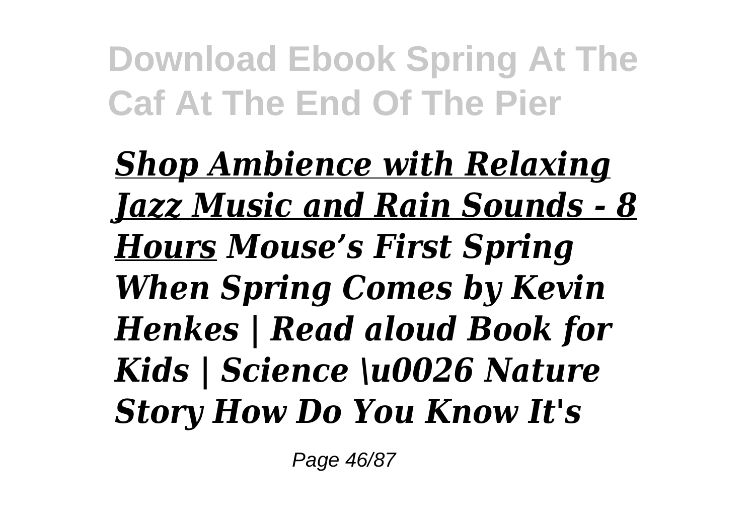***Shop Ambience with Relaxing Jazz Music and Rain Sounds - 8 Hours*** ***Mouse's First Spring When Spring Comes by Kevin Henkes | Read aloud Book for Kids | Science \u0026 Nature Story How Do You Know It's***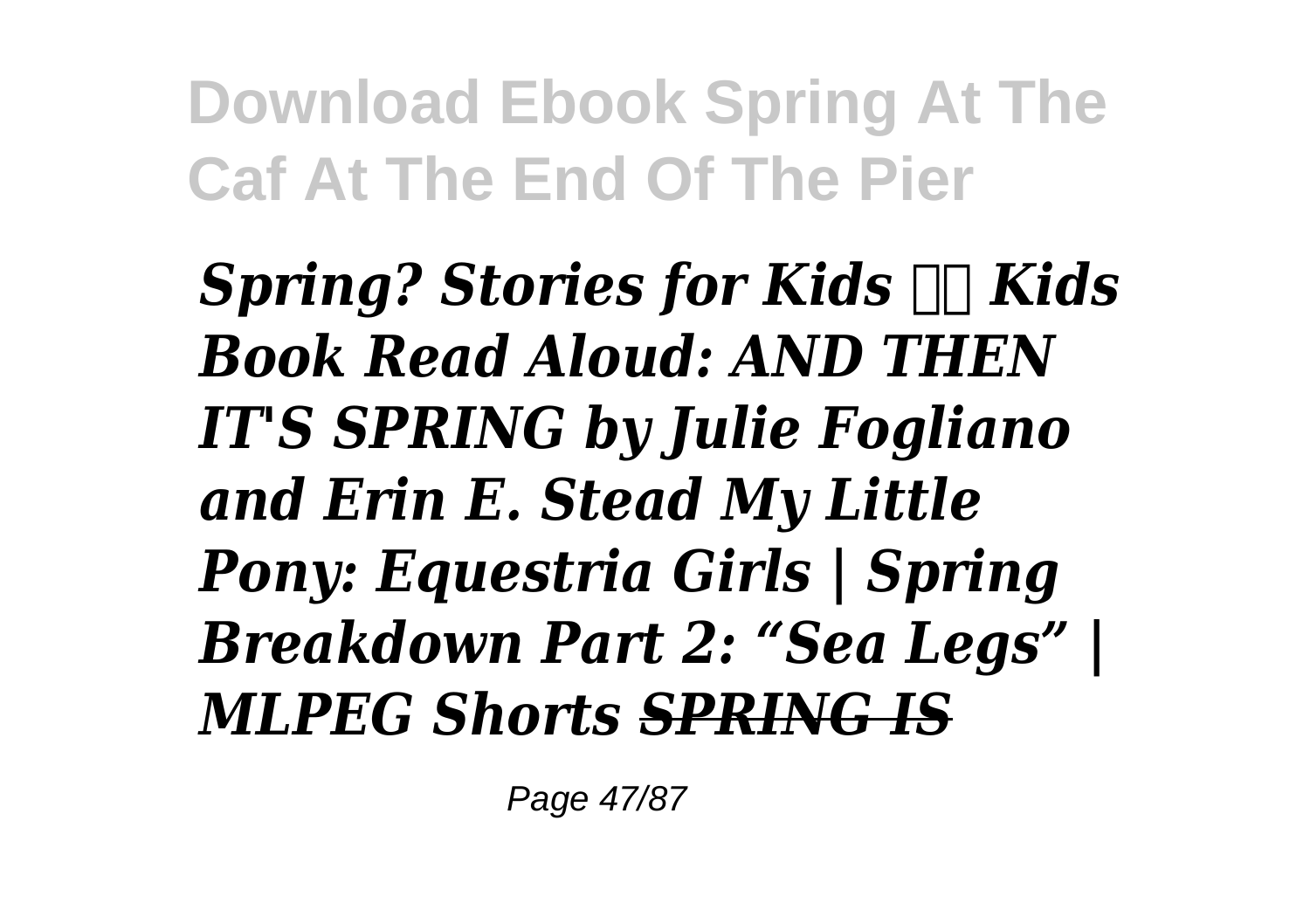*Spring? Stories for Kids  Kids Book Read Aloud: AND THEN IT'S SPRING by Julie Fogliano and Erin E. Stead My Little Pony: Equestria Girls | Spring Breakdown Part 2: "Sea Legs" | MLPEG Shorts ~~SPRING IS~~*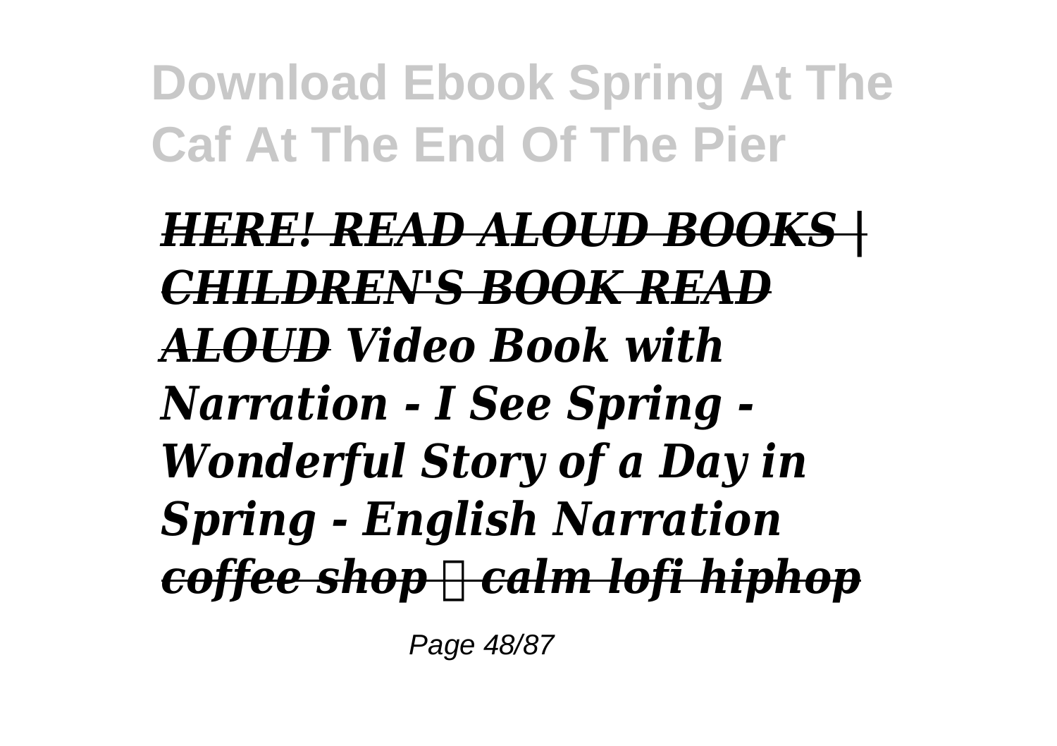*HERE! READ ALOUD BOOKS | CHILDREN'S BOOK READ ALOUD* ***Video Book with Narration - I See Spring - Wonderful Story of a Day in Spring - English Narration*** *coffee shop ☐ calm lofi hiphop*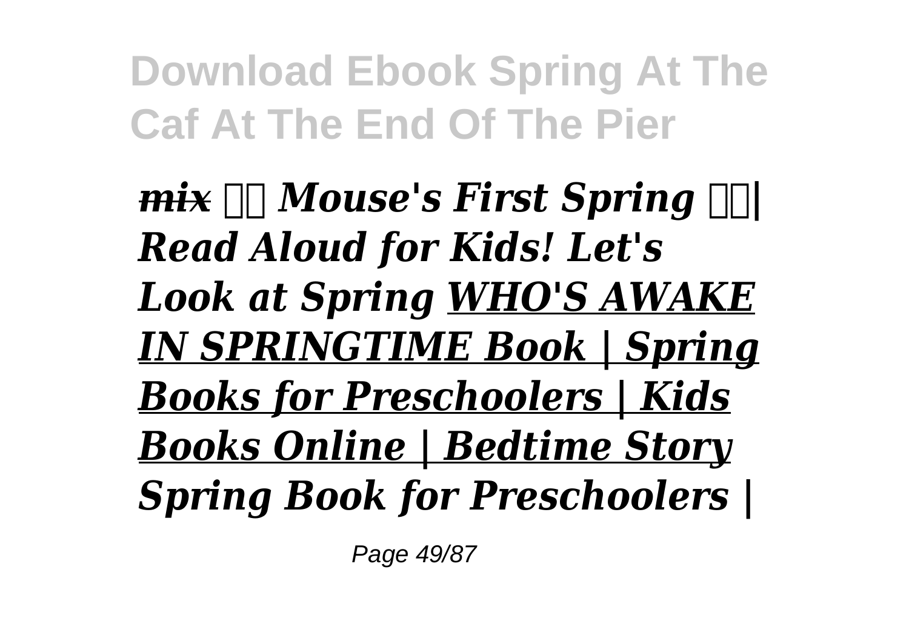*~~mix~~ Mouse's First Spring | Read Aloud for Kids! Let's Look at Spring* *WHO'S AWAKE IN SPRINGTIME Book | Spring Books for Preschoolers | Kids Books Online | Bedtime Story* *Spring Book for Preschoolers |*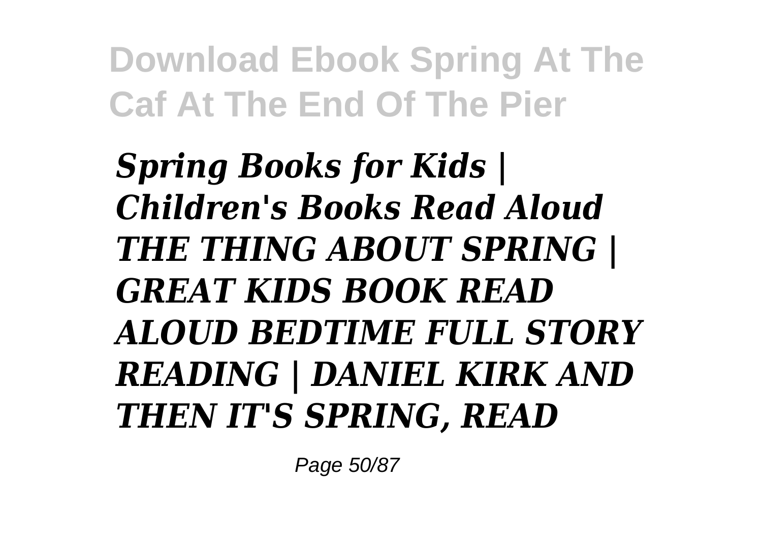*Spring Books for Kids | Children's Books Read Aloud* ***THE THING ABOUT SPRING | GREAT KIDS BOOK READ ALOUD BEDTIME FULL STORY READING | DANIEL KIRK AND THEN IT'S SPRING, READ***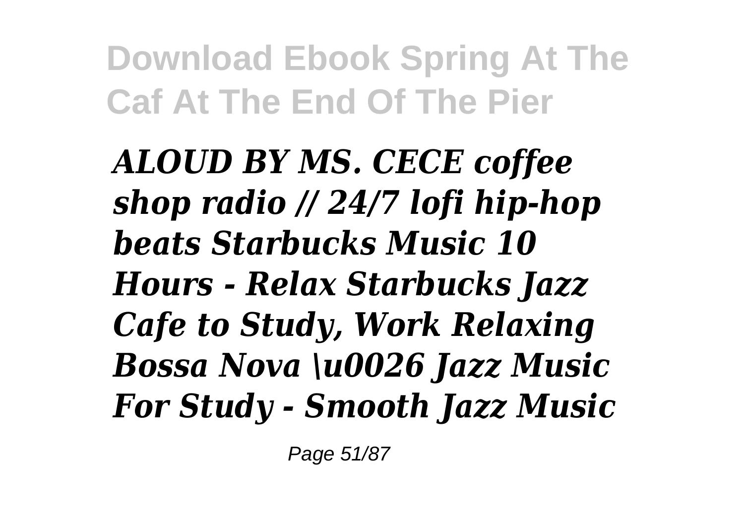*ALOUD BY MS. CECE coffee shop radio // 24/7 lofi hip-hop beats Starbucks Music 10 Hours - Relax Starbucks Jazz Cafe to Study, Work Relaxing Bossa Nova \u0026 Jazz Music For Study - Smooth Jazz Music*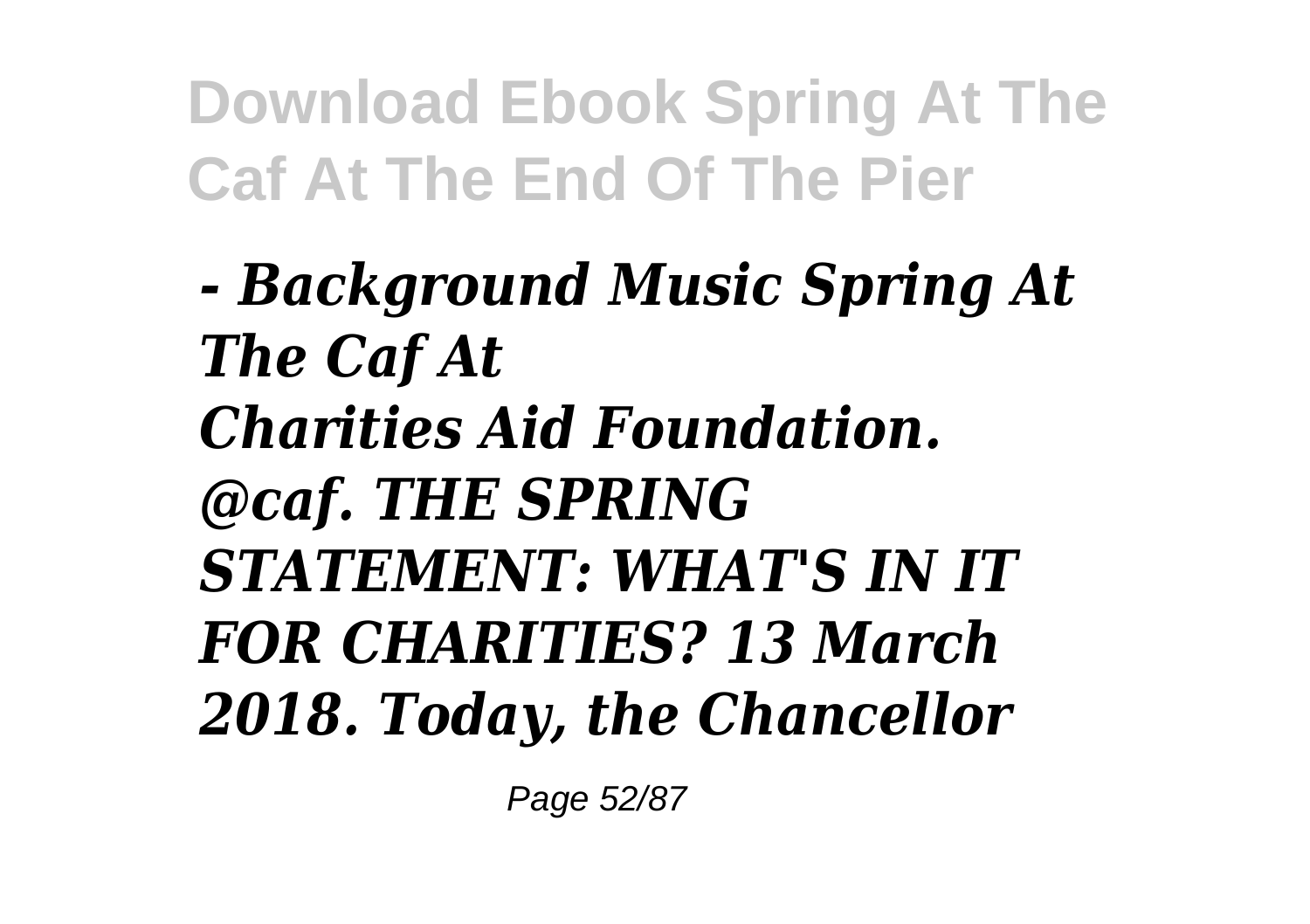*- Background Music Spring At The Caf At*

*Charities Aid Foundation. @caf. THE SPRING STATEMENT: WHAT'S IN IT FOR CHARITIES? 13 March 2018. Today, the Chancellor*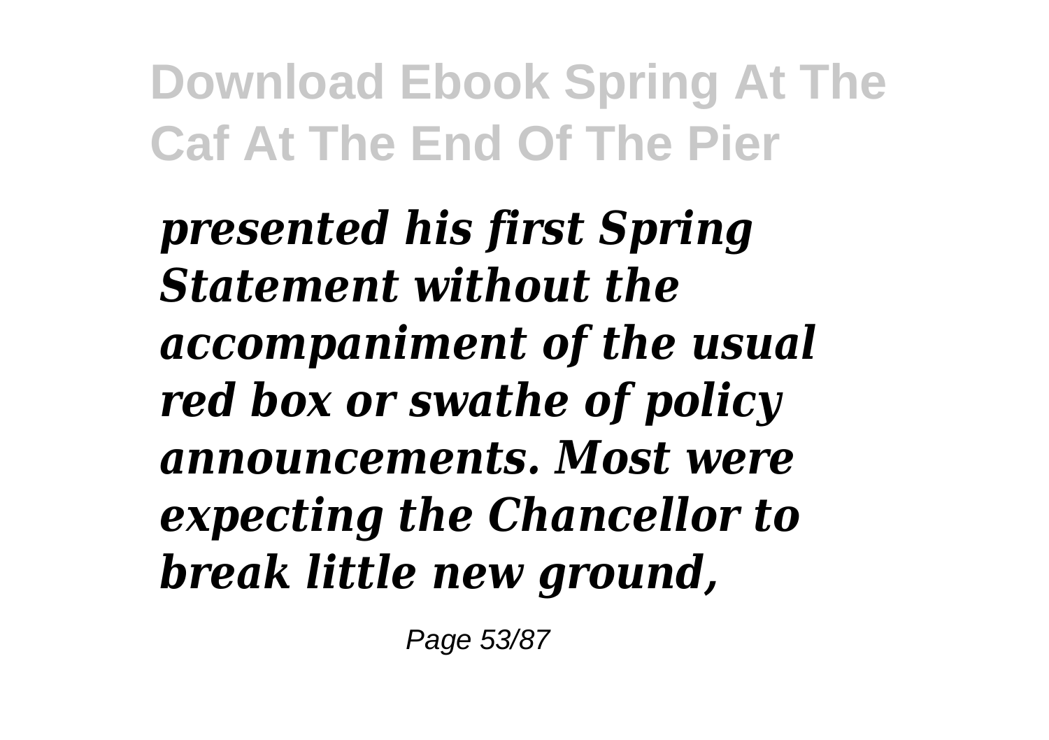*presented his first Spring Statement without the accompaniment of the usual red box or swathe of policy announcements. Most were expecting the Chancellor to break little new ground,*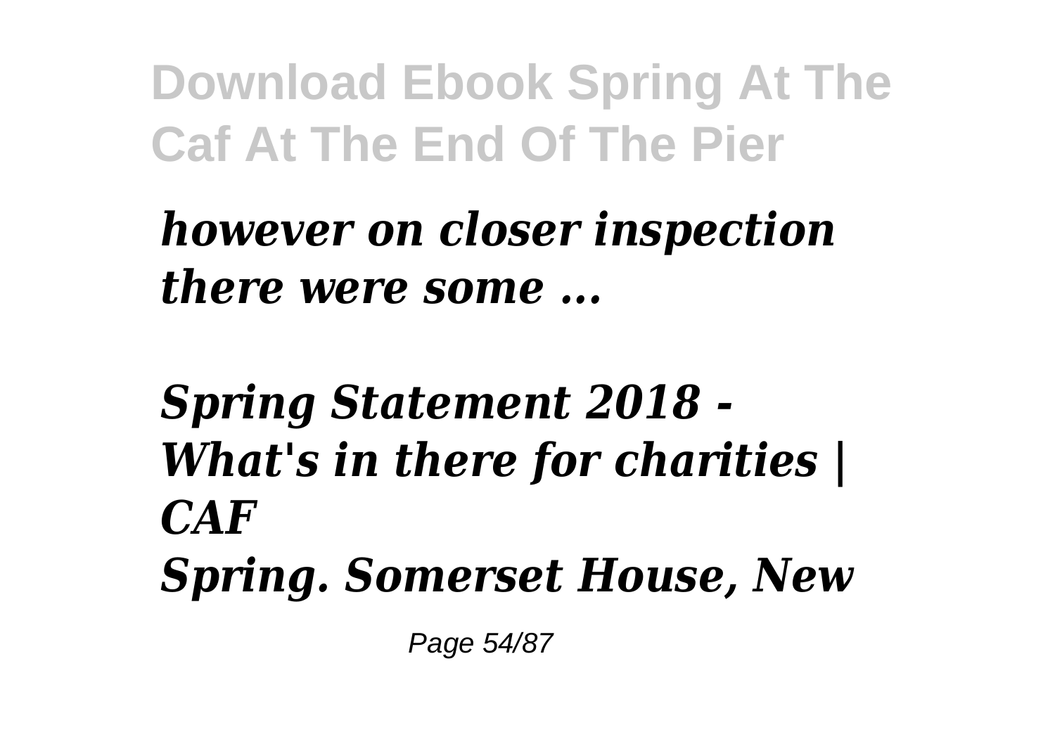*however on closer inspection there were some ...*

*Spring Statement 2018 - What's in there for charities | CAF*

*Spring. Somerset House, New*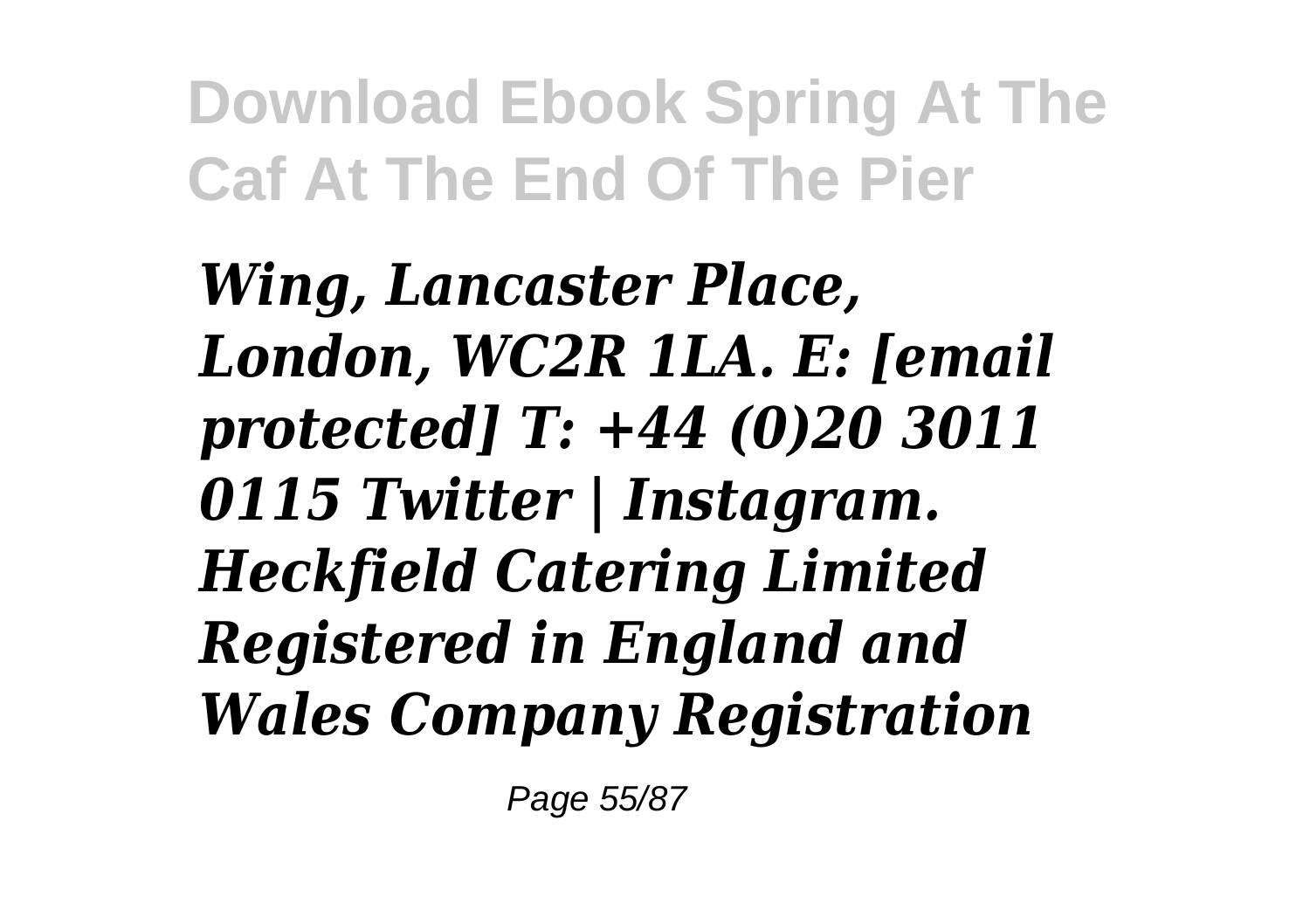*Wing, Lancaster Place, London, WC2R 1LA. E: [email protected] T: +44 (0)20 3011 0115 Twitter | Instagram. Heckfield Catering Limited Registered in England and Wales Company Registration*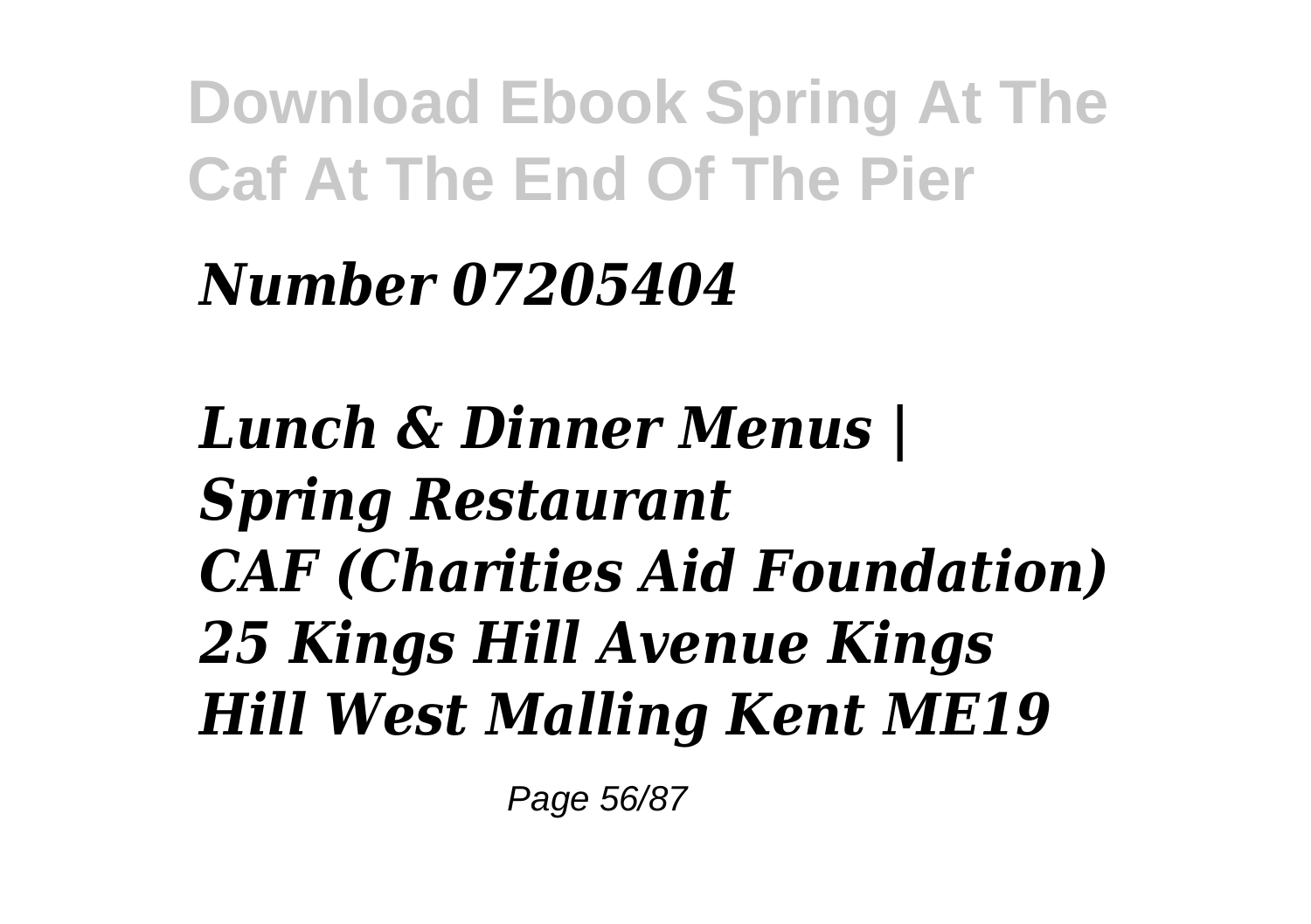*Number 07205404*

***Lunch & Dinner Menus | Spring Restaurant***

***CAF (Charities Aid Foundation) 25 Kings Hill Avenue Kings Hill West Malling Kent ME19***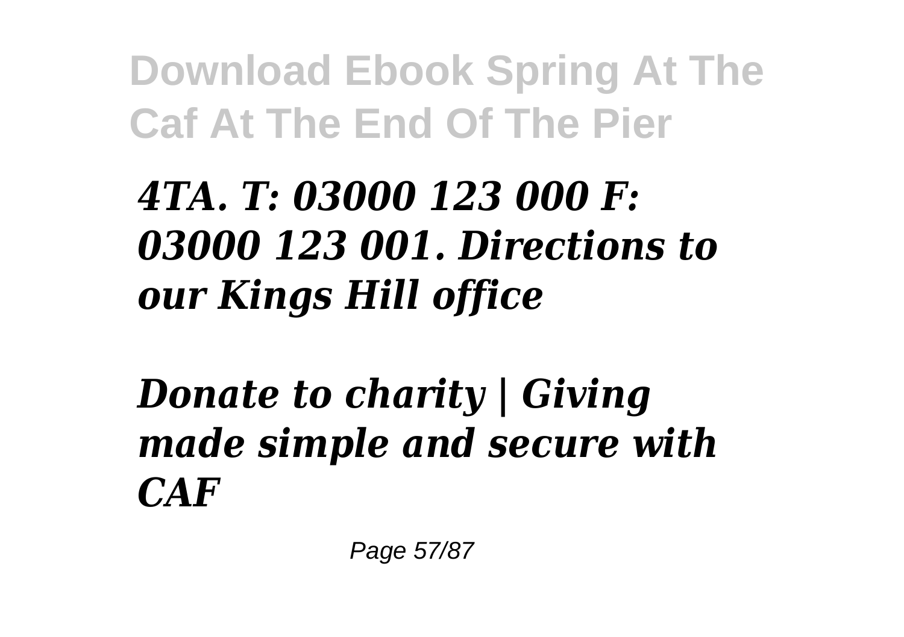*4TA. T: 03000 123 000 F: 03000 123 001. Directions to our Kings Hill office*

*Donate to charity | Giving made simple and secure with CAF*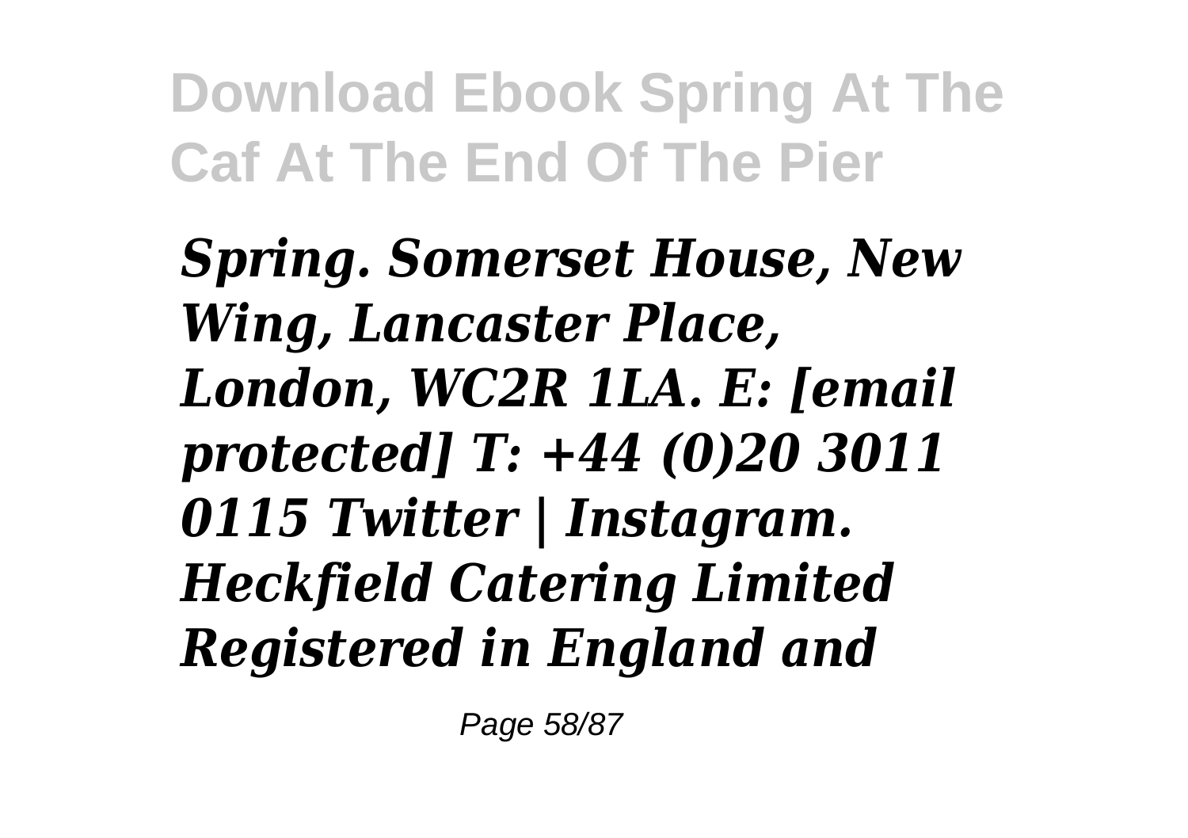*Spring. Somerset House, New Wing, Lancaster Place, London, WC2R 1LA. E: [email protected] T: +44 (0)20 3011 0115 Twitter | Instagram. Heckfield Catering Limited Registered in England and*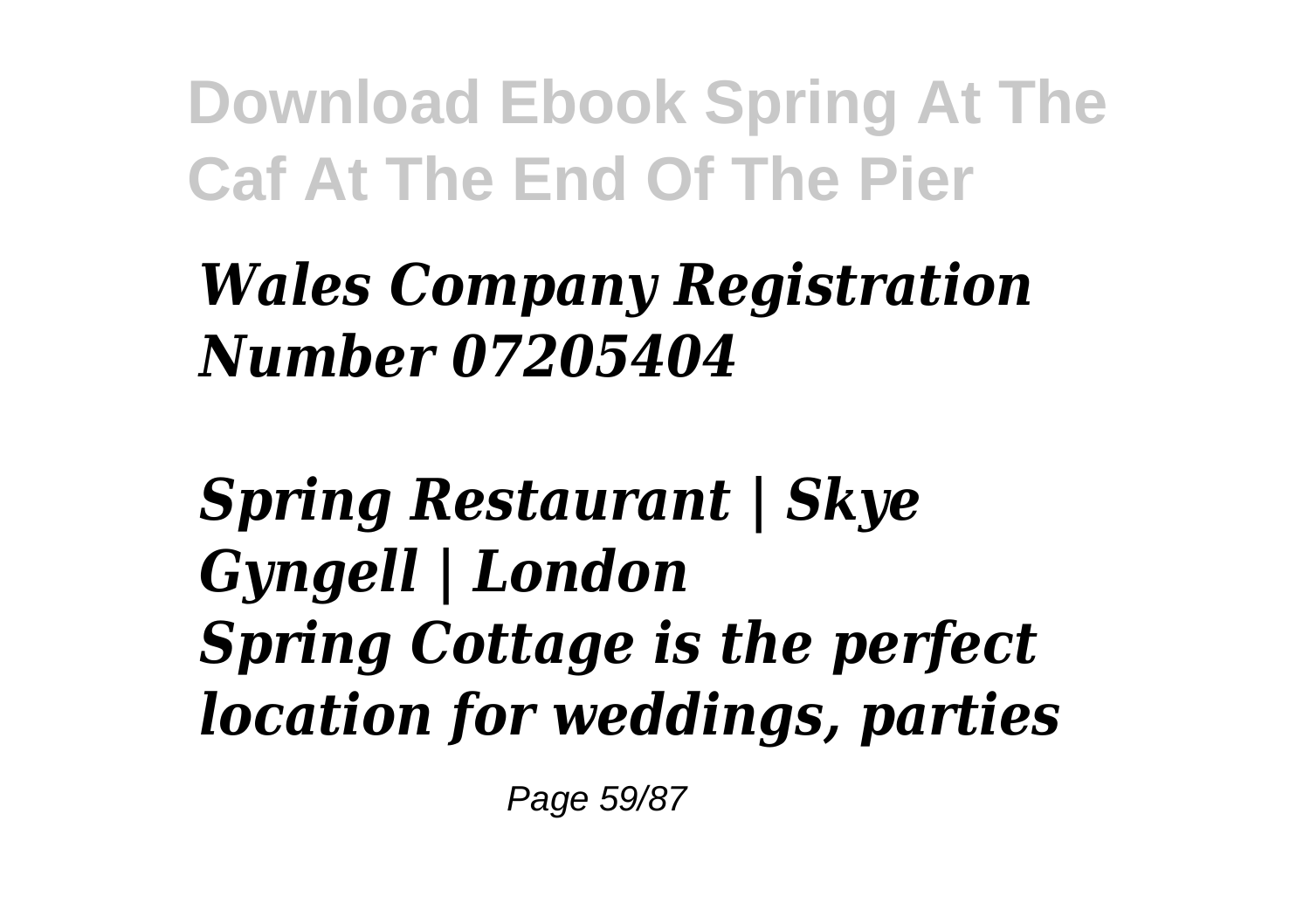*Wales Company Registration Number 07205404*

*Spring Restaurant | Skye Gyngell | London*
*Spring Cottage is the perfect location for weddings, parties*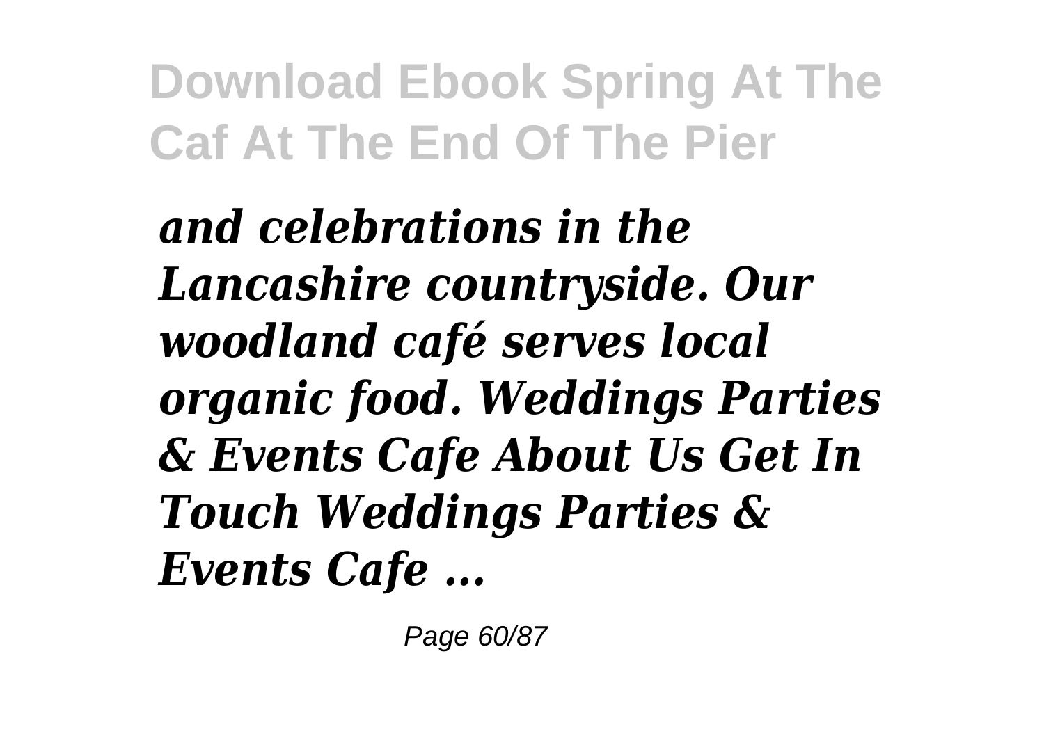*and celebrations in the Lancashire countryside. Our woodland café serves local organic food. Weddings Parties & Events Cafe About Us Get In Touch Weddings Parties & Events Cafe ...*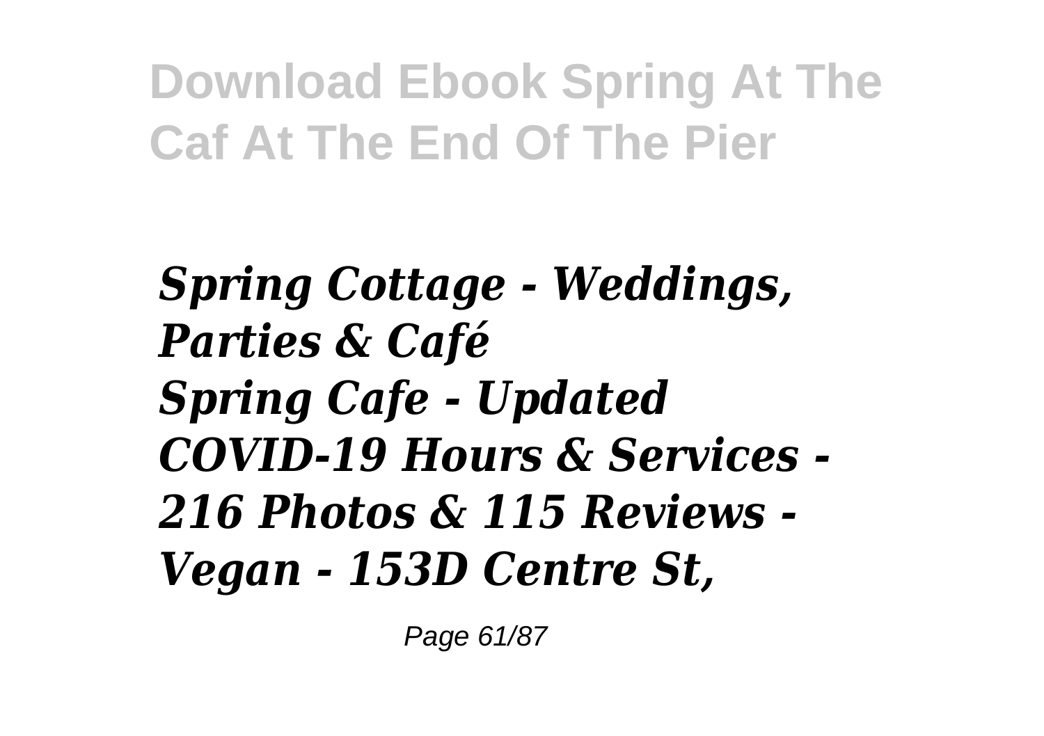# Download Ebook Spring At The Caf At The End Of The Pier

***Spring Cottage - Weddings, Parties & Café***
***Spring Cafe - Updated COVID-19 Hours & Services - 216 Photos & 115 Reviews - Vegan - 153D Centre St,***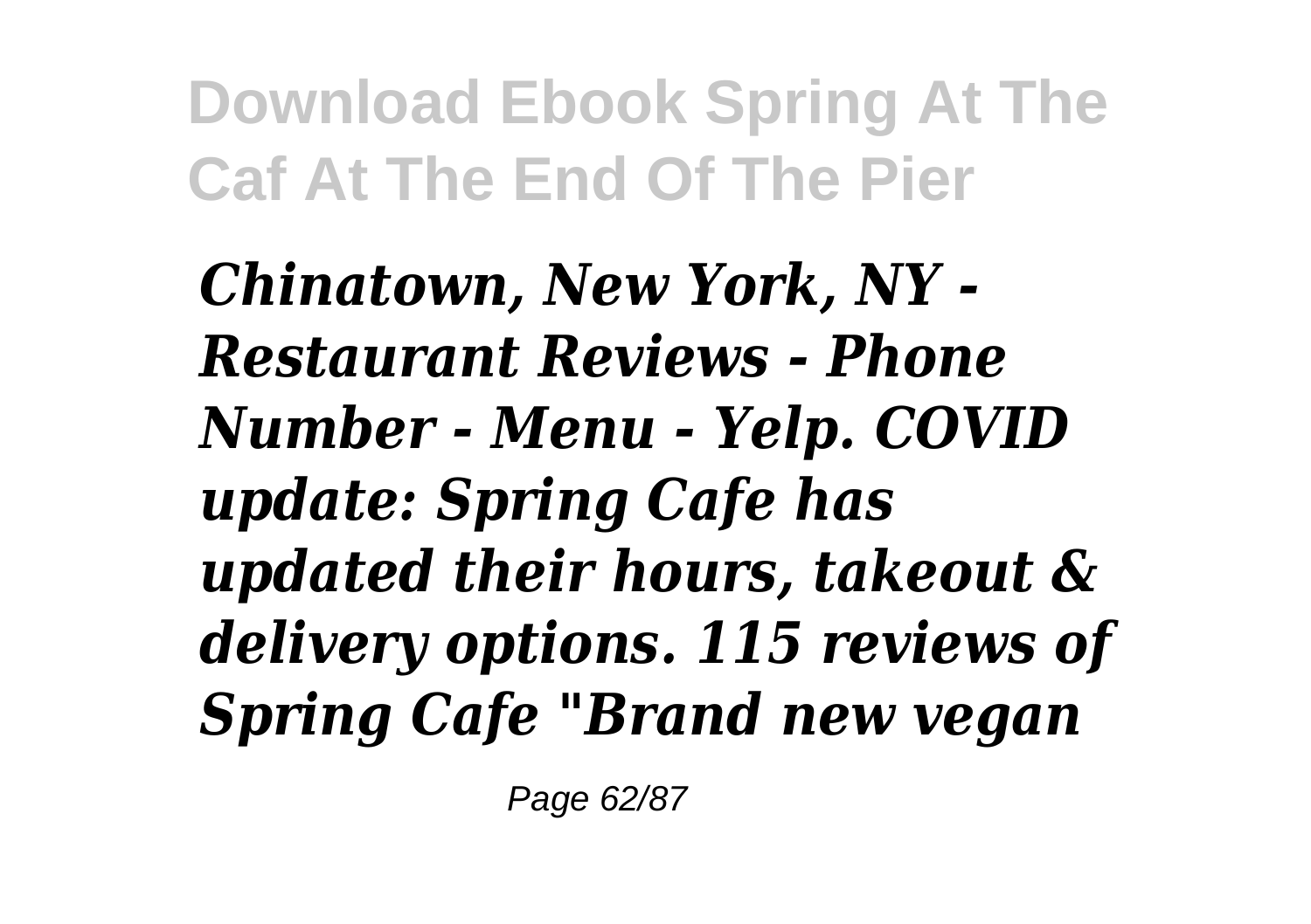*Chinatown, New York, NY - Restaurant Reviews - Phone Number - Menu - Yelp. COVID update: Spring Cafe has updated their hours, takeout & delivery options. 115 reviews of Spring Cafe "Brand new vegan*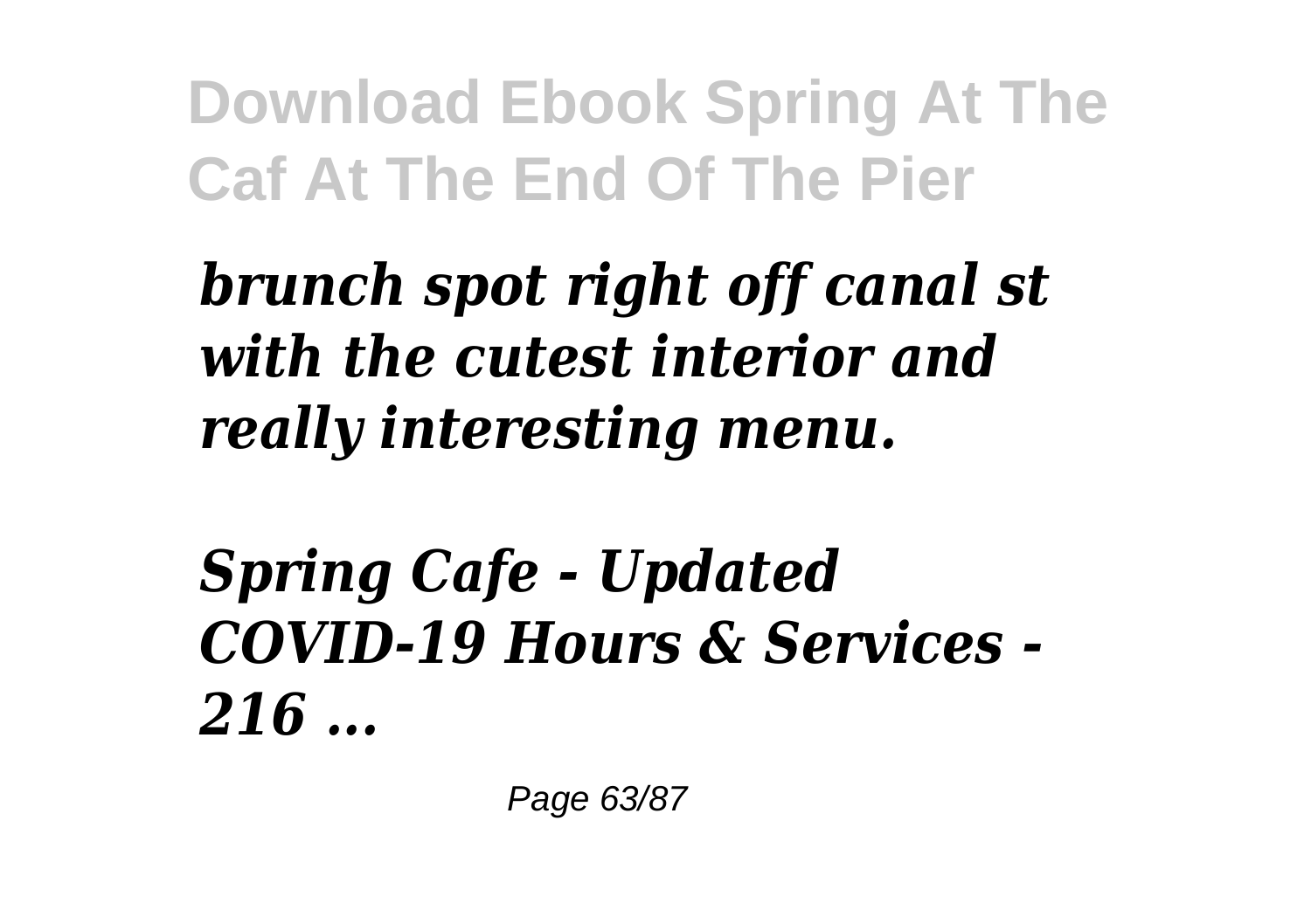*brunch spot right off canal st with the cutest interior and really interesting menu.*

## *Spring Cafe - Updated COVID-19 Hours & Services - 216 ...*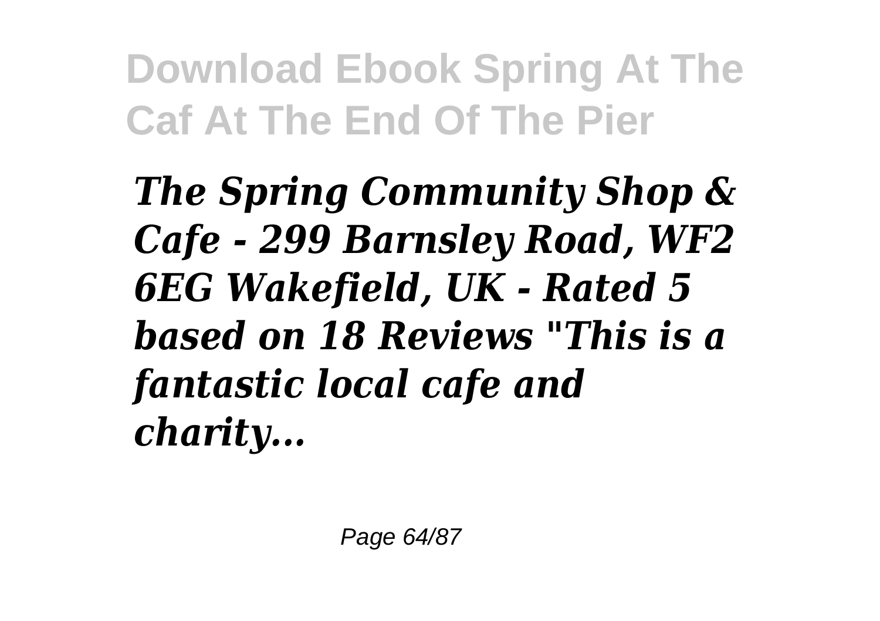***The Spring Community Shop & Cafe - 299 Barnsley Road, WF2 6EG Wakefield, UK - Rated 5 based on 18 Reviews "This is a fantastic local cafe and charity...***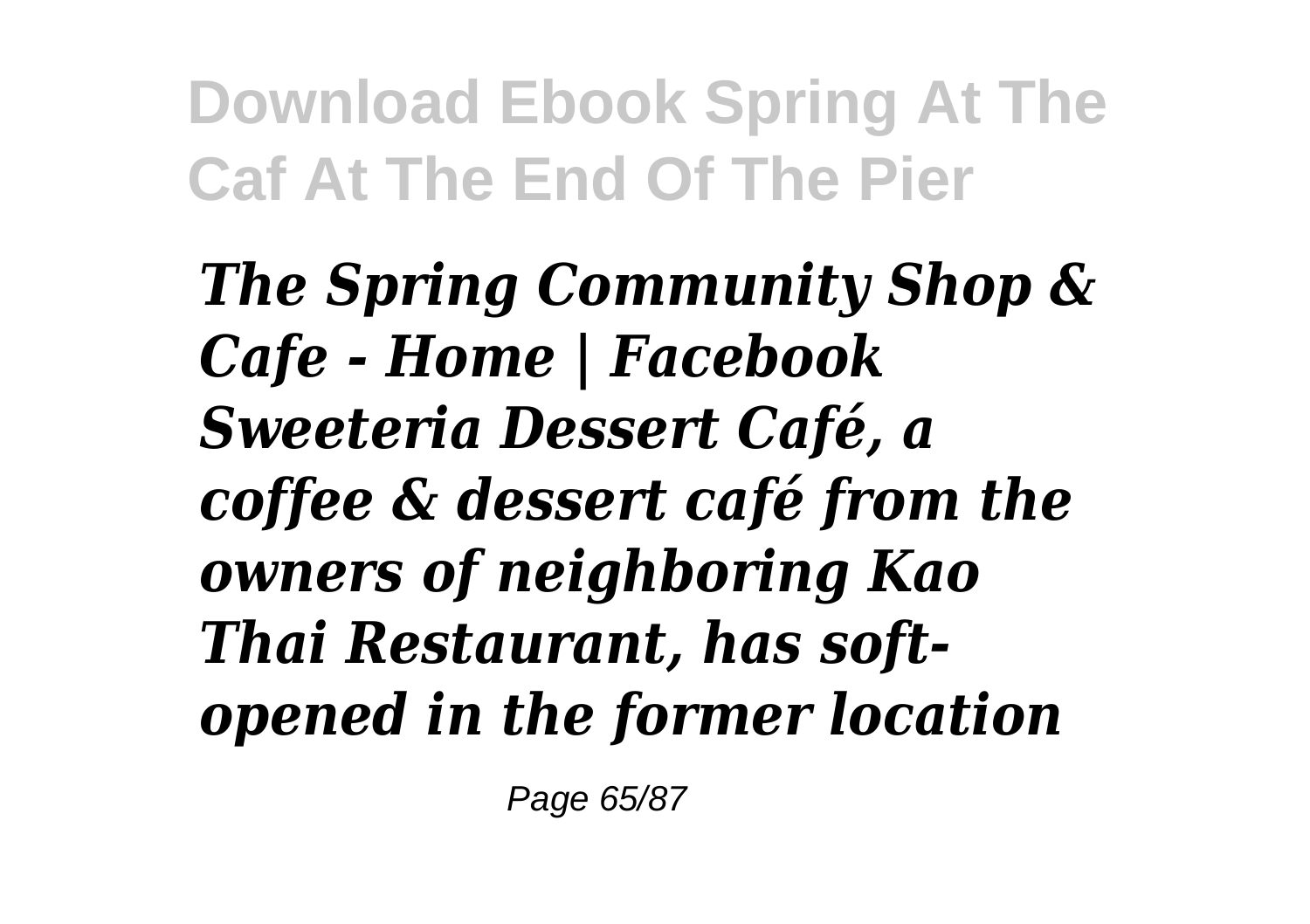*The Spring Community Shop & Cafe - Home | Facebook Sweeteria Dessert Café, a coffee & dessert café from the owners of neighboring Kao Thai Restaurant, has soft-opened in the former location*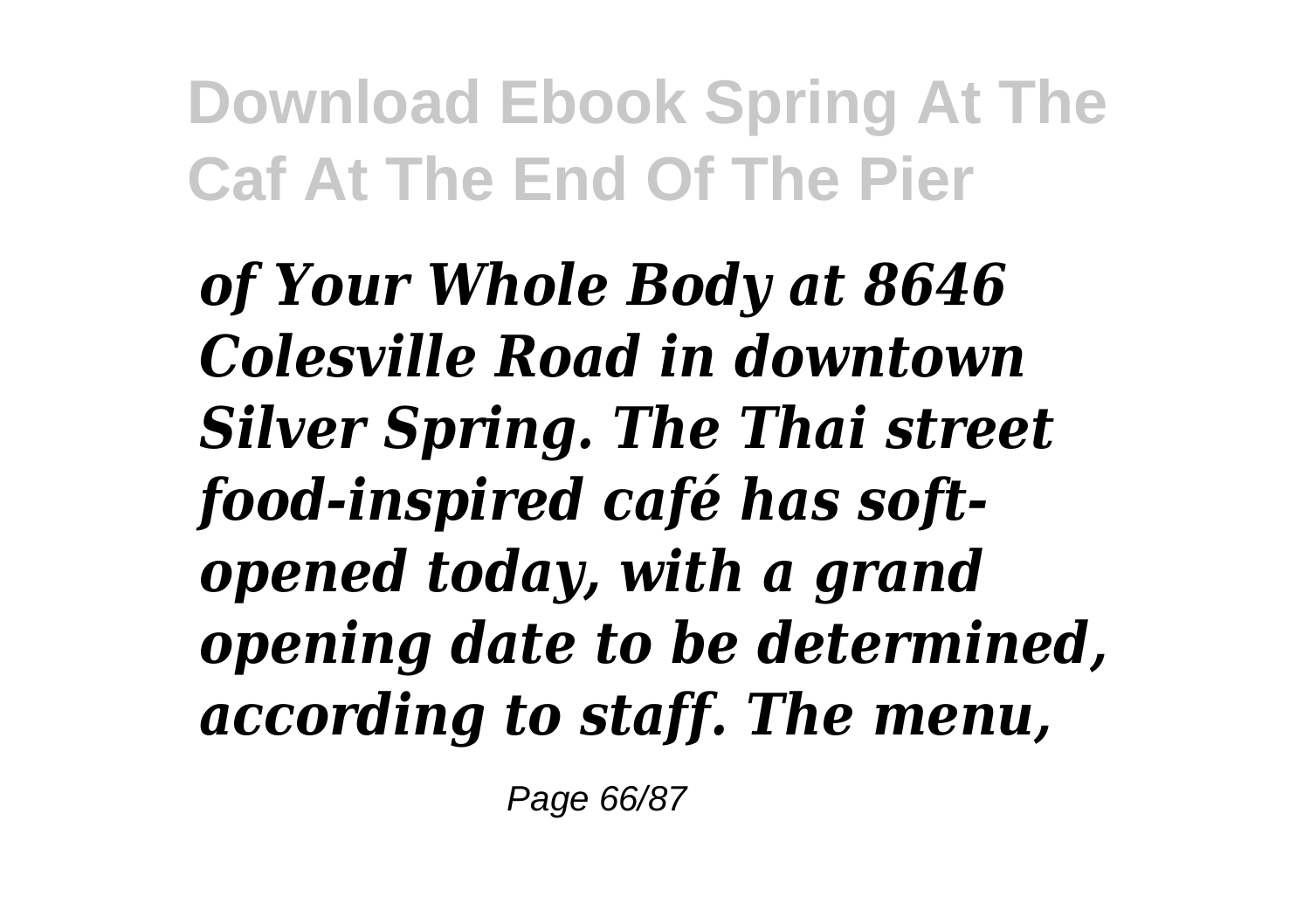*of Your Whole Body at 8646 Colesville Road in downtown Silver Spring. The Thai street food-inspired café has soft-opened today, with a grand opening date to be determined, according to staff. The menu,*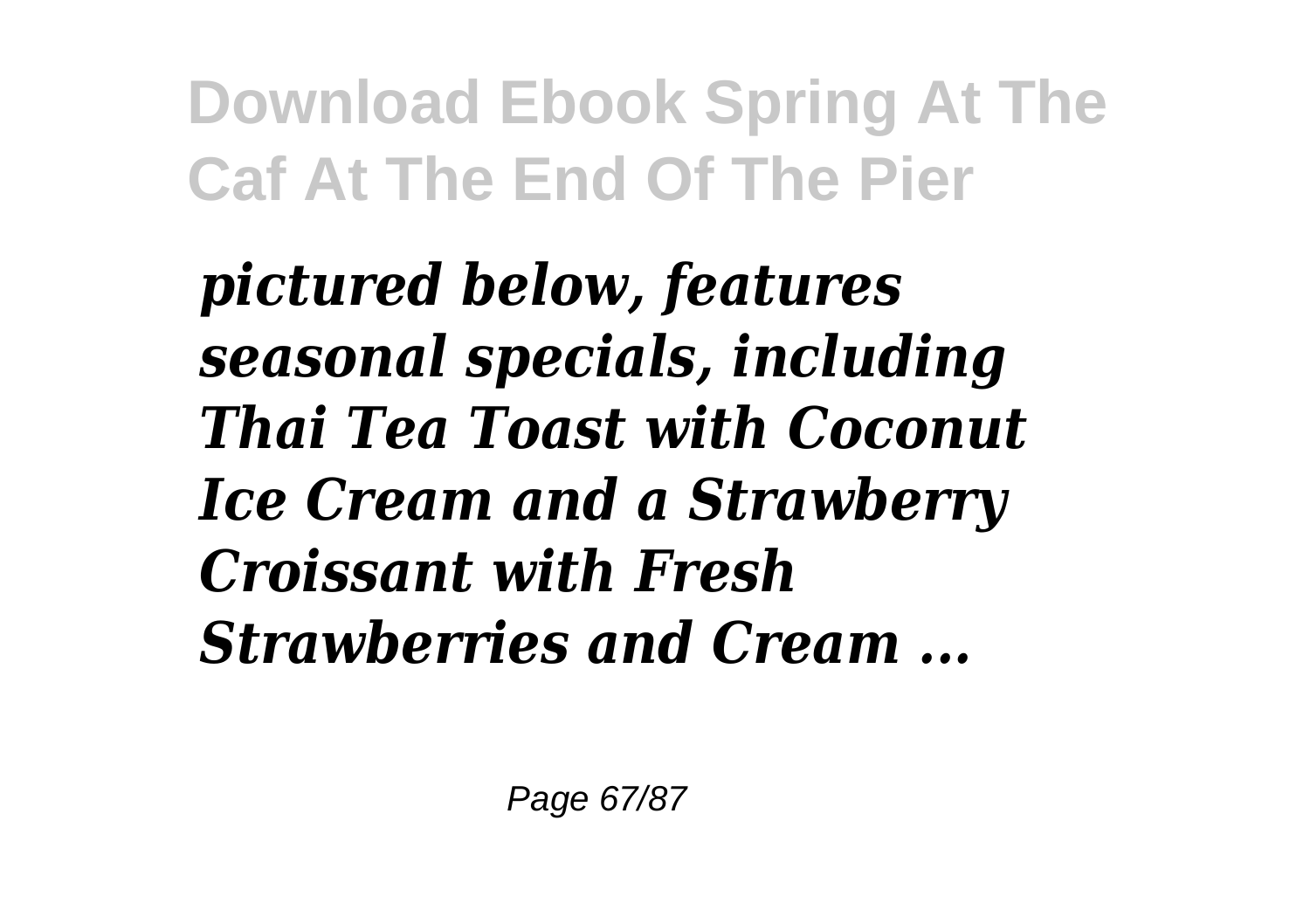*pictured below, features seasonal specials, including Thai Tea Toast with Coconut Ice Cream and a Strawberry Croissant with Fresh Strawberries and Cream ...*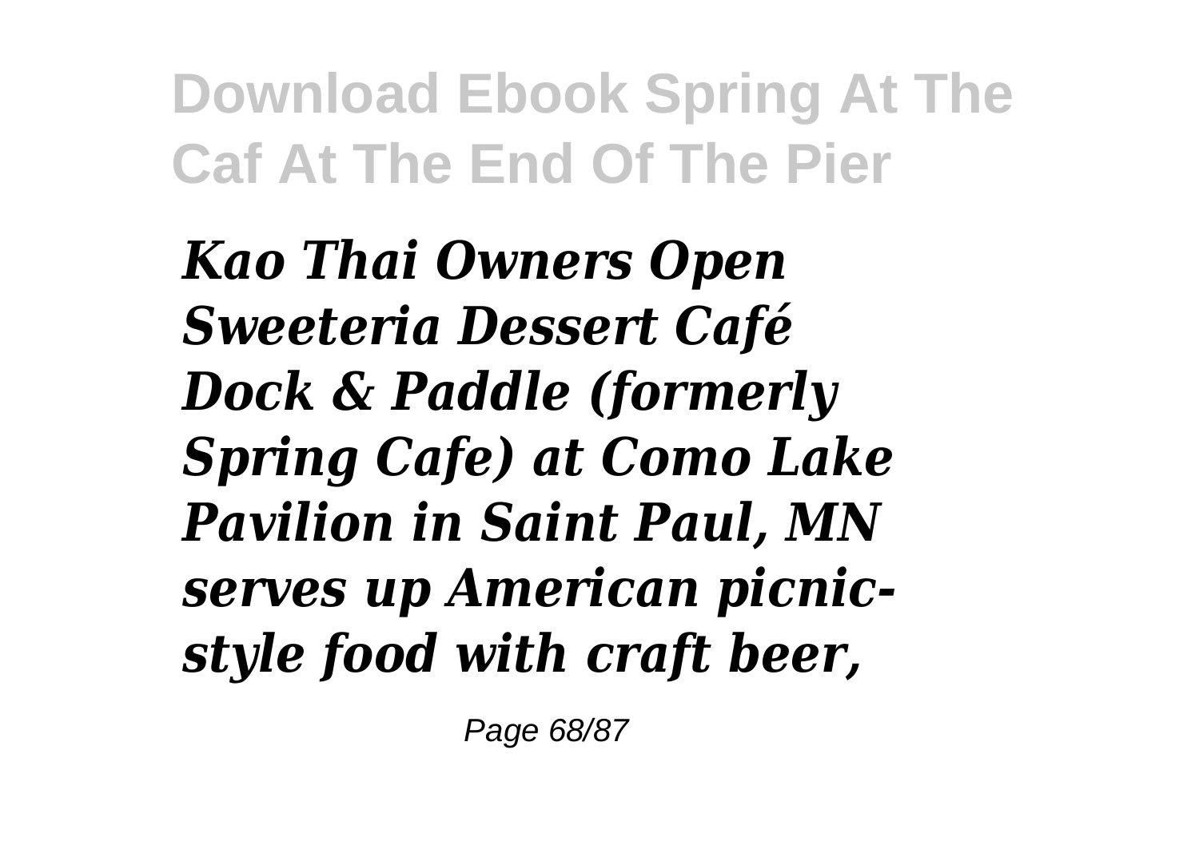*Kao Thai Owners Open Sweeteria Dessert Café Dock & Paddle (formerly Spring Cafe) at Como Lake Pavilion in Saint Paul, MN serves up American picnic-style food with craft beer,*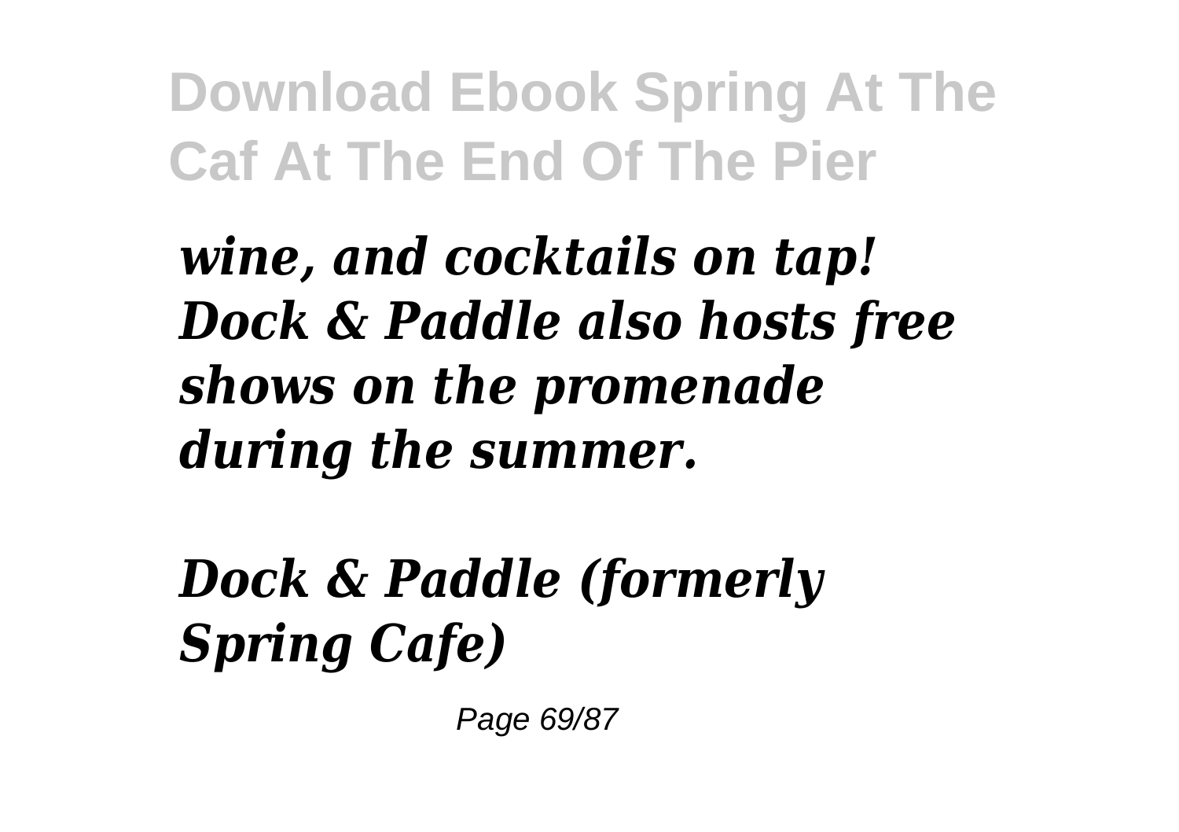*wine, and cocktails on tap! Dock & Paddle also hosts free shows on the promenade during the summer.*

*Dock & Paddle (formerly Spring Cafe)*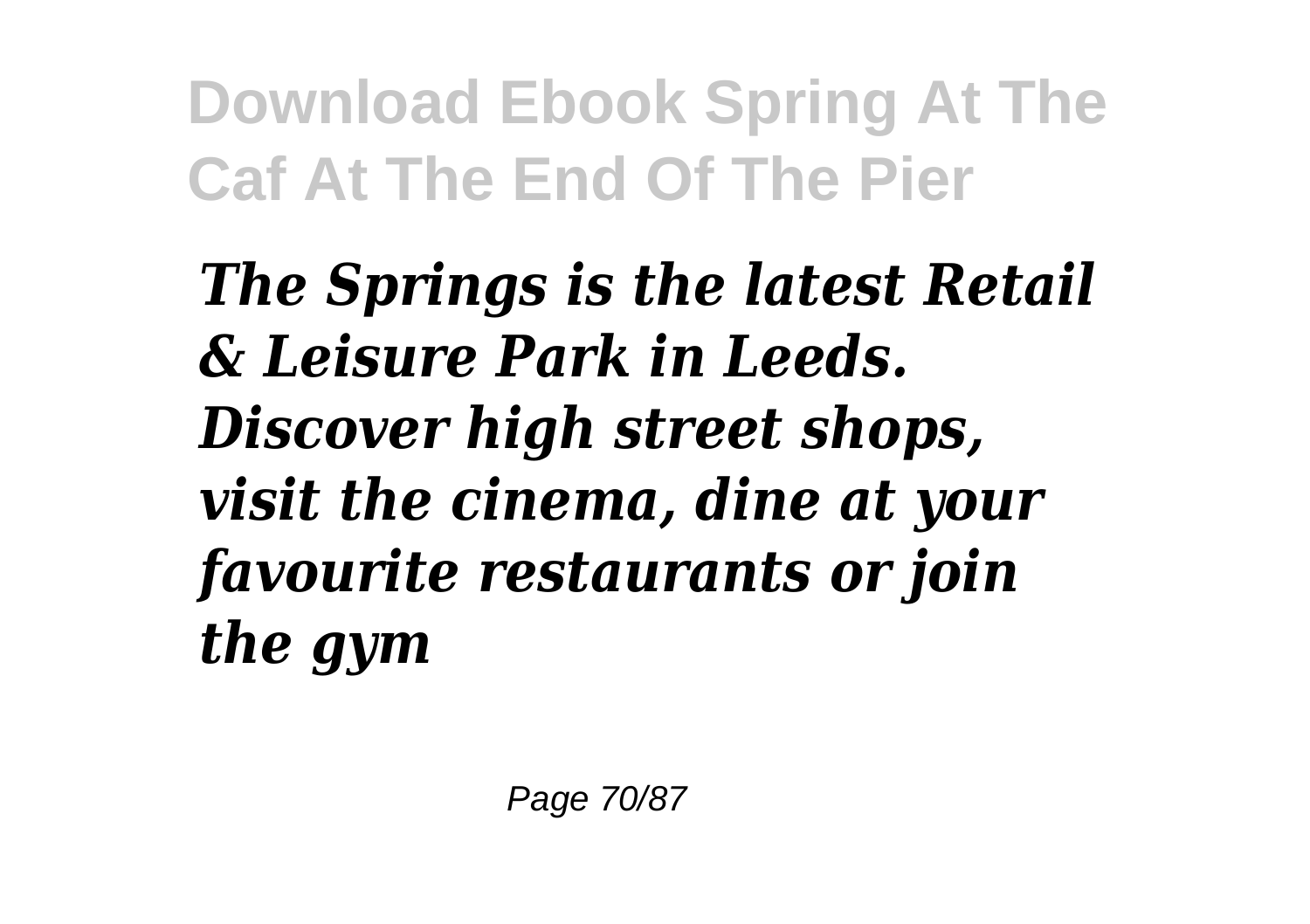***The Springs is the latest Retail & Leisure Park in Leeds. Discover high street shops, visit the cinema, dine at your favourite restaurants or join the gym***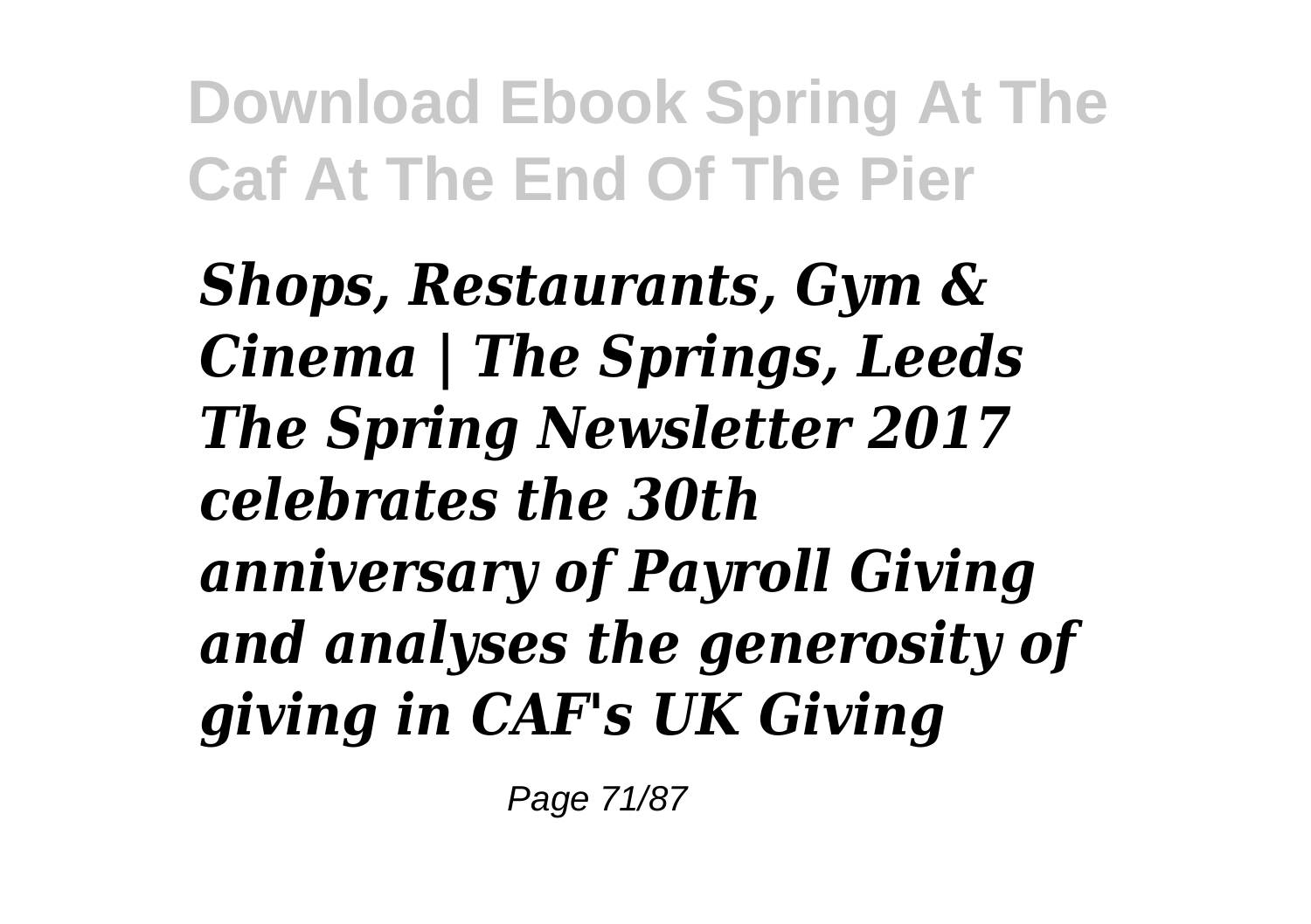*Shops, Restaurants, Gym & Cinema | The Springs, Leeds The Spring Newsletter 2017 celebrates the 30th anniversary of Payroll Giving and analyses the generosity of giving in CAF's UK Giving*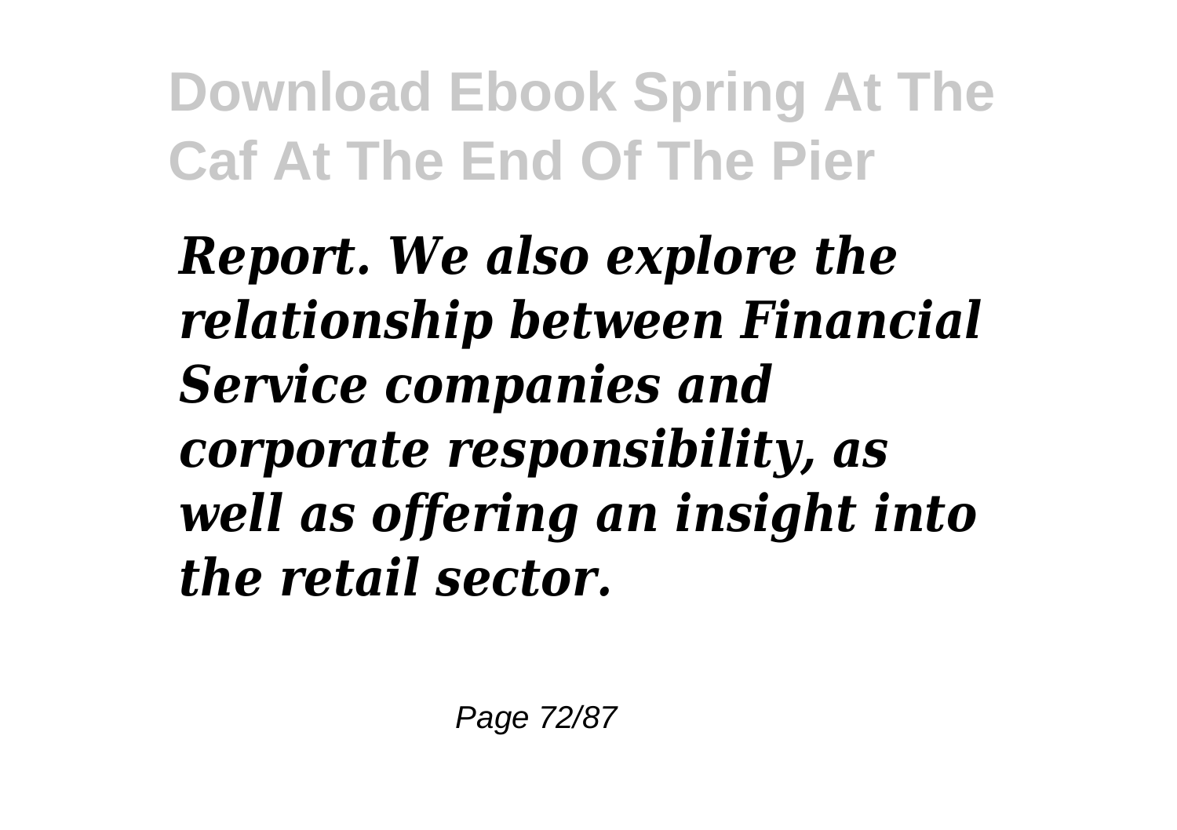***Report. We also explore the relationship between Financial Service companies and corporate responsibility, as well as offering an insight into the retail sector.***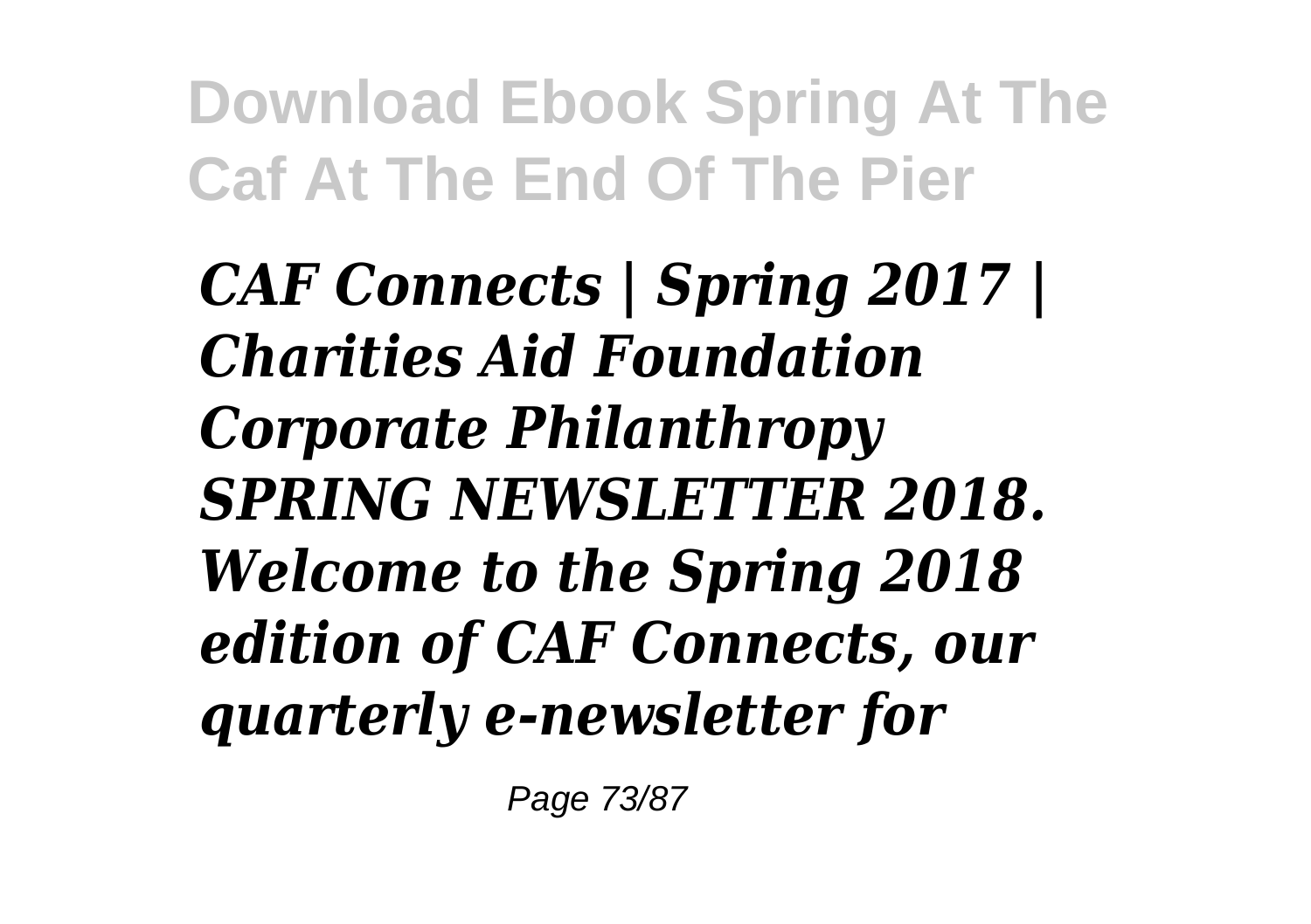*CAF Connects | Spring 2017 | Charities Aid Foundation Corporate Philanthropy SPRING NEWSLETTER 2018. Welcome to the Spring 2018 edition of CAF Connects, our quarterly e-newsletter for*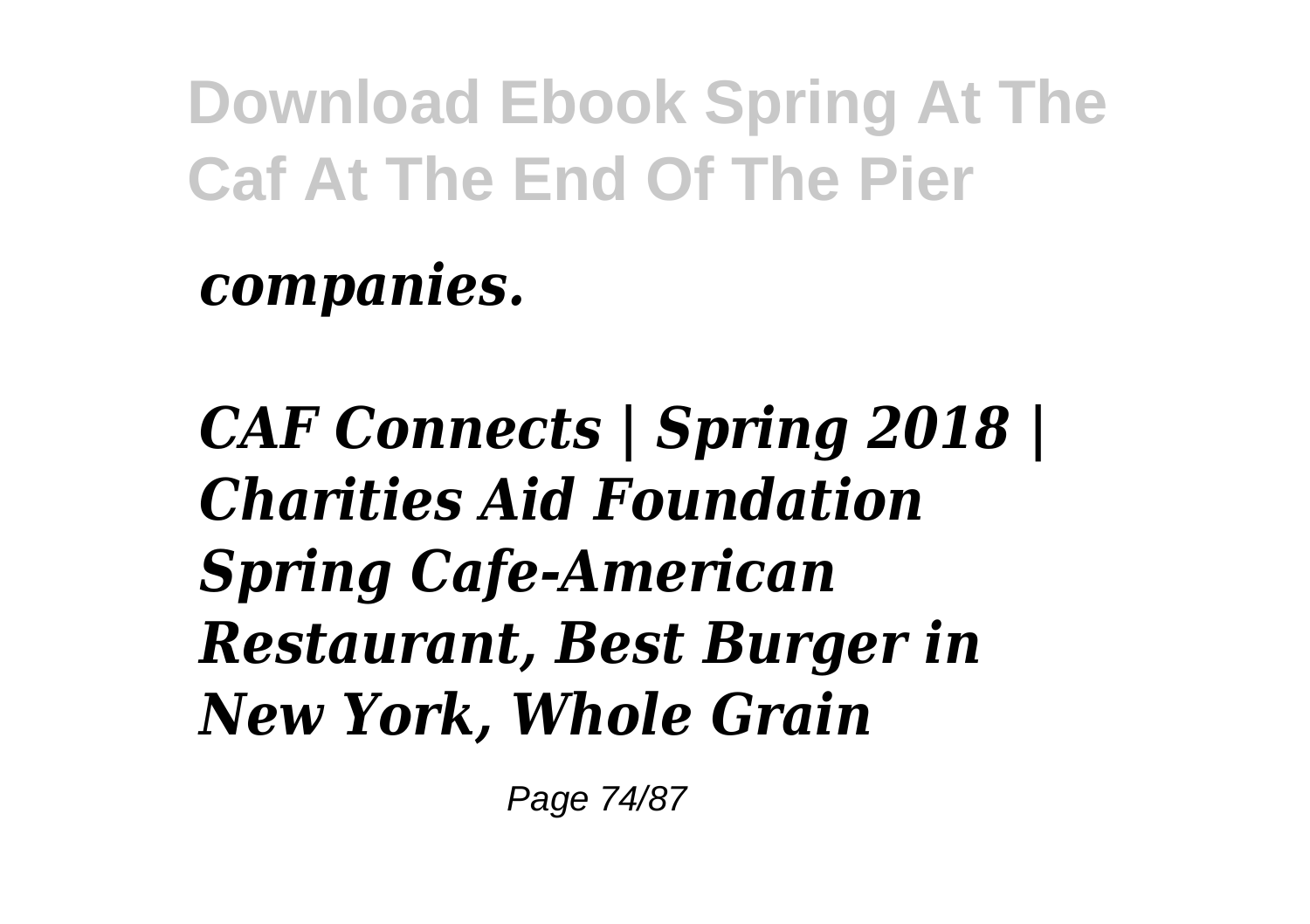***companies.***

***CAF Connects | Spring 2018 | Charities Aid Foundation Spring Cafe-American Restaurant, Best Burger in New York, Whole Grain***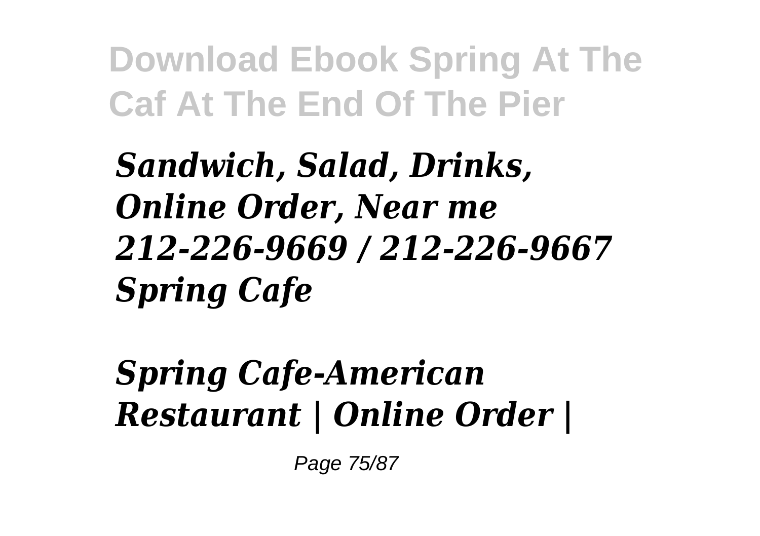***Sandwich, Salad, Drinks, Online Order, Near me 212-226-9669 / 212-226-9667 Spring Cafe***

***Spring Cafe-American Restaurant | Online Order |***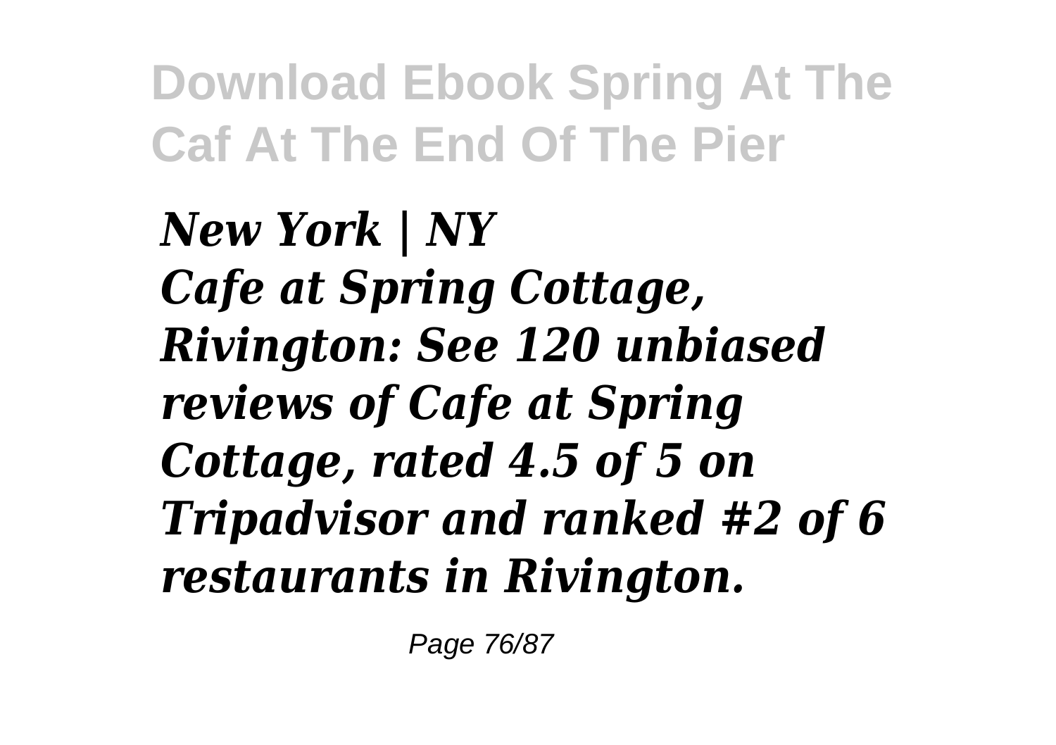*New York | NY*
*Cafe at Spring Cottage, Rivington: See 120 unbiased reviews of Cafe at Spring Cottage, rated 4.5 of 5 on Tripadvisor and ranked #2 of 6 restaurants in Rivington.*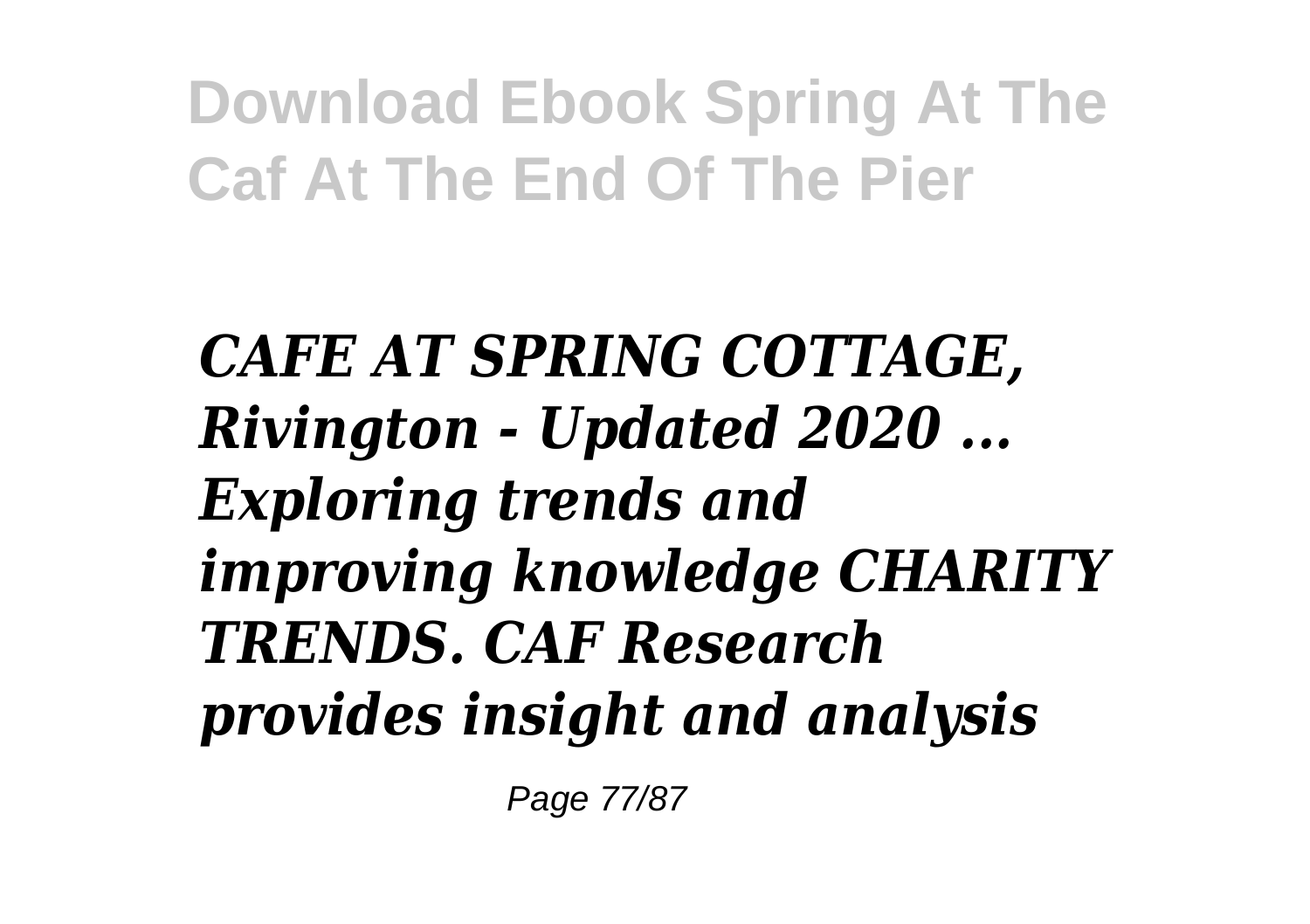*CAFE AT SPRING COTTAGE, Rivington - Updated 2020 ... Exploring trends and improving knowledge CHARITY TRENDS. CAF Research provides insight and analysis*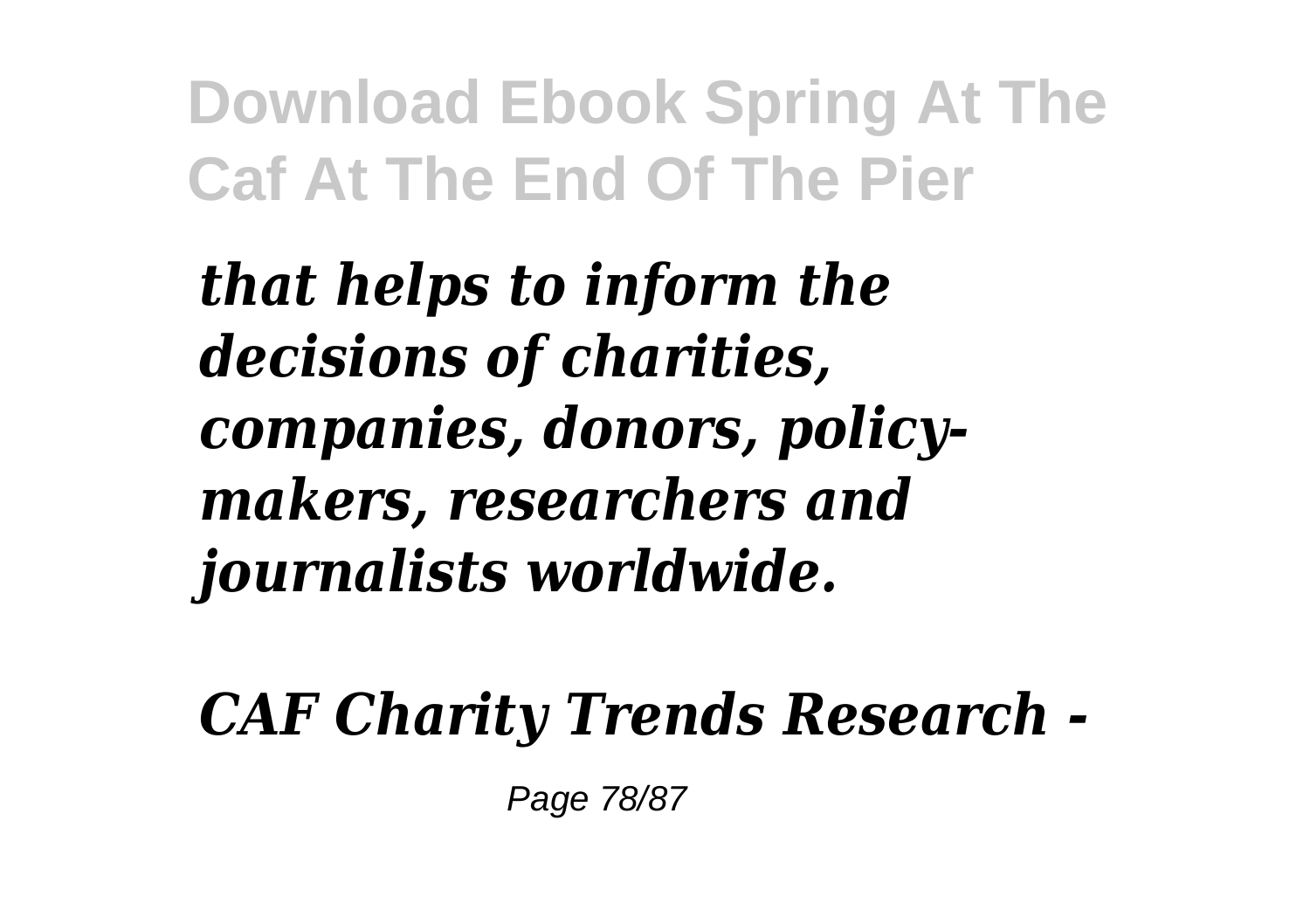*that helps to inform the decisions of charities, companies, donors, policy-makers, researchers and journalists worldwide.*

*CAF Charity Trends Research -*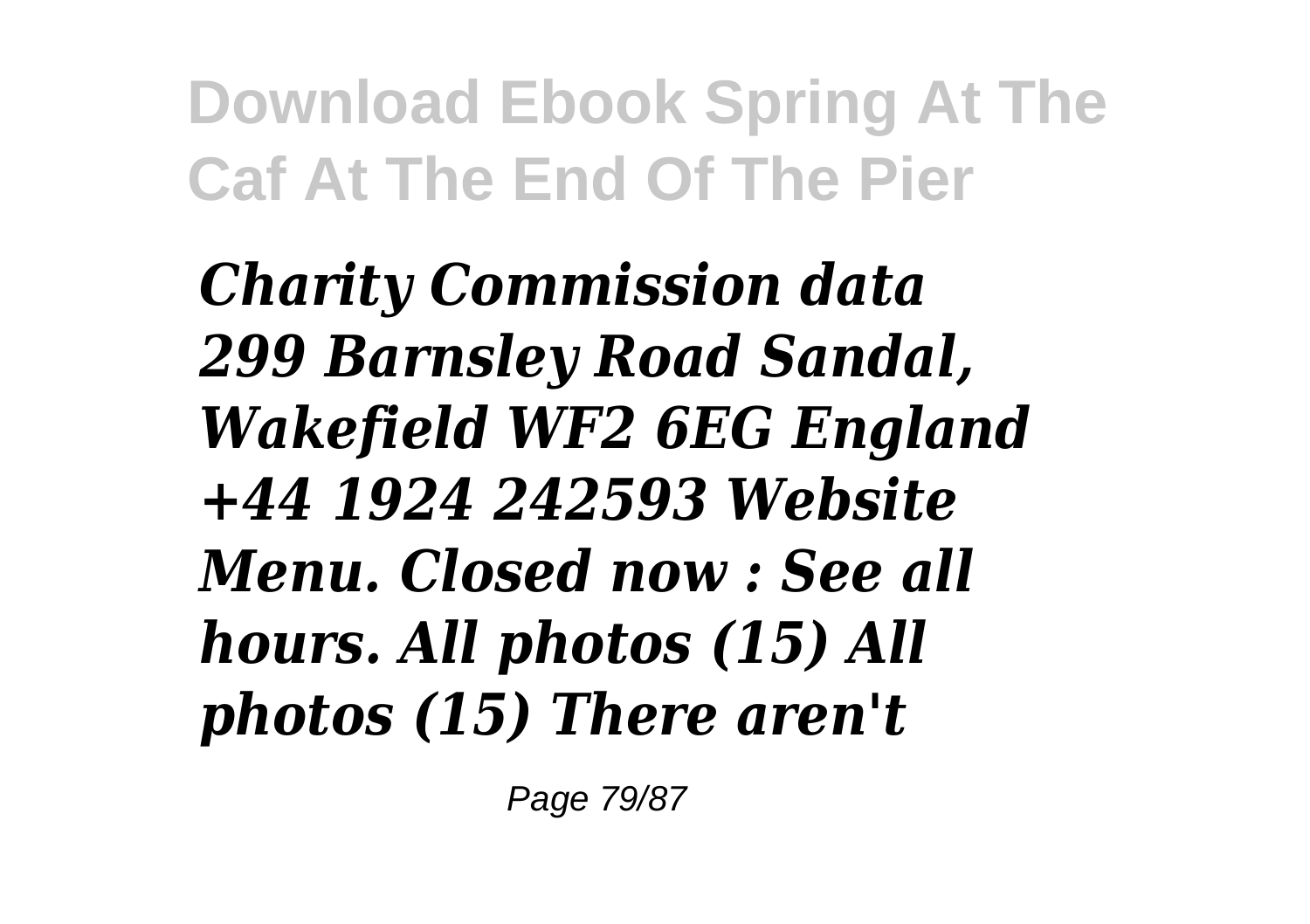*Charity Commission data 299 Barnsley Road Sandal, Wakefield WF2 6EG England +44 1924 242593 Website Menu. Closed now : See all hours. All photos (15) All photos (15) There aren't*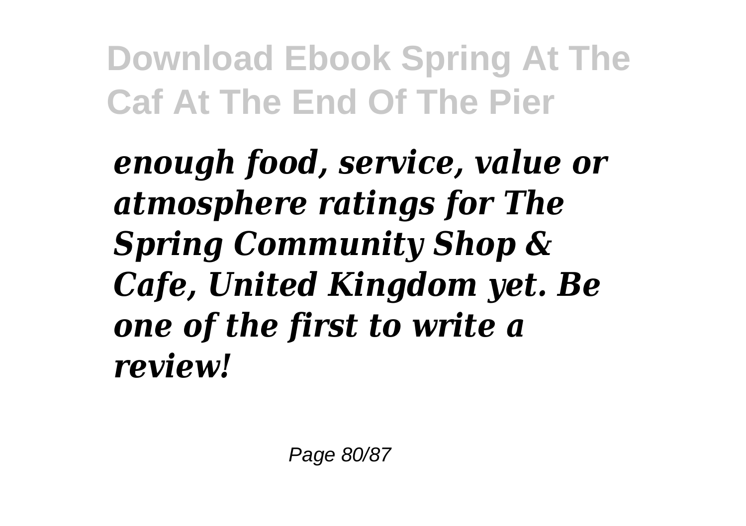***enough food, service, value or atmosphere ratings for The Spring Community Shop & Cafe, United Kingdom yet. Be one of the first to write a review!***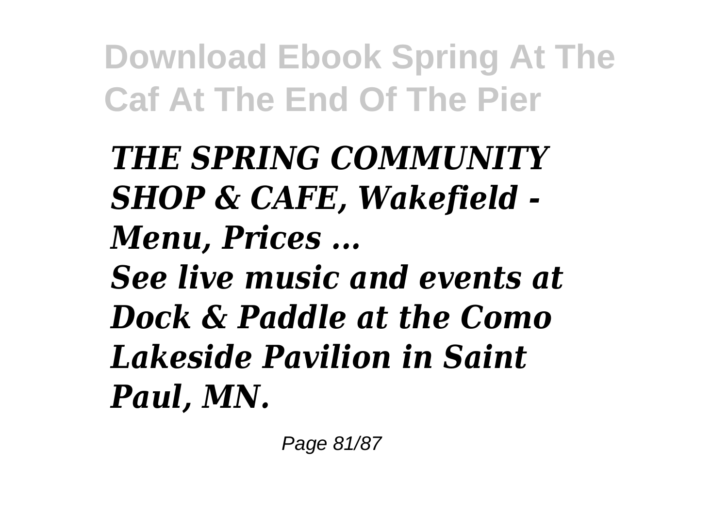*THE SPRING COMMUNITY SHOP & CAFE, Wakefield - Menu, Prices ...*

*See live music and events at Dock & Paddle at the Como Lakeside Pavilion in Saint Paul, MN.*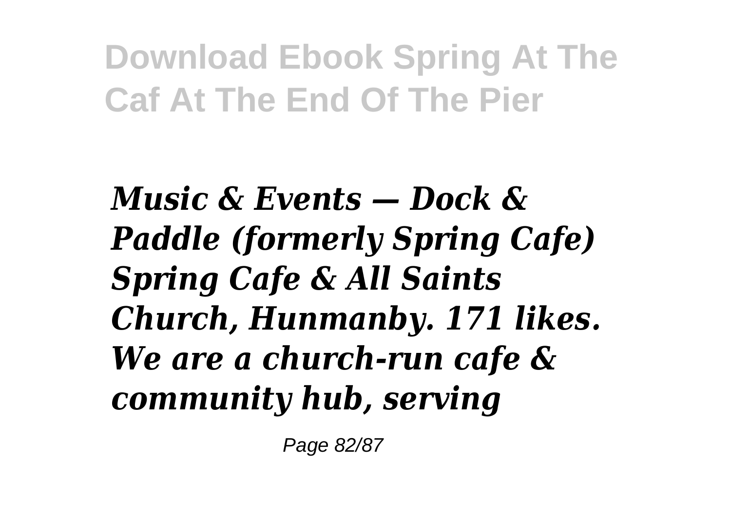*Music & Events — Dock & Paddle (formerly Spring Cafe)* *Spring Cafe & All Saints Church, Hunmanby. 171 likes. We are a church-run cafe & community hub, serving*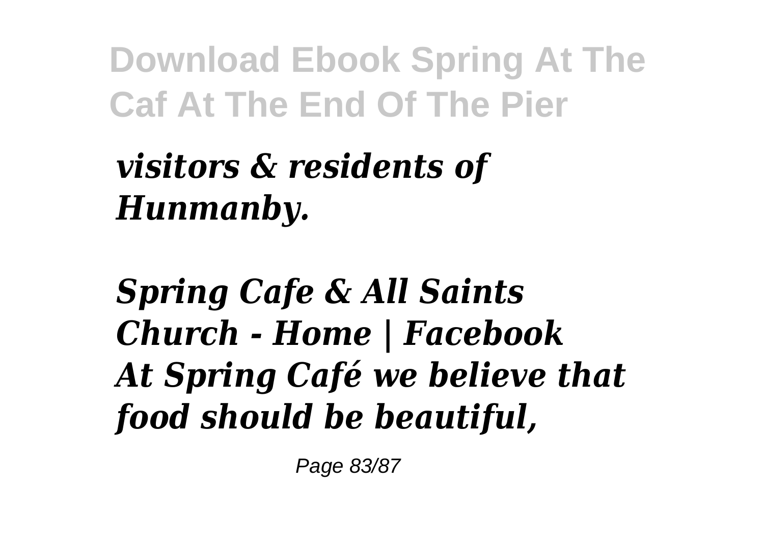*visitors & residents of Hunmanby.*

***Spring Cafe & All Saints Church - Home | Facebook***
***At Spring Café we believe that food should be beautiful,***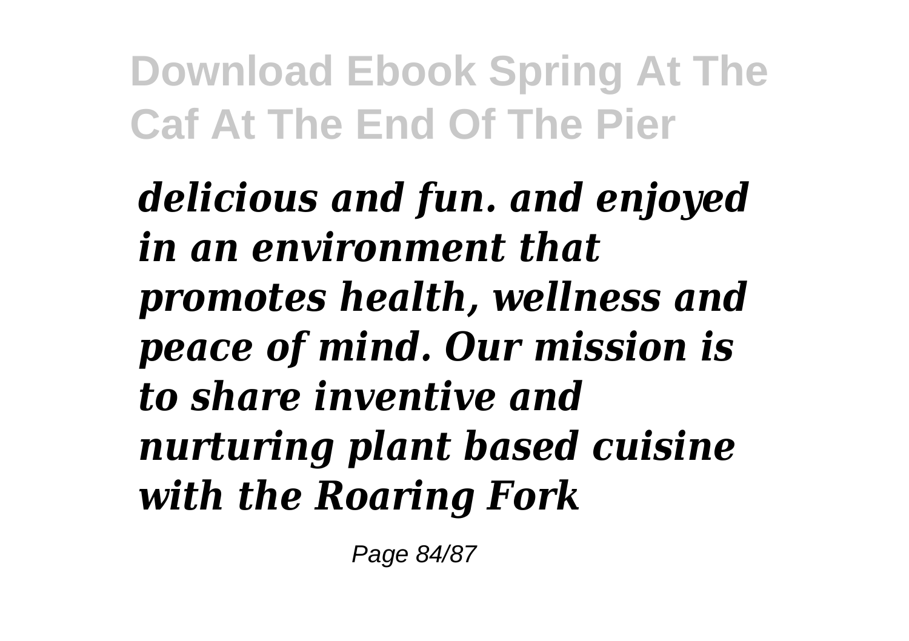*delicious and fun. and enjoyed in an environment that promotes health, wellness and peace of mind. Our mission is to share inventive and nurturing plant based cuisine with the Roaring Fork*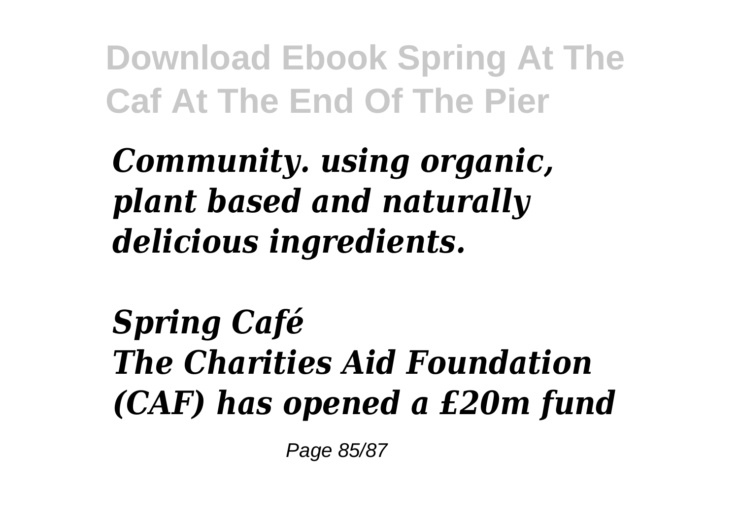*Community. using organic, plant based and naturally delicious ingredients.*

*Spring Café*
*The Charities Aid Foundation (CAF) has opened a £20m fund*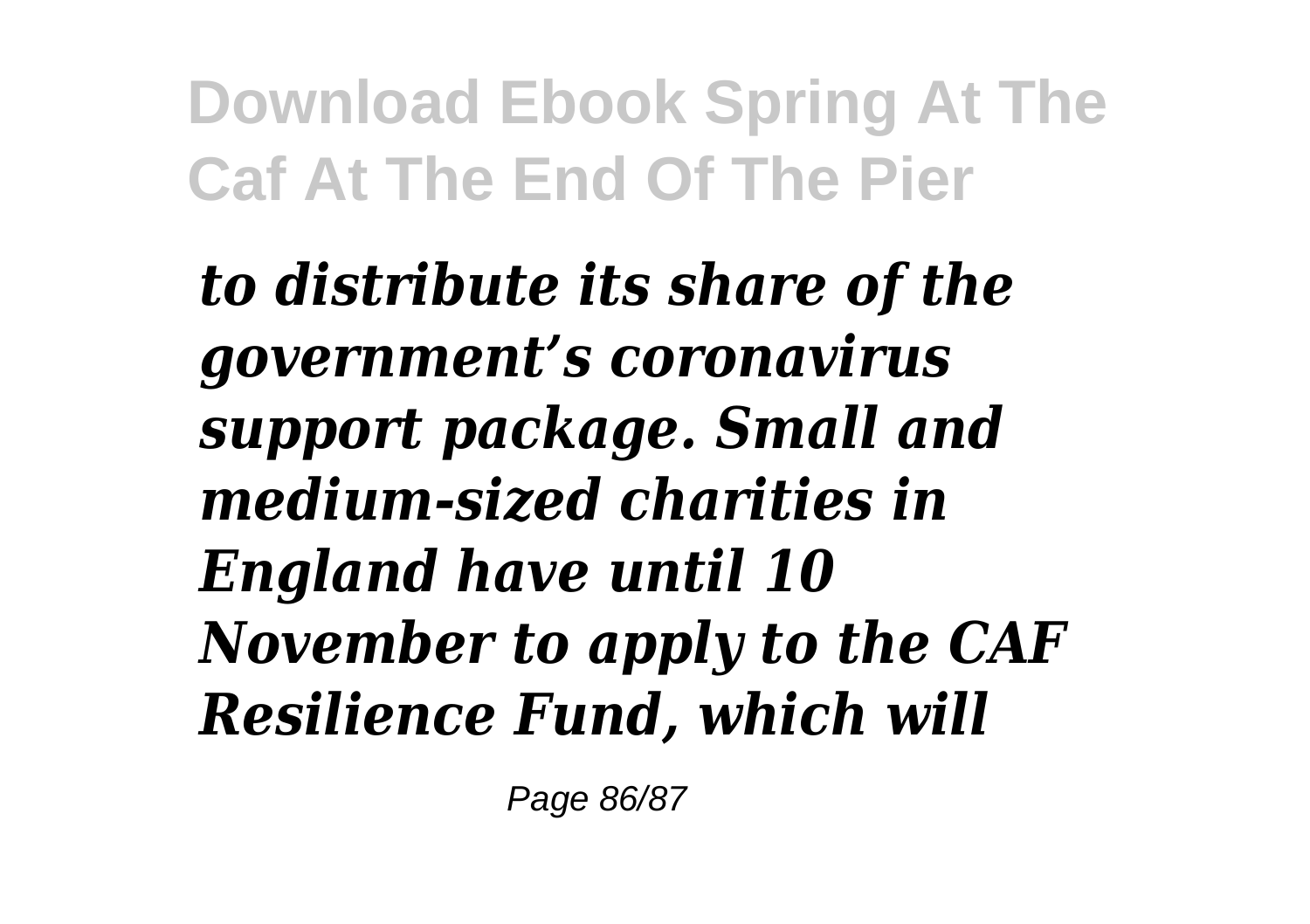*to distribute its share of the government's coronavirus support package. Small and medium-sized charities in England have until 10 November to apply to the CAF Resilience Fund, which will*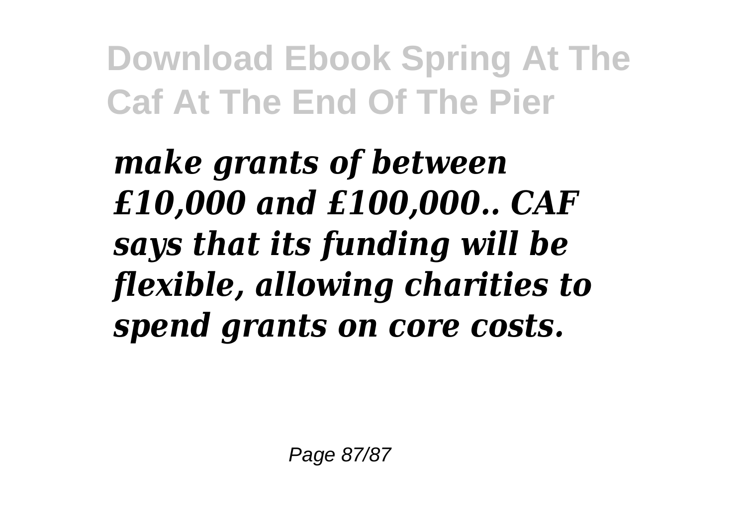*make grants of between £10,000 and £100,000.. CAF says that its funding will be flexible, allowing charities to spend grants on core costs.*